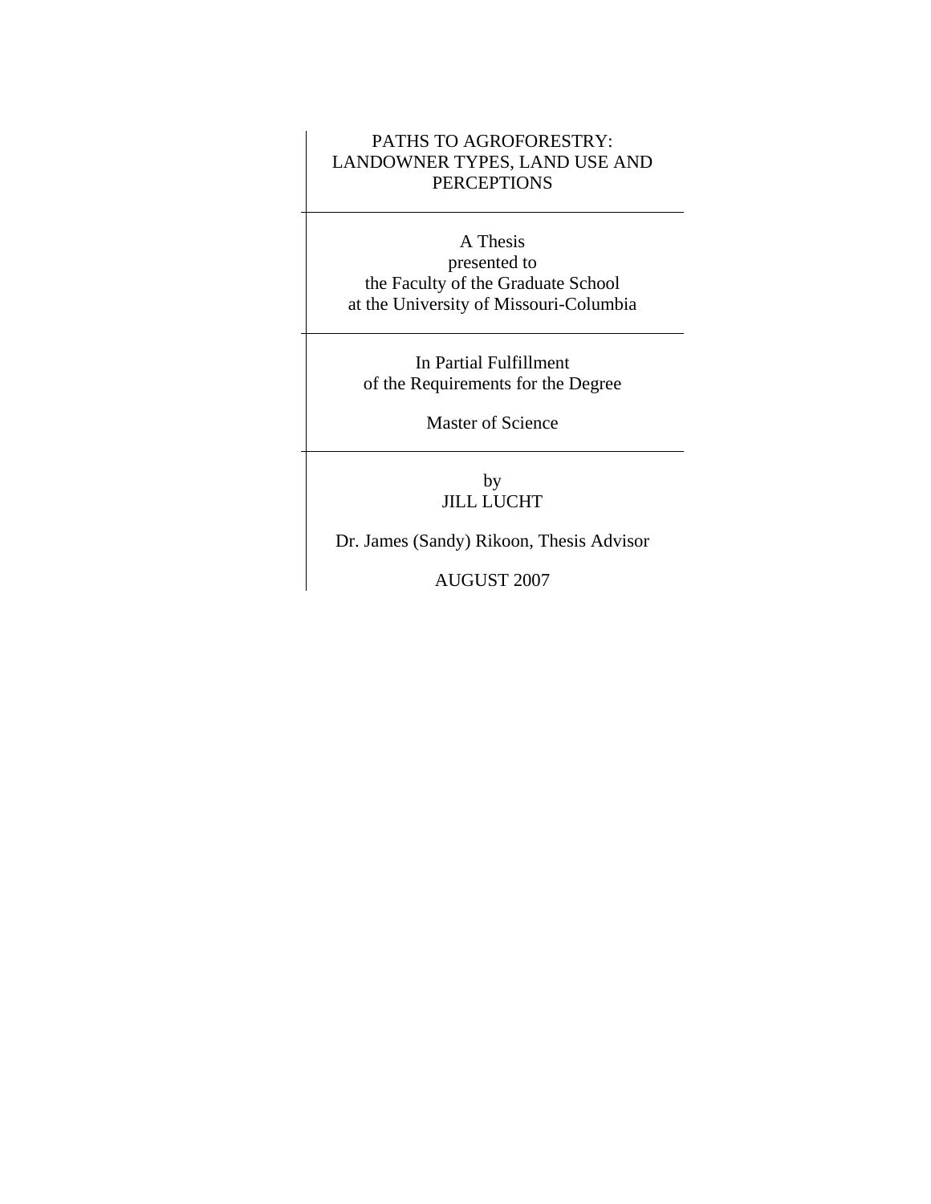# PATHS TO AGROFORESTRY: LANDOWNER TYPES, LAND USE AND PERCEPTIONS

---

A Thesis
presented to
the Faculty of the Graduate School
at the University of Missouri-Columbia

---

In Partial Fulfillment
of the Requirements for the Degree

Master of Science

---

by
JILL LUCHT

Dr. James (Sandy) Rikoon, Thesis Advisor

AUGUST 2007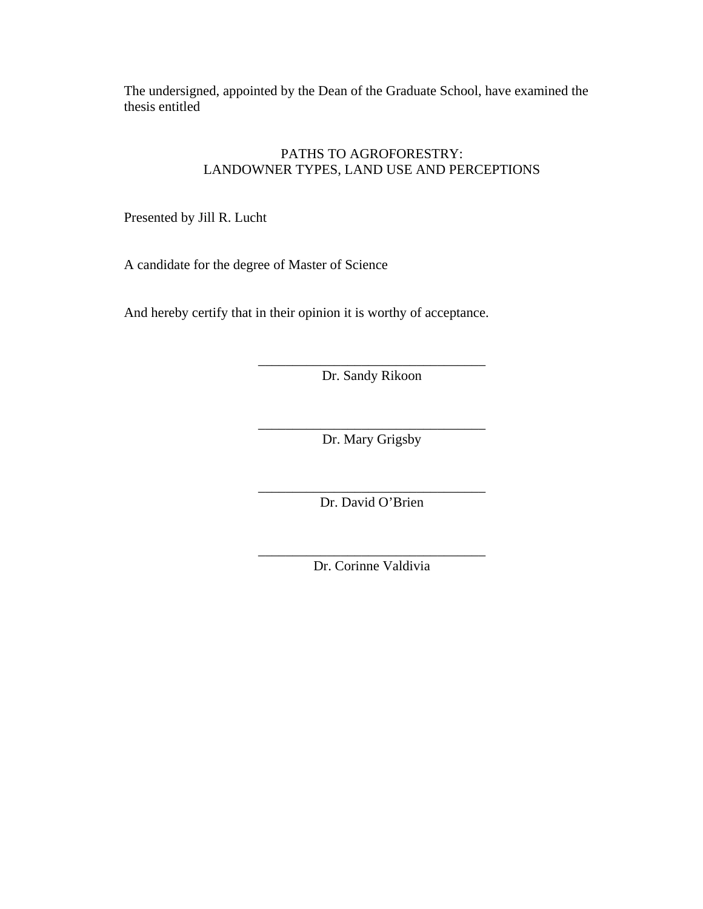The undersigned, appointed by the Dean of the Graduate School, have examined the thesis entitled

PATHS TO AGROFORESTRY:
LANDOWNER TYPES, LAND USE AND PERCEPTIONS

Presented by Jill R. Lucht

A candidate for the degree of Master of Science

And hereby certify that in their opinion it is worthy of acceptance.

\_\_\_\_\_\_\_\_\_\_\_\_\_\_\_\_\_\_\_\_\_\_\_\_\_\_\_\_\_\_\_\_
Dr. Sandy Rikoon

\_\_\_\_\_\_\_\_\_\_\_\_\_\_\_\_\_\_\_\_\_\_\_\_\_\_\_\_\_\_\_\_
Dr. Mary Grigsby

\_\_\_\_\_\_\_\_\_\_\_\_\_\_\_\_\_\_\_\_\_\_\_\_\_\_\_\_\_\_\_\_
Dr. David O'Brien

\_\_\_\_\_\_\_\_\_\_\_\_\_\_\_\_\_\_\_\_\_\_\_\_\_\_\_\_\_\_\_\_
Dr. Corinne Valdivia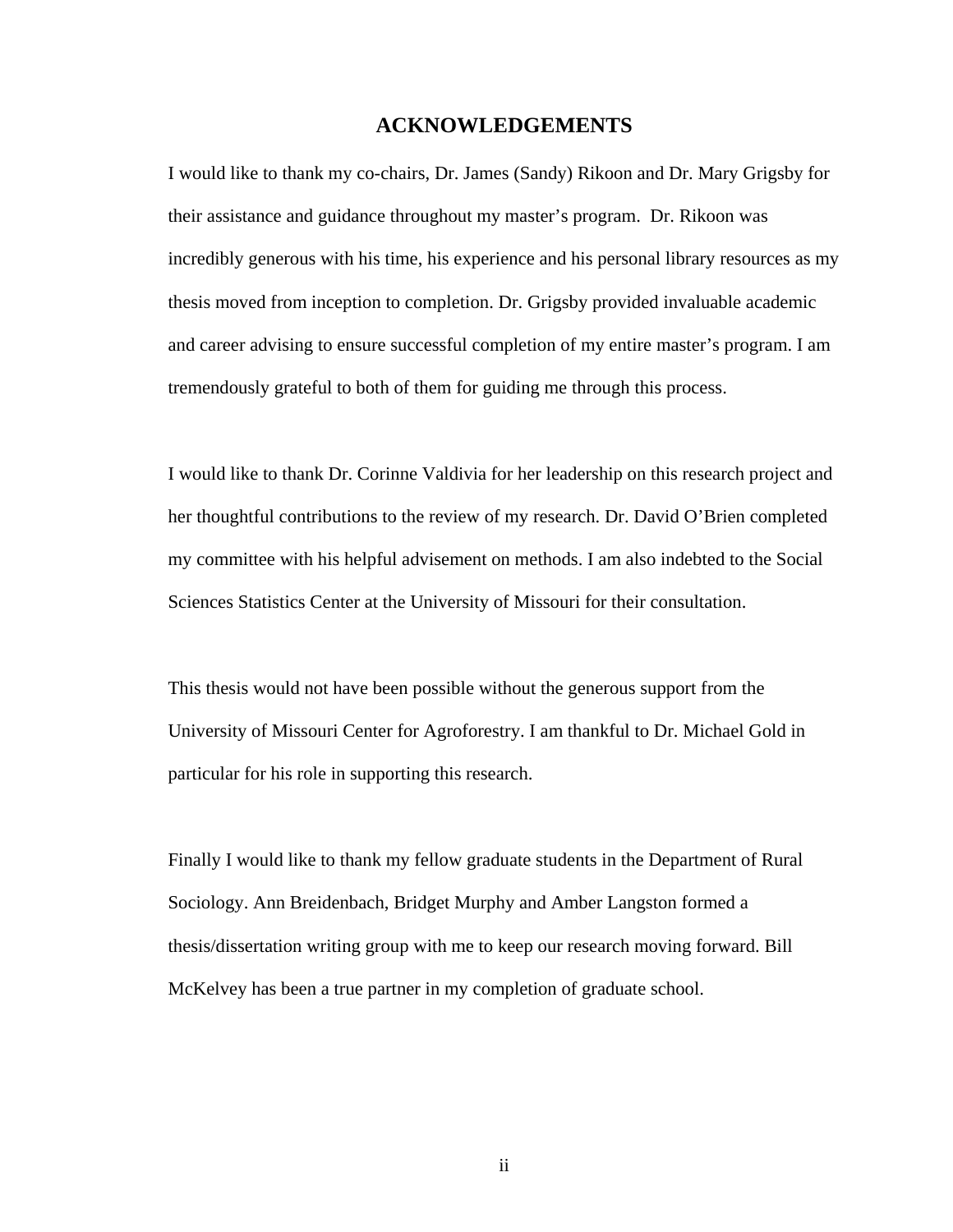# ACKNOWLEDGEMENTS

I would like to thank my co-chairs, Dr. James (Sandy) Rikoon and Dr. Mary Grigsby for their assistance and guidance throughout my master's program. Dr. Rikoon was incredibly generous with his time, his experience and his personal library resources as my thesis moved from inception to completion. Dr. Grigsby provided invaluable academic and career advising to ensure successful completion of my entire master's program. I am tremendously grateful to both of them for guiding me through this process.

I would like to thank Dr. Corinne Valdivia for her leadership on this research project and her thoughtful contributions to the review of my research. Dr. David O'Brien completed my committee with his helpful advisement on methods. I am also indebted to the Social Sciences Statistics Center at the University of Missouri for their consultation.

This thesis would not have been possible without the generous support from the University of Missouri Center for Agroforestry. I am thankful to Dr. Michael Gold in particular for his role in supporting this research.

Finally I would like to thank my fellow graduate students in the Department of Rural Sociology. Ann Breidenbach, Bridget Murphy and Amber Langston formed a thesis/dissertation writing group with me to keep our research moving forward. Bill McKelvey has been a true partner in my completion of graduate school.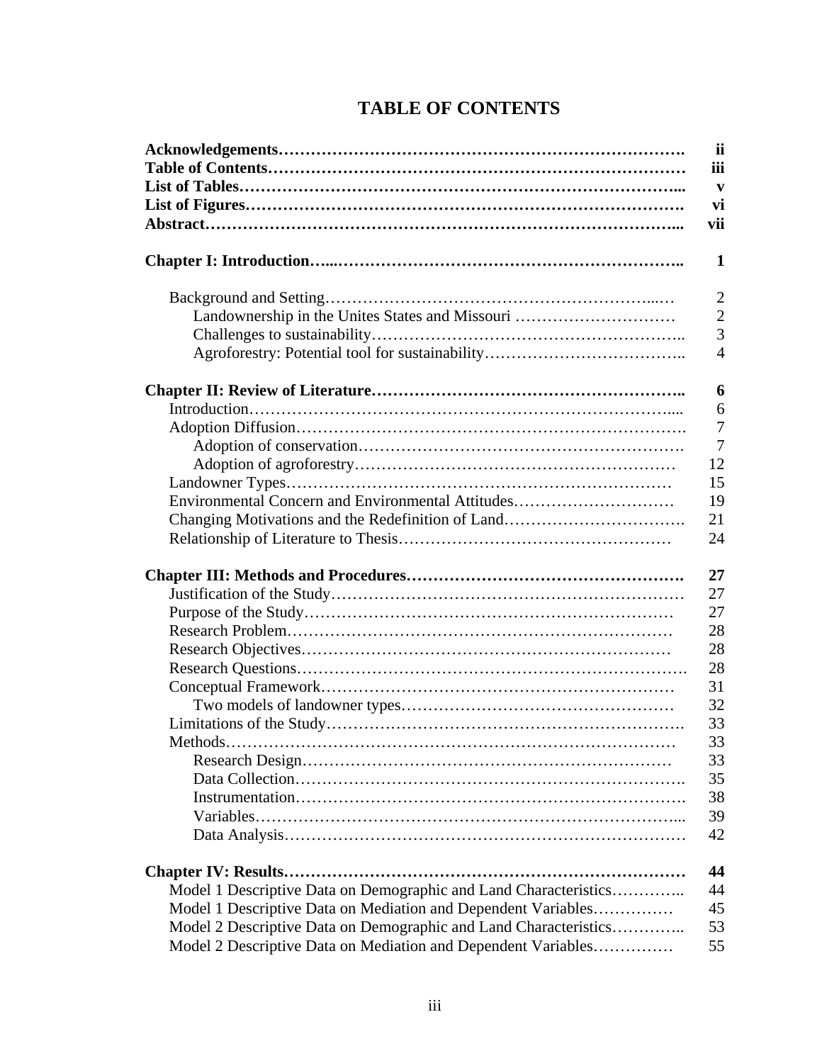# TABLE OF CONTENTS

| | |
|---|---|
| **Acknowledgements** | **ii** |
| **Table of Contents** | **iii** |
| **List of Tables** | **v** |
| **List of Figures** | **vi** |
| **Abstract** | **vii** |
| | |
| **Chapter I: Introduction** | **1** |
| | |
| Background and Setting | 2 |
| Landownership in the Unites States and Missouri | 2 |
| Challenges to sustainability | 3 |
| Agroforestry: Potential tool for sustainability | 4 |
| | |
| **Chapter II: Review of Literature** | **6** |
| Introduction | 6 |
| Adoption Diffusion | 7 |
| Adoption of conservation | 7 |
| Adoption of agroforestry | 12 |
| Landowner Types | 15 |
| Environmental Concern and Environmental Attitudes | 19 |
| Changing Motivations and the Redefinition of Land | 21 |
| Relationship of Literature to Thesis | 24 |
| | |
| **Chapter III: Methods and Procedures** | **27** |
| Justification of the Study | 27 |
| Purpose of the Study | 27 |
| Research Problem | 28 |
| Research Objectives | 28 |
| Research Questions | 28 |
| Conceptual Framework | 31 |
| Two models of landowner types | 32 |
| Limitations of the Study | 33 |
| Methods | 33 |
| Research Design | 33 |
| Data Collection | 35 |
| Instrumentation | 38 |
| Variables | 39 |
| Data Analysis | 42 |
| | |
| **Chapter IV: Results** | **44** |
| Model 1 Descriptive Data on Demographic and Land Characteristics | 44 |
| Model 1 Descriptive Data on Mediation and Dependent Variables | 45 |
| Model 2 Descriptive Data on Demographic and Land Characteristics | 53 |
| Model 2 Descriptive Data on Mediation and Dependent Variables | 55 |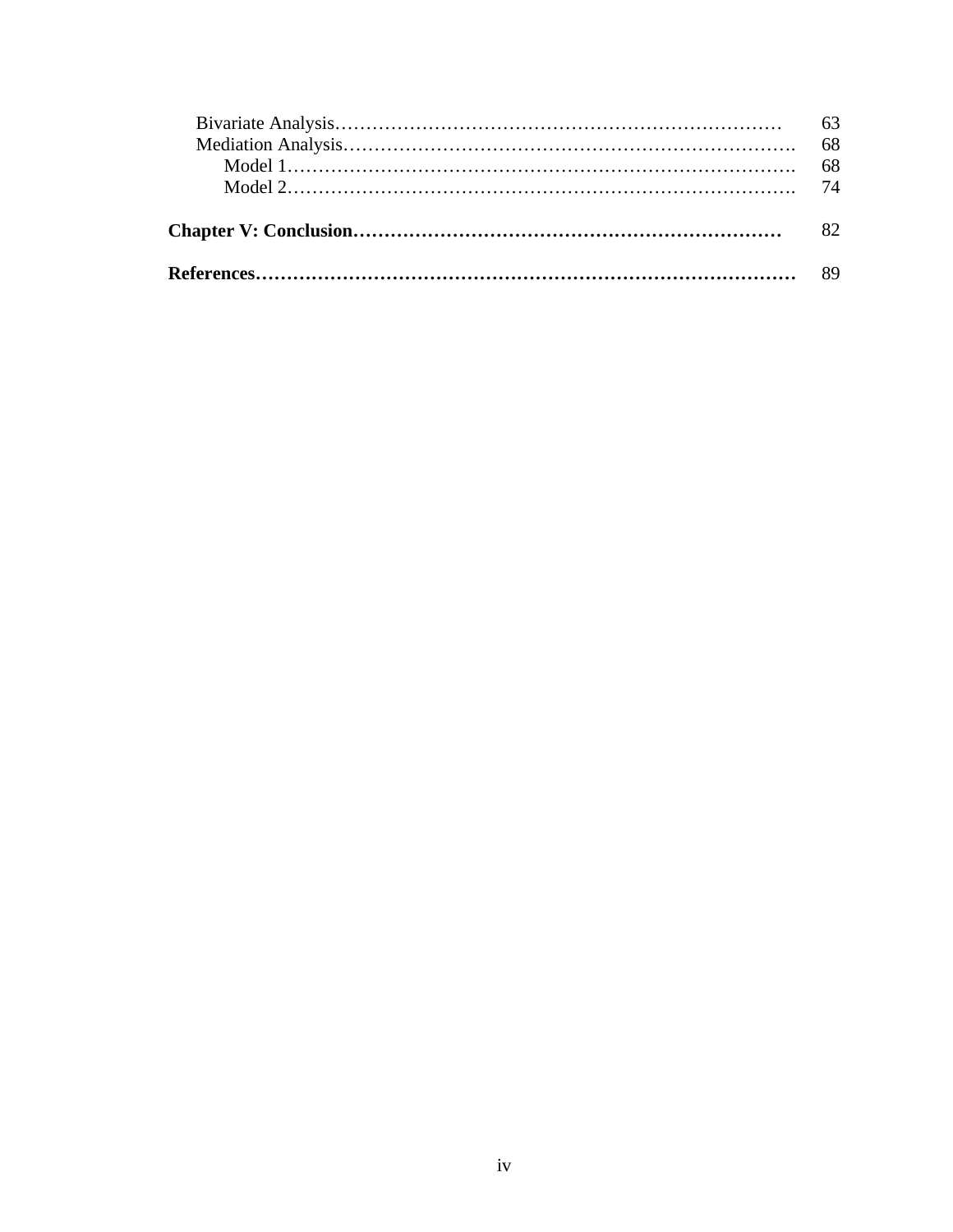| | |
|---|---|
| Bivariate Analysis………………………………………………………………… | 63 |
| Mediation Analysis………………………………………………………………. | 68 |
| Model 1…………………………………………………………………………. | 68 |
| Model 2…………………………………………………………………………. | 74 |
| **Chapter V: Conclusion……………………………………………………………** | 82 |
| **References………………………………………………………………………** | 89 |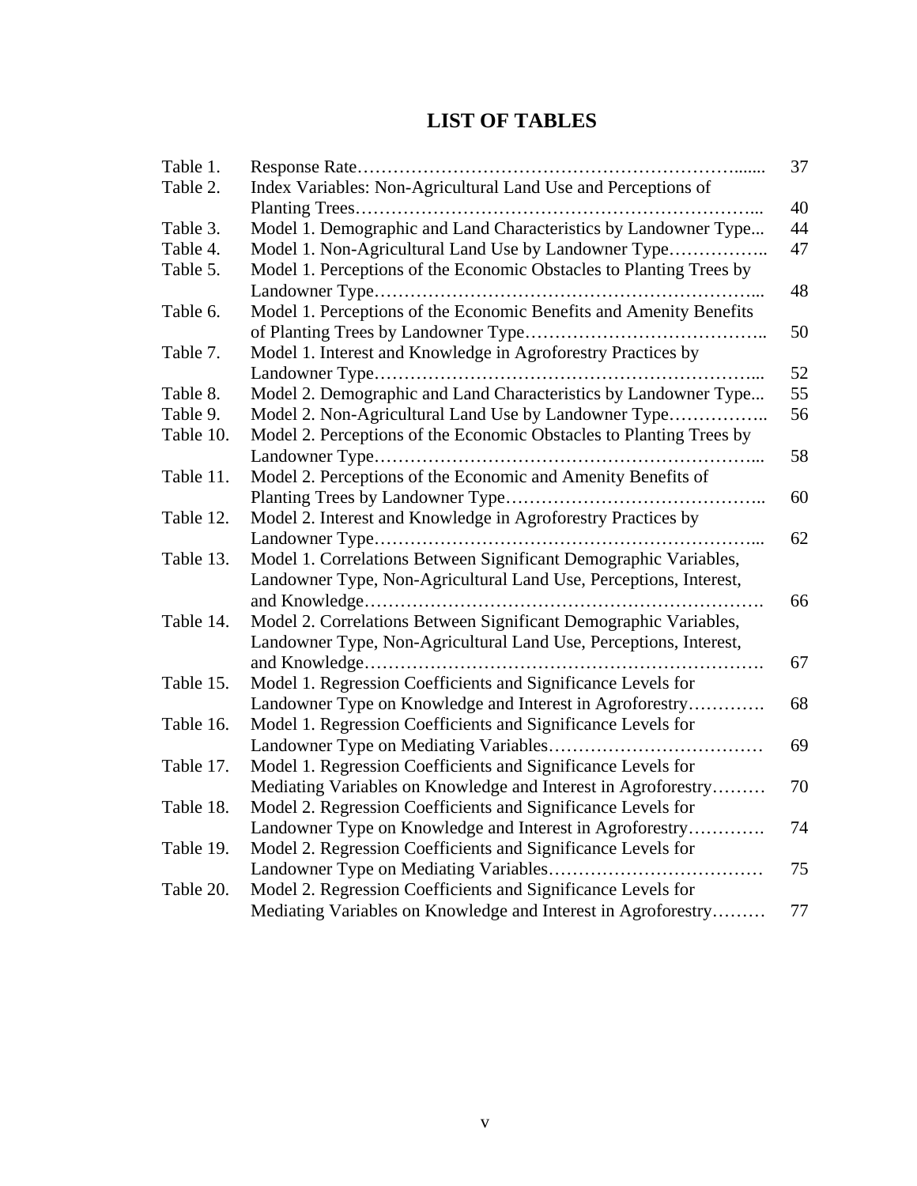# LIST OF TABLES

| | | |
|---|---|---|
| Table 1. | Response Rate | 37 |
| Table 2. | Index Variables: Non-Agricultural Land Use and Perceptions of Planting Trees | 40 |
| Table 3. | Model 1. Demographic and Land Characteristics by Landowner Type | 44 |
| Table 4. | Model 1. Non-Agricultural Land Use by Landowner Type | 47 |
| Table 5. | Model 1. Perceptions of the Economic Obstacles to Planting Trees by Landowner Type | 48 |
| Table 6. | Model 1. Perceptions of the Economic Benefits and Amenity Benefits of Planting Trees by Landowner Type | 50 |
| Table 7. | Model 1. Interest and Knowledge in Agroforestry Practices by Landowner Type | 52 |
| Table 8. | Model 2. Demographic and Land Characteristics by Landowner Type | 55 |
| Table 9. | Model 2. Non-Agricultural Land Use by Landowner Type | 56 |
| Table 10. | Model 2. Perceptions of the Economic Obstacles to Planting Trees by Landowner Type | 58 |
| Table 11. | Model 2. Perceptions of the Economic and Amenity Benefits of Planting Trees by Landowner Type | 60 |
| Table 12. | Model 2. Interest and Knowledge in Agroforestry Practices by Landowner Type | 62 |
| Table 13. | Model 1. Correlations Between Significant Demographic Variables, Landowner Type, Non-Agricultural Land Use, Perceptions, Interest, and Knowledge | 66 |
| Table 14. | Model 2. Correlations Between Significant Demographic Variables, Landowner Type, Non-Agricultural Land Use, Perceptions, Interest, and Knowledge | 67 |
| Table 15. | Model 1. Regression Coefficients and Significance Levels for Landowner Type on Knowledge and Interest in Agroforestry | 68 |
| Table 16. | Model 1. Regression Coefficients and Significance Levels for Landowner Type on Mediating Variables | 69 |
| Table 17. | Model 1. Regression Coefficients and Significance Levels for Mediating Variables on Knowledge and Interest in Agroforestry | 70 |
| Table 18. | Model 2. Regression Coefficients and Significance Levels for Landowner Type on Knowledge and Interest in Agroforestry | 74 |
| Table 19. | Model 2. Regression Coefficients and Significance Levels for Landowner Type on Mediating Variables | 75 |
| Table 20. | Model 2. Regression Coefficients and Significance Levels for Mediating Variables on Knowledge and Interest in Agroforestry | 77 |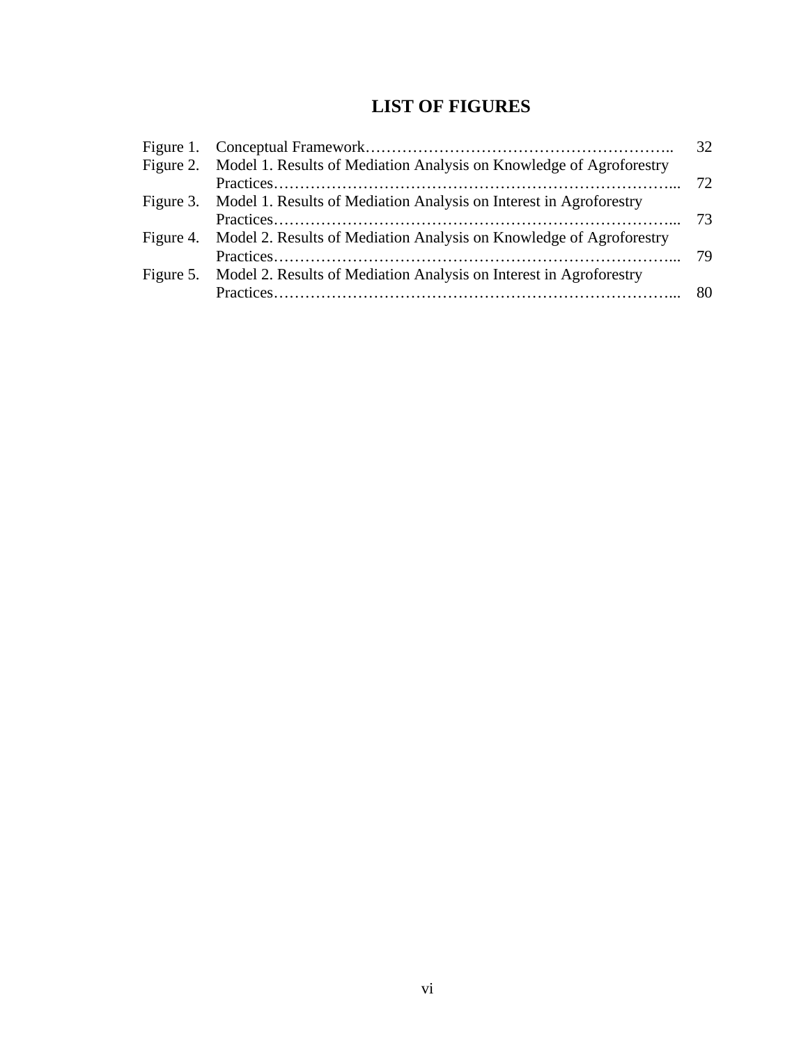# LIST OF FIGURES

| | | |
|---|---|---|
| Figure 1. | Conceptual Framework | 32 |
| Figure 2. | Model 1. Results of Mediation Analysis on Knowledge of Agroforestry Practices | 72 |
| Figure 3. | Model 1. Results of Mediation Analysis on Interest in Agroforestry Practices | 73 |
| Figure 4. | Model 2. Results of Mediation Analysis on Knowledge of Agroforestry Practices | 79 |
| Figure 5. | Model 2. Results of Mediation Analysis on Interest in Agroforestry Practices | 80 |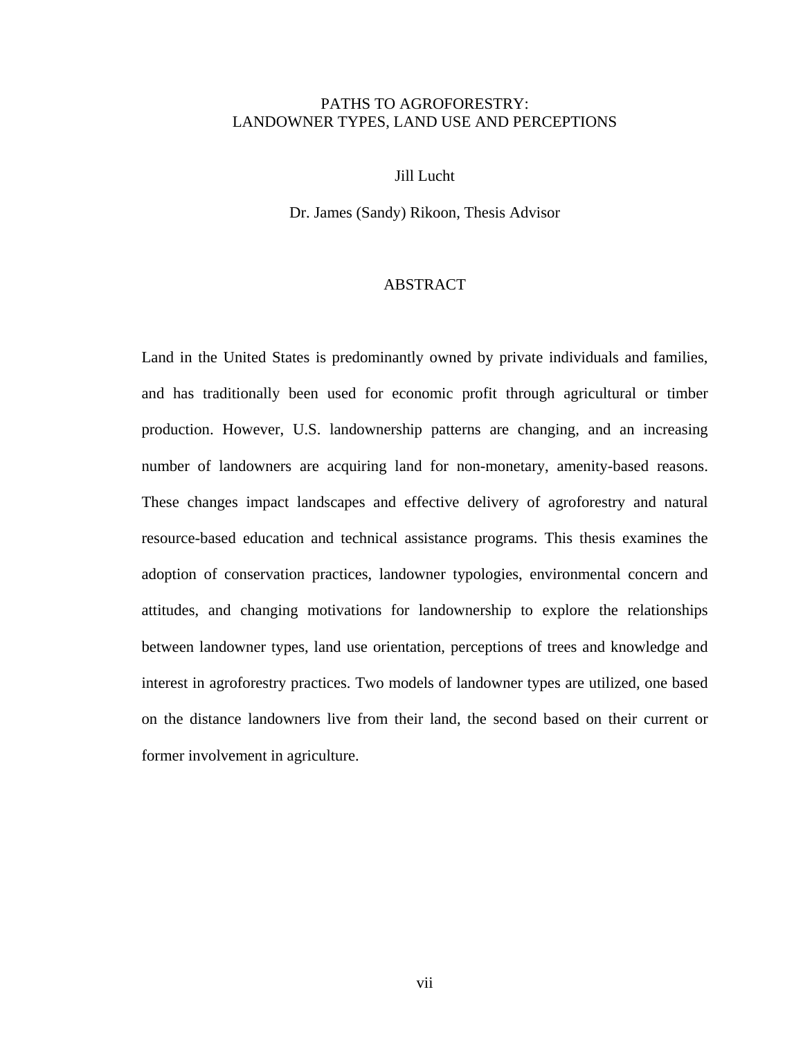# PATHS TO AGROFORESTRY:
# LANDOWNER TYPES, LAND USE AND PERCEPTIONS

Jill Lucht

Dr. James (Sandy) Rikoon, Thesis Advisor

## ABSTRACT

Land in the United States is predominantly owned by private individuals and families, and has traditionally been used for economic profit through agricultural or timber production. However, U.S. landownership patterns are changing, and an increasing number of landowners are acquiring land for non-monetary, amenity-based reasons. These changes impact landscapes and effective delivery of agroforestry and natural resource-based education and technical assistance programs. This thesis examines the adoption of conservation practices, landowner typologies, environmental concern and attitudes, and changing motivations for landownership to explore the relationships between landowner types, land use orientation, perceptions of trees and knowledge and interest in agroforestry practices. Two models of landowner types are utilized, one based on the distance landowners live from their land, the second based on their current or former involvement in agriculture.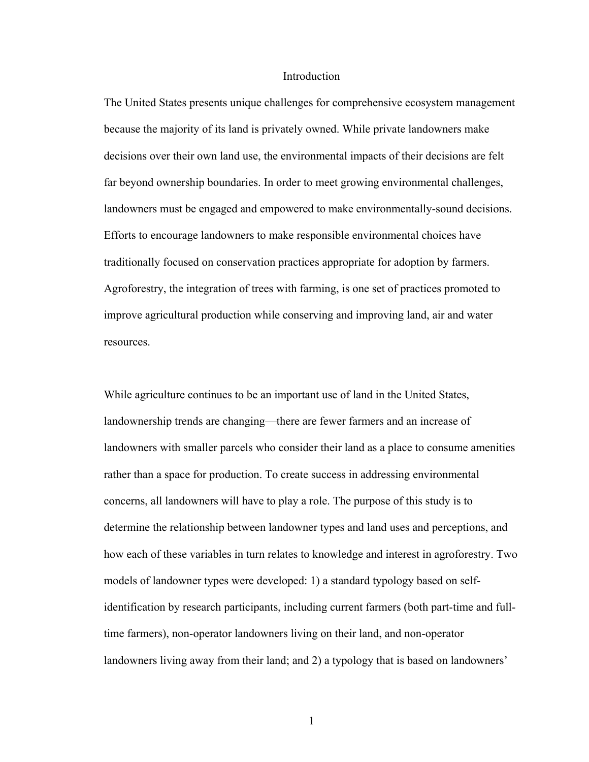# Introduction

The United States presents unique challenges for comprehensive ecosystem management because the majority of its land is privately owned. While private landowners make decisions over their own land use, the environmental impacts of their decisions are felt far beyond ownership boundaries. In order to meet growing environmental challenges, landowners must be engaged and empowered to make environmentally-sound decisions. Efforts to encourage landowners to make responsible environmental choices have traditionally focused on conservation practices appropriate for adoption by farmers. Agroforestry, the integration of trees with farming, is one set of practices promoted to improve agricultural production while conserving and improving land, air and water resources.

While agriculture continues to be an important use of land in the United States, landownership trends are changing—there are fewer farmers and an increase of landowners with smaller parcels who consider their land as a place to consume amenities rather than a space for production. To create success in addressing environmental concerns, all landowners will have to play a role. The purpose of this study is to determine the relationship between landowner types and land uses and perceptions, and how each of these variables in turn relates to knowledge and interest in agroforestry. Two models of landowner types were developed: 1) a standard typology based on self-identification by research participants, including current farmers (both part-time and full-time farmers), non-operator landowners living on their land, and non-operator landowners living away from their land; and 2) a typology that is based on landowners'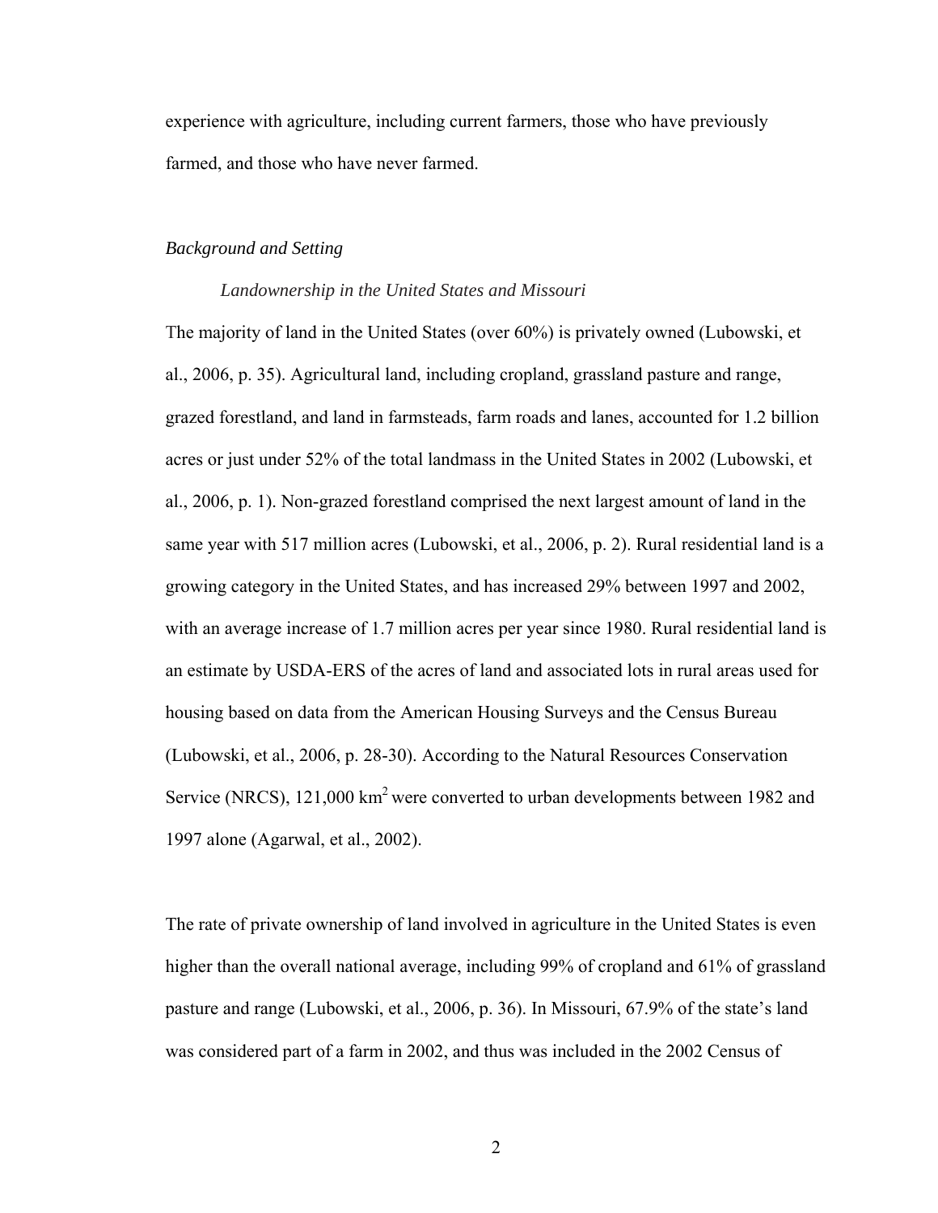experience with agriculture, including current farmers, those who have previously farmed, and those who have never farmed.

## *Background and Setting*

### *Landownership in the United States and Missouri*

The majority of land in the United States (over 60%) is privately owned (Lubowski, et al., 2006, p. 35). Agricultural land, including cropland, grassland pasture and range, grazed forestland, and land in farmsteads, farm roads and lanes, accounted for 1.2 billion acres or just under 52% of the total landmass in the United States in 2002 (Lubowski, et al., 2006, p. 1). Non-grazed forestland comprised the next largest amount of land in the same year with 517 million acres (Lubowski, et al., 2006, p. 2). Rural residential land is a growing category in the United States, and has increased 29% between 1997 and 2002, with an average increase of 1.7 million acres per year since 1980. Rural residential land is an estimate by USDA-ERS of the acres of land and associated lots in rural areas used for housing based on data from the American Housing Surveys and the Census Bureau (Lubowski, et al., 2006, p. 28-30). According to the Natural Resources Conservation Service (NRCS), 121,000 $km^2$ were converted to urban developments between 1982 and 1997 alone (Agarwal, et al., 2002).

The rate of private ownership of land involved in agriculture in the United States is even higher than the overall national average, including 99% of cropland and 61% of grassland pasture and range (Lubowski, et al., 2006, p. 36). In Missouri, 67.9% of the state's land was considered part of a farm in 2002, and thus was included in the 2002 Census of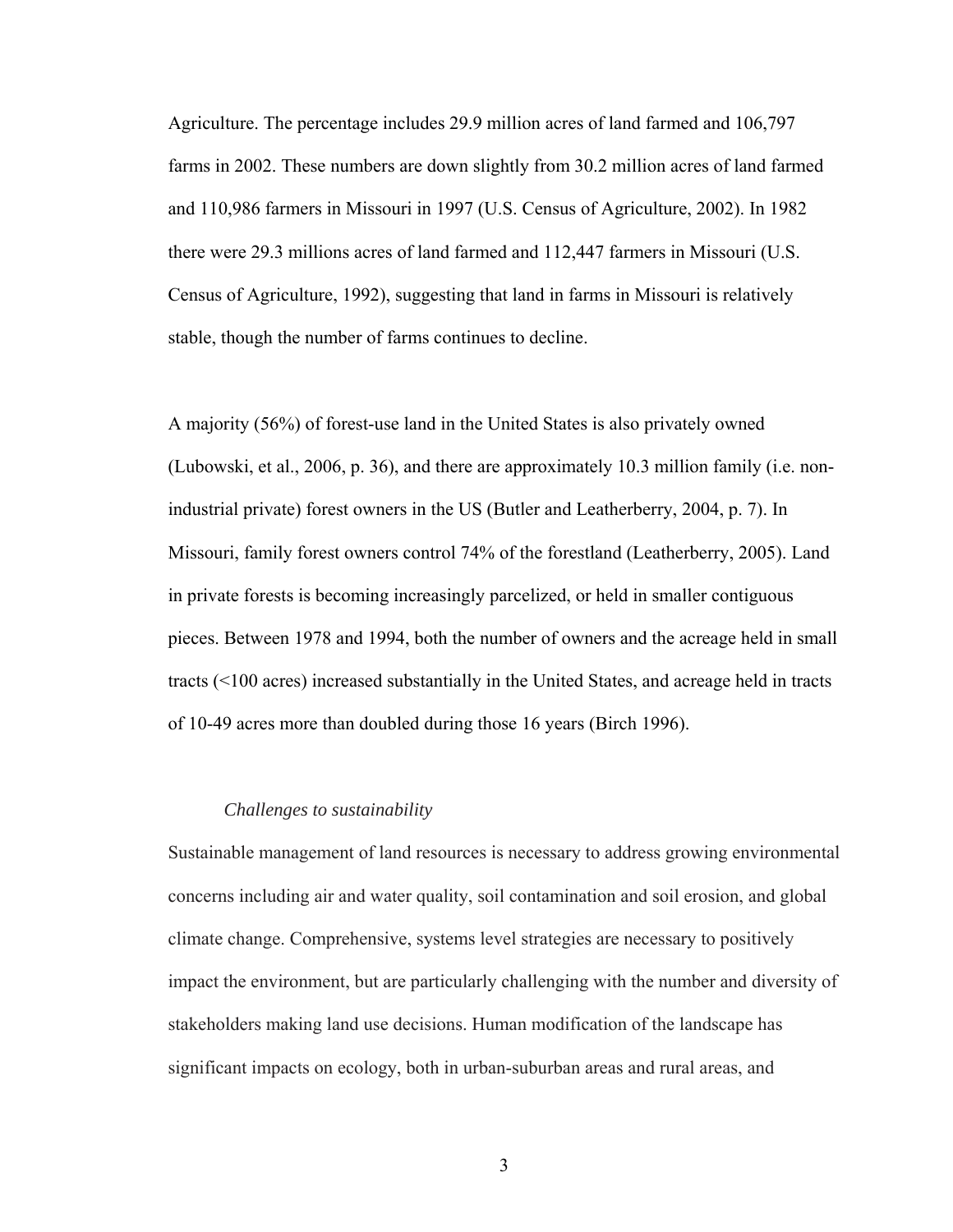Agriculture. The percentage includes 29.9 million acres of land farmed and 106,797 farms in 2002. These numbers are down slightly from 30.2 million acres of land farmed and 110,986 farmers in Missouri in 1997 (U.S. Census of Agriculture, 2002). In 1982 there were 29.3 millions acres of land farmed and 112,447 farmers in Missouri (U.S. Census of Agriculture, 1992), suggesting that land in farms in Missouri is relatively stable, though the number of farms continues to decline.

A majority (56%) of forest-use land in the United States is also privately owned (Lubowski, et al., 2006, p. 36), and there are approximately 10.3 million family (i.e. non-industrial private) forest owners in the US (Butler and Leatherberry, 2004, p. 7). In Missouri, family forest owners control 74% of the forestland (Leatherberry, 2005). Land in private forests is becoming increasingly parcelized, or held in smaller contiguous pieces. Between 1978 and 1994, both the number of owners and the acreage held in small tracts (<100 acres) increased substantially in the United States, and acreage held in tracts of 10-49 acres more than doubled during those 16 years (Birch 1996).

### *Challenges to sustainability*

Sustainable management of land resources is necessary to address growing environmental concerns including air and water quality, soil contamination and soil erosion, and global climate change. Comprehensive, systems level strategies are necessary to positively impact the environment, but are particularly challenging with the number and diversity of stakeholders making land use decisions. Human modification of the landscape has significant impacts on ecology, both in urban-suburban areas and rural areas, and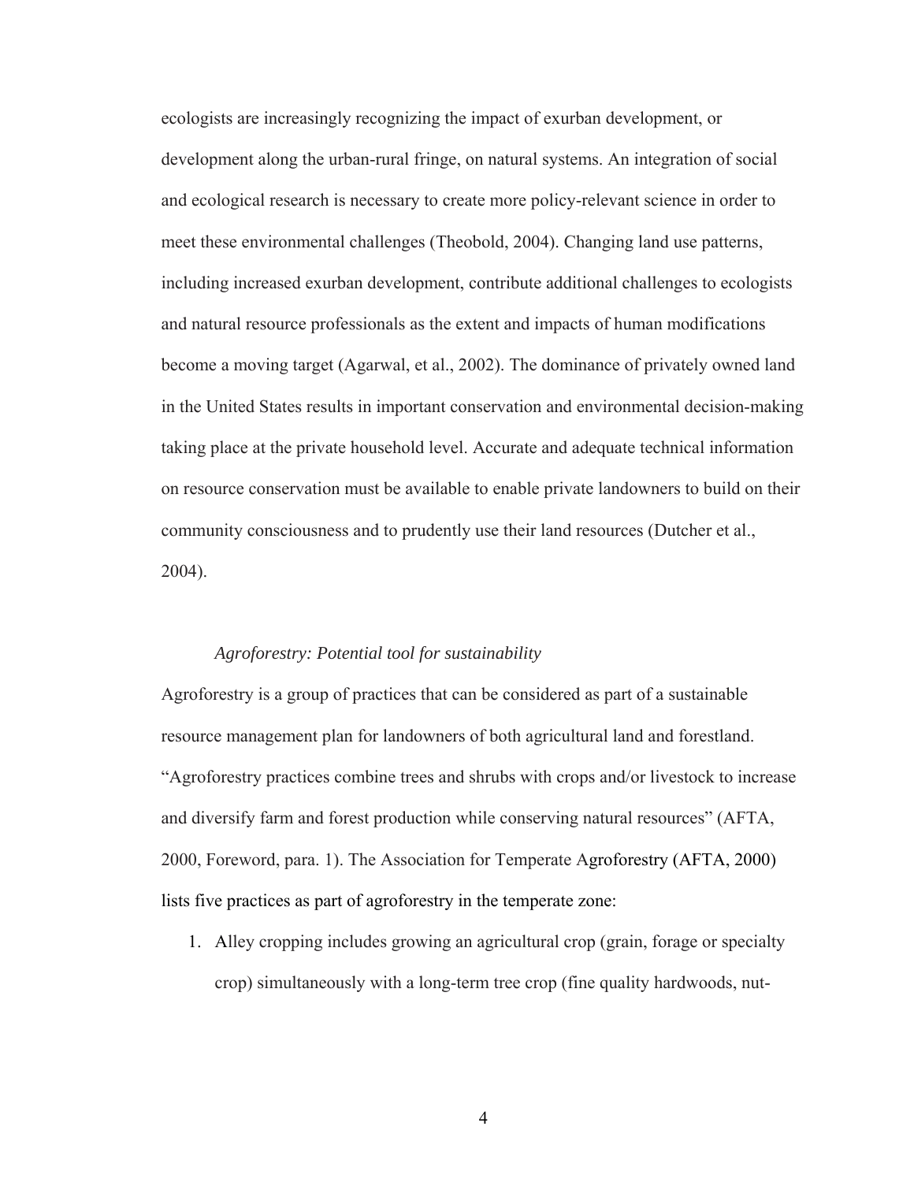ecologists are increasingly recognizing the impact of exurban development, or development along the urban-rural fringe, on natural systems. An integration of social and ecological research is necessary to create more policy-relevant science in order to meet these environmental challenges (Theobold, 2004). Changing land use patterns, including increased exurban development, contribute additional challenges to ecologists and natural resource professionals as the extent and impacts of human modifications become a moving target (Agarwal, et al., 2002). The dominance of privately owned land in the United States results in important conservation and environmental decision-making taking place at the private household level. Accurate and adequate technical information on resource conservation must be available to enable private landowners to build on their community consciousness and to prudently use their land resources (Dutcher et al., 2004).

*Agroforestry: Potential tool for sustainability*

Agroforestry is a group of practices that can be considered as part of a sustainable resource management plan for landowners of both agricultural land and forestland. "Agroforestry practices combine trees and shrubs with crops and/or livestock to increase and diversify farm and forest production while conserving natural resources" (AFTA, 2000, Foreword, para. 1). The Association for Temperate Agroforestry (AFTA, 2000) lists five practices as part of agroforestry in the temperate zone:

1. Alley cropping includes growing an agricultural crop (grain, forage or specialty crop) simultaneously with a long-term tree crop (fine quality hardwoods, nut-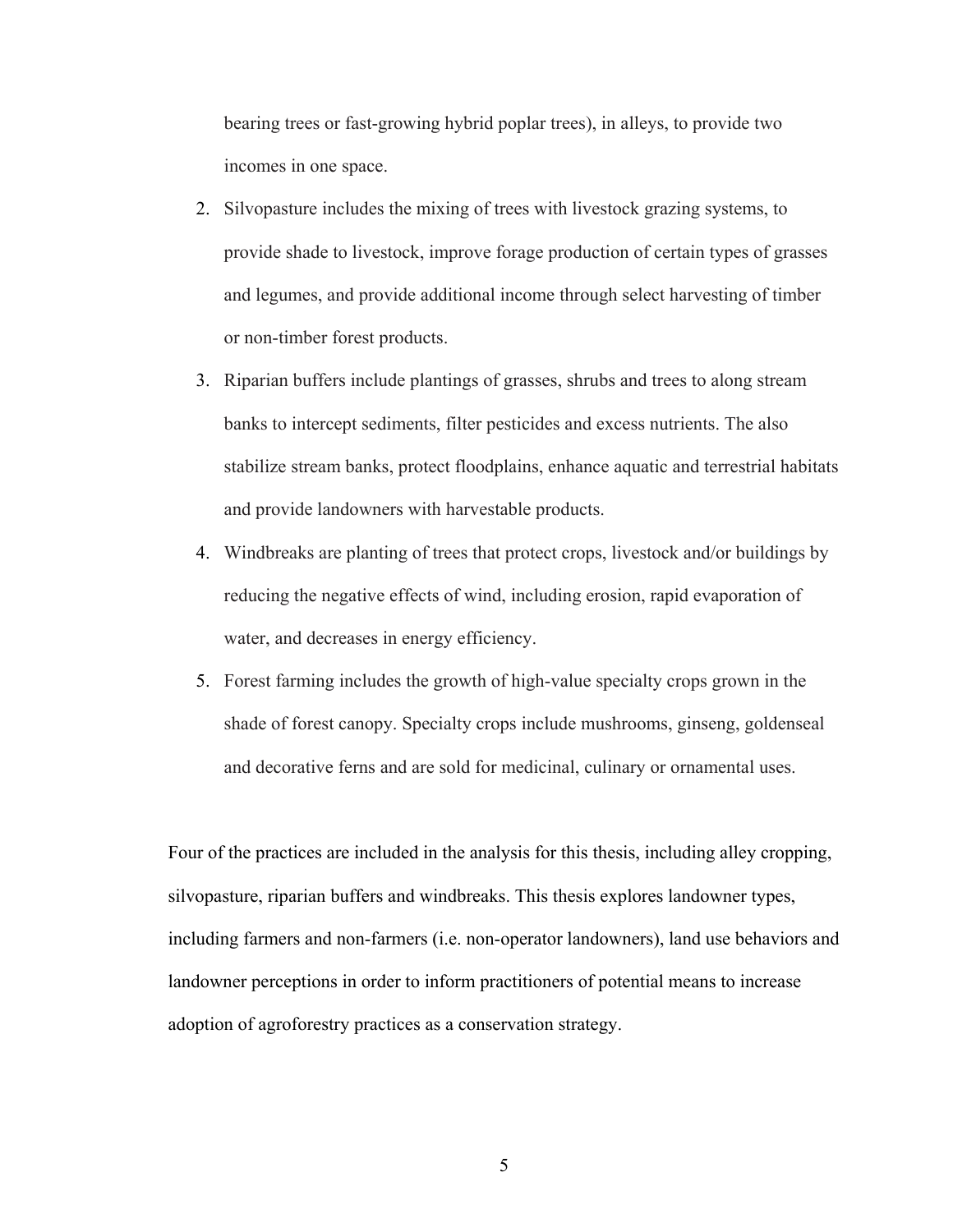bearing trees or fast-growing hybrid poplar trees), in alleys, to provide two incomes in one space.

2. Silvopasture includes the mixing of trees with livestock grazing systems, to provide shade to livestock, improve forage production of certain types of grasses and legumes, and provide additional income through select harvesting of timber or non-timber forest products.
3. Riparian buffers include plantings of grasses, shrubs and trees to along stream banks to intercept sediments, filter pesticides and excess nutrients. The also stabilize stream banks, protect floodplains, enhance aquatic and terrestrial habitats and provide landowners with harvestable products.
4. Windbreaks are planting of trees that protect crops, livestock and/or buildings by reducing the negative effects of wind, including erosion, rapid evaporation of water, and decreases in energy efficiency.
5. Forest farming includes the growth of high-value specialty crops grown in the shade of forest canopy. Specialty crops include mushrooms, ginseng, goldenseal and decorative ferns and are sold for medicinal, culinary or ornamental uses.

Four of the practices are included in the analysis for this thesis, including alley cropping, silvopasture, riparian buffers and windbreaks. This thesis explores landowner types, including farmers and non-farmers (i.e. non-operator landowners), land use behaviors and landowner perceptions in order to inform practitioners of potential means to increase adoption of agroforestry practices as a conservation strategy.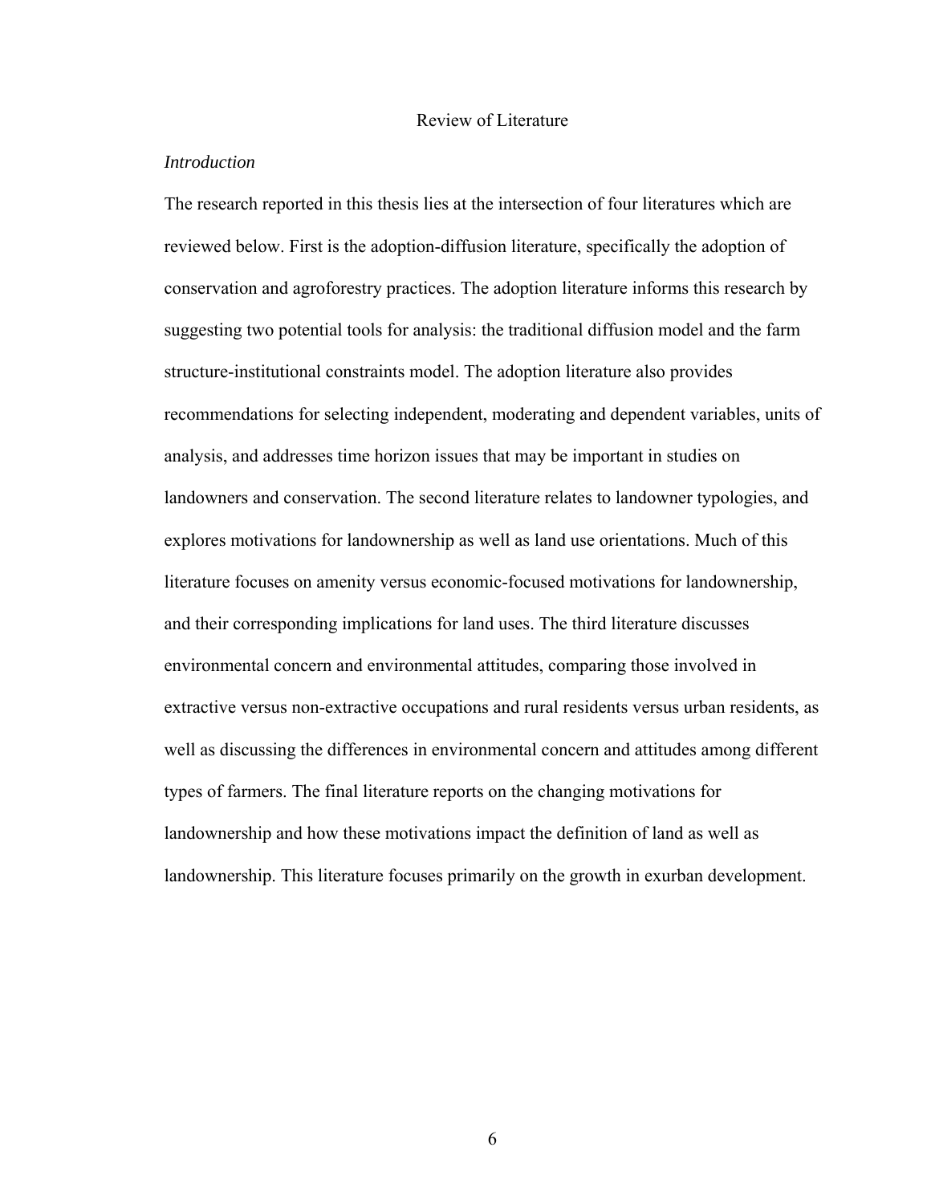# Review of Literature

## *Introduction*

The research reported in this thesis lies at the intersection of four literatures which are reviewed below. First is the adoption-diffusion literature, specifically the adoption of conservation and agroforestry practices. The adoption literature informs this research by suggesting two potential tools for analysis: the traditional diffusion model and the farm structure-institutional constraints model. The adoption literature also provides recommendations for selecting independent, moderating and dependent variables, units of analysis, and addresses time horizon issues that may be important in studies on landowners and conservation. The second literature relates to landowner typologies, and explores motivations for landownership as well as land use orientations. Much of this literature focuses on amenity versus economic-focused motivations for landownership, and their corresponding implications for land uses. The third literature discusses environmental concern and environmental attitudes, comparing those involved in extractive versus non-extractive occupations and rural residents versus urban residents, as well as discussing the differences in environmental concern and attitudes among different types of farmers. The final literature reports on the changing motivations for landownership and how these motivations impact the definition of land as well as landownership. This literature focuses primarily on the growth in exurban development.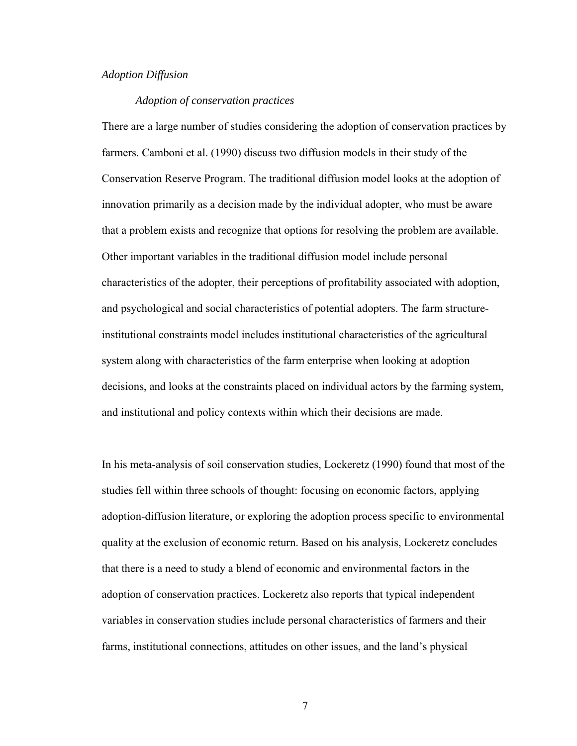*Adoption Diffusion*

*Adoption of conservation practices*

There are a large number of studies considering the adoption of conservation practices by farmers. Camboni et al. (1990) discuss two diffusion models in their study of the Conservation Reserve Program. The traditional diffusion model looks at the adoption of innovation primarily as a decision made by the individual adopter, who must be aware that a problem exists and recognize that options for resolving the problem are available. Other important variables in the traditional diffusion model include personal characteristics of the adopter, their perceptions of profitability associated with adoption, and psychological and social characteristics of potential adopters. The farm structure-institutional constraints model includes institutional characteristics of the agricultural system along with characteristics of the farm enterprise when looking at adoption decisions, and looks at the constraints placed on individual actors by the farming system, and institutional and policy contexts within which their decisions are made.

In his meta-analysis of soil conservation studies, Lockeretz (1990) found that most of the studies fell within three schools of thought: focusing on economic factors, applying adoption-diffusion literature, or exploring the adoption process specific to environmental quality at the exclusion of economic return. Based on his analysis, Lockeretz concludes that there is a need to study a blend of economic and environmental factors in the adoption of conservation practices. Lockeretz also reports that typical independent variables in conservation studies include personal characteristics of farmers and their farms, institutional connections, attitudes on other issues, and the land's physical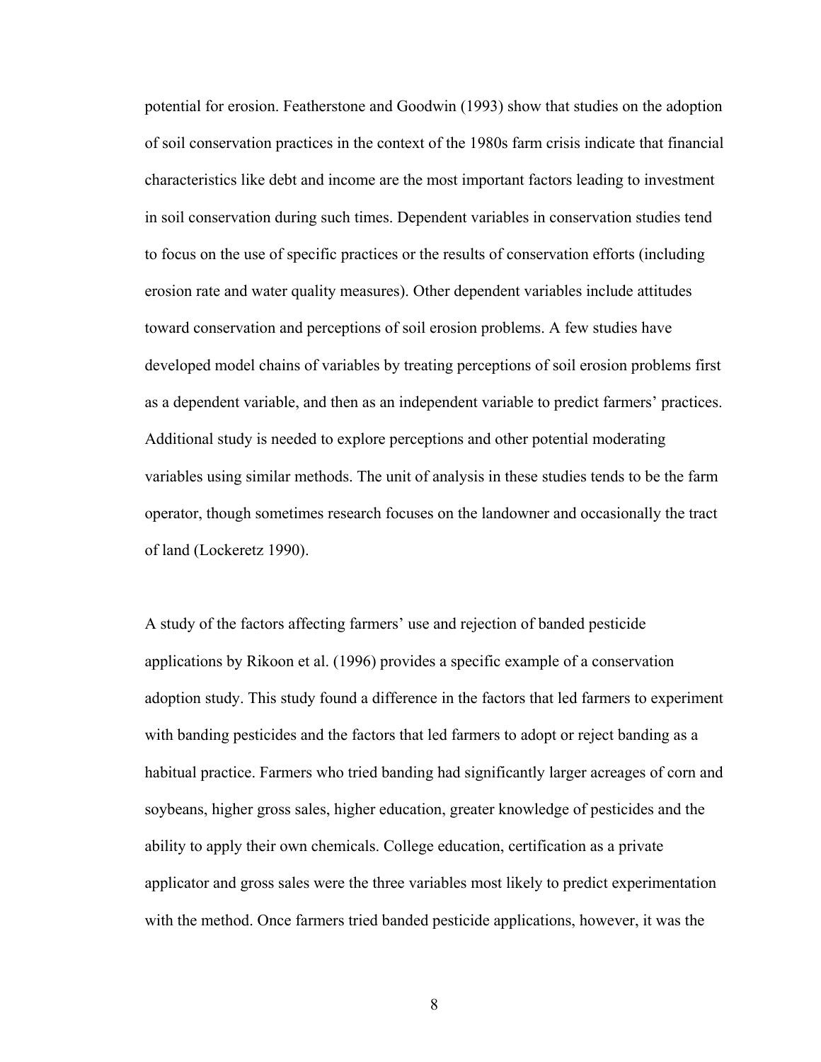potential for erosion. Featherstone and Goodwin (1993) show that studies on the adoption of soil conservation practices in the context of the 1980s farm crisis indicate that financial characteristics like debt and income are the most important factors leading to investment in soil conservation during such times. Dependent variables in conservation studies tend to focus on the use of specific practices or the results of conservation efforts (including erosion rate and water quality measures). Other dependent variables include attitudes toward conservation and perceptions of soil erosion problems. A few studies have developed model chains of variables by treating perceptions of soil erosion problems first as a dependent variable, and then as an independent variable to predict farmers' practices. Additional study is needed to explore perceptions and other potential moderating variables using similar methods. The unit of analysis in these studies tends to be the farm operator, though sometimes research focuses on the landowner and occasionally the tract of land (Lockeretz 1990).

A study of the factors affecting farmers' use and rejection of banded pesticide applications by Rikoon et al. (1996) provides a specific example of a conservation adoption study. This study found a difference in the factors that led farmers to experiment with banding pesticides and the factors that led farmers to adopt or reject banding as a habitual practice. Farmers who tried banding had significantly larger acreages of corn and soybeans, higher gross sales, higher education, greater knowledge of pesticides and the ability to apply their own chemicals. College education, certification as a private applicator and gross sales were the three variables most likely to predict experimentation with the method. Once farmers tried banded pesticide applications, however, it was the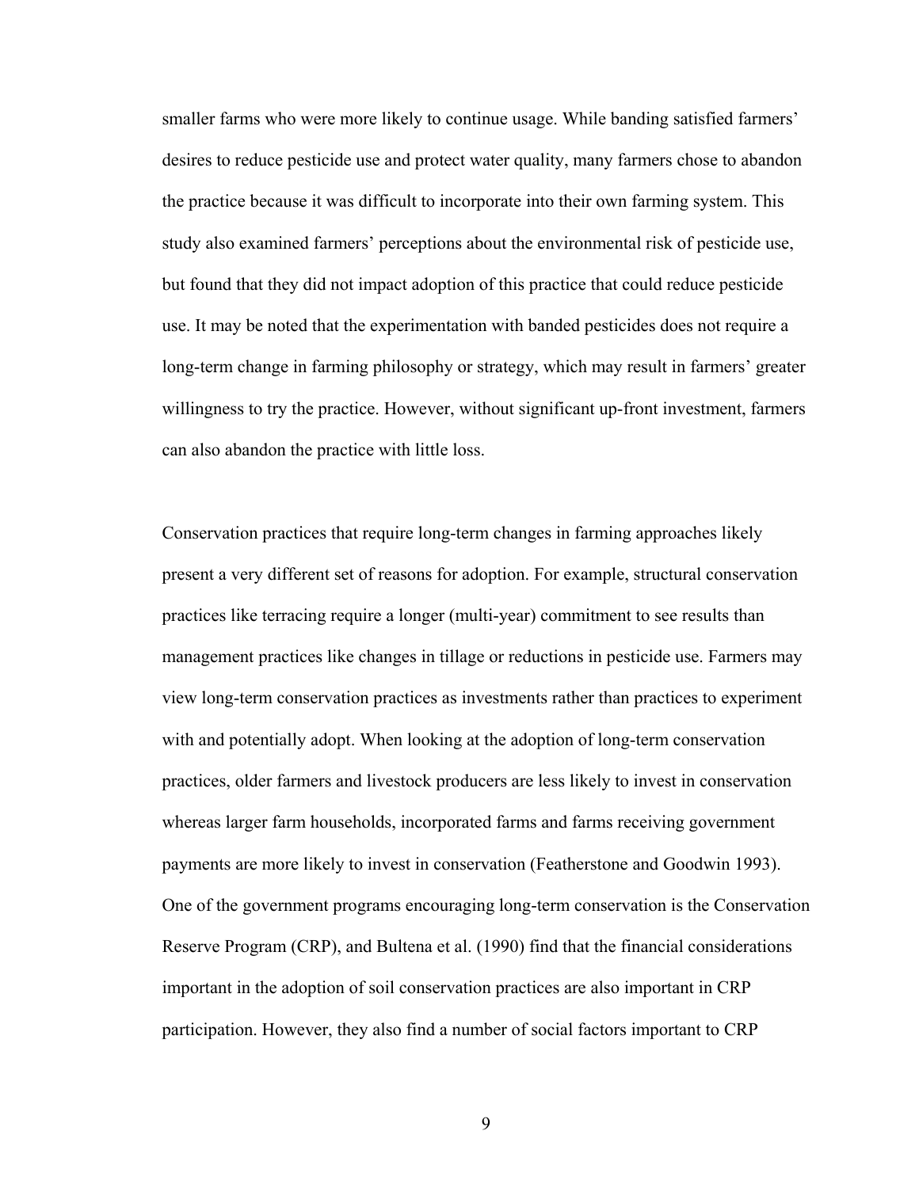smaller farms who were more likely to continue usage. While banding satisfied farmers' desires to reduce pesticide use and protect water quality, many farmers chose to abandon the practice because it was difficult to incorporate into their own farming system. This study also examined farmers' perceptions about the environmental risk of pesticide use, but found that they did not impact adoption of this practice that could reduce pesticide use. It may be noted that the experimentation with banded pesticides does not require a long-term change in farming philosophy or strategy, which may result in farmers' greater willingness to try the practice. However, without significant up-front investment, farmers can also abandon the practice with little loss.

Conservation practices that require long-term changes in farming approaches likely present a very different set of reasons for adoption. For example, structural conservation practices like terracing require a longer (multi-year) commitment to see results than management practices like changes in tillage or reductions in pesticide use. Farmers may view long-term conservation practices as investments rather than practices to experiment with and potentially adopt. When looking at the adoption of long-term conservation practices, older farmers and livestock producers are less likely to invest in conservation whereas larger farm households, incorporated farms and farms receiving government payments are more likely to invest in conservation (Featherstone and Goodwin 1993). One of the government programs encouraging long-term conservation is the Conservation Reserve Program (CRP), and Bultena et al. (1990) find that the financial considerations important in the adoption of soil conservation practices are also important in CRP participation. However, they also find a number of social factors important to CRP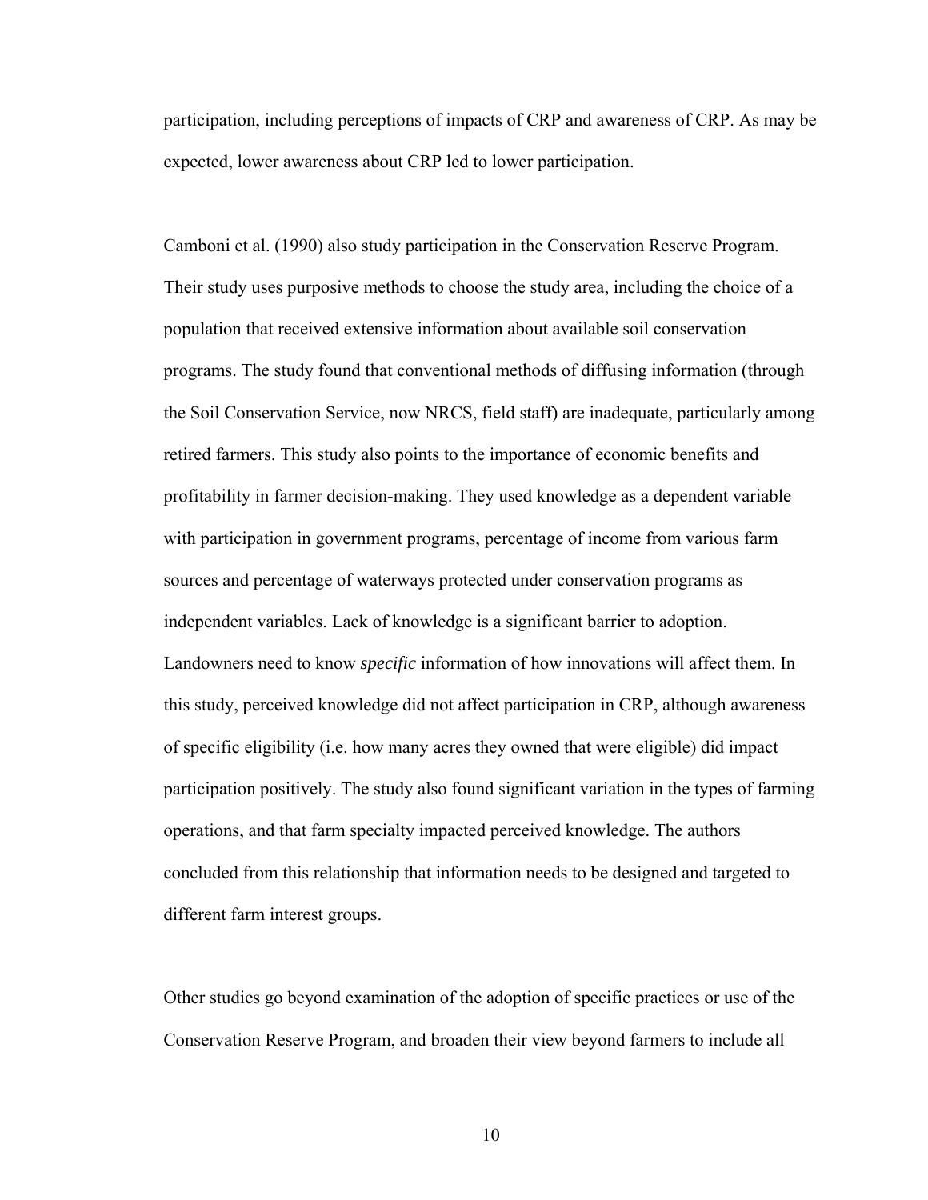participation, including perceptions of impacts of CRP and awareness of CRP. As may be expected, lower awareness about CRP led to lower participation.

Camboni et al. (1990) also study participation in the Conservation Reserve Program. Their study uses purposive methods to choose the study area, including the choice of a population that received extensive information about available soil conservation programs. The study found that conventional methods of diffusing information (through the Soil Conservation Service, now NRCS, field staff) are inadequate, particularly among retired farmers. This study also points to the importance of economic benefits and profitability in farmer decision-making. They used knowledge as a dependent variable with participation in government programs, percentage of income from various farm sources and percentage of waterways protected under conservation programs as independent variables. Lack of knowledge is a significant barrier to adoption. Landowners need to know *specific* information of how innovations will affect them. In this study, perceived knowledge did not affect participation in CRP, although awareness of specific eligibility (i.e. how many acres they owned that were eligible) did impact participation positively. The study also found significant variation in the types of farming operations, and that farm specialty impacted perceived knowledge. The authors concluded from this relationship that information needs to be designed and targeted to different farm interest groups.

Other studies go beyond examination of the adoption of specific practices or use of the Conservation Reserve Program, and broaden their view beyond farmers to include all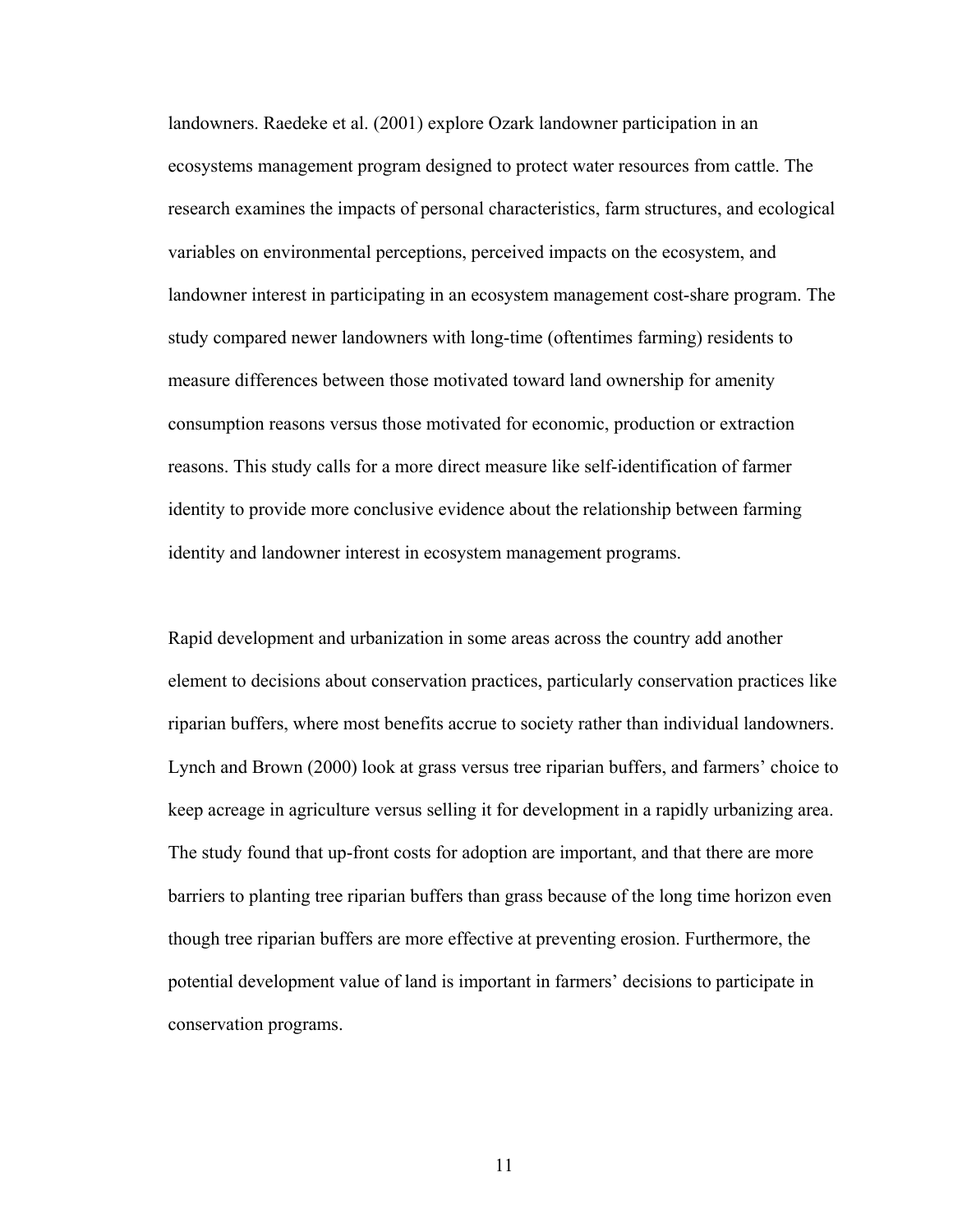landowners. Raedeke et al. (2001) explore Ozark landowner participation in an ecosystems management program designed to protect water resources from cattle. The research examines the impacts of personal characteristics, farm structures, and ecological variables on environmental perceptions, perceived impacts on the ecosystem, and landowner interest in participating in an ecosystem management cost-share program. The study compared newer landowners with long-time (oftentimes farming) residents to measure differences between those motivated toward land ownership for amenity consumption reasons versus those motivated for economic, production or extraction reasons. This study calls for a more direct measure like self-identification of farmer identity to provide more conclusive evidence about the relationship between farming identity and landowner interest in ecosystem management programs.

Rapid development and urbanization in some areas across the country add another element to decisions about conservation practices, particularly conservation practices like riparian buffers, where most benefits accrue to society rather than individual landowners. Lynch and Brown (2000) look at grass versus tree riparian buffers, and farmers' choice to keep acreage in agriculture versus selling it for development in a rapidly urbanizing area. The study found that up-front costs for adoption are important, and that there are more barriers to planting tree riparian buffers than grass because of the long time horizon even though tree riparian buffers are more effective at preventing erosion. Furthermore, the potential development value of land is important in farmers' decisions to participate in conservation programs.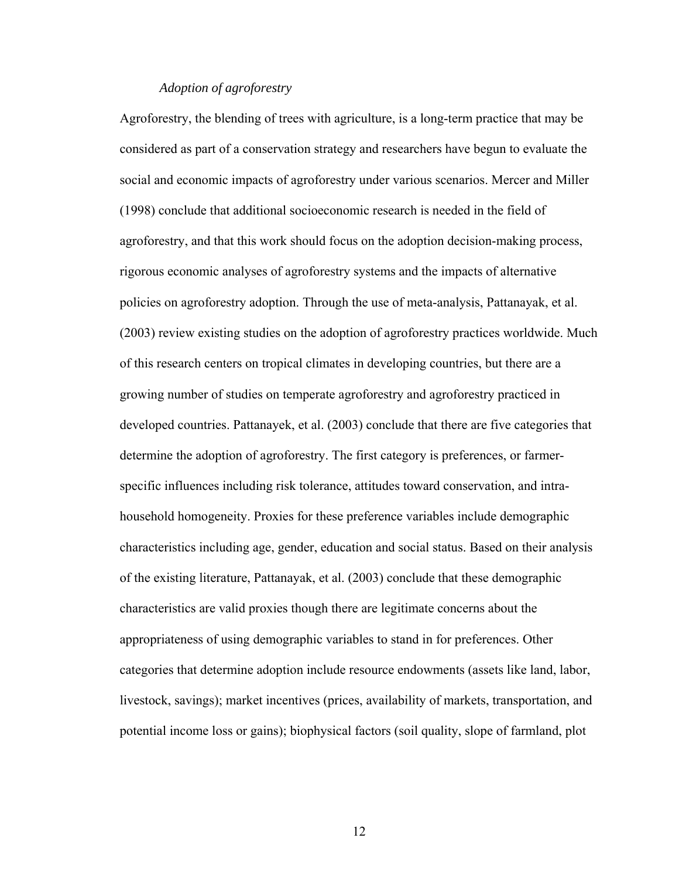### *Adoption of agroforestry*

Agroforestry, the blending of trees with agriculture, is a long-term practice that may be considered as part of a conservation strategy and researchers have begun to evaluate the social and economic impacts of agroforestry under various scenarios. Mercer and Miller (1998) conclude that additional socioeconomic research is needed in the field of agroforestry, and that this work should focus on the adoption decision-making process, rigorous economic analyses of agroforestry systems and the impacts of alternative policies on agroforestry adoption. Through the use of meta-analysis, Pattanayak, et al. (2003) review existing studies on the adoption of agroforestry practices worldwide. Much of this research centers on tropical climates in developing countries, but there are a growing number of studies on temperate agroforestry and agroforestry practiced in developed countries. Pattanayek, et al. (2003) conclude that there are five categories that determine the adoption of agroforestry. The first category is preferences, or farmer-specific influences including risk tolerance, attitudes toward conservation, and intra-household homogeneity. Proxies for these preference variables include demographic characteristics including age, gender, education and social status. Based on their analysis of the existing literature, Pattanayek, et al. (2003) conclude that these demographic characteristics are valid proxies though there are legitimate concerns about the appropriateness of using demographic variables to stand in for preferences. Other categories that determine adoption include resource endowments (assets like land, labor, livestock, savings); market incentives (prices, availability of markets, transportation, and potential income loss or gains); biophysical factors (soil quality, slope of farmland, plot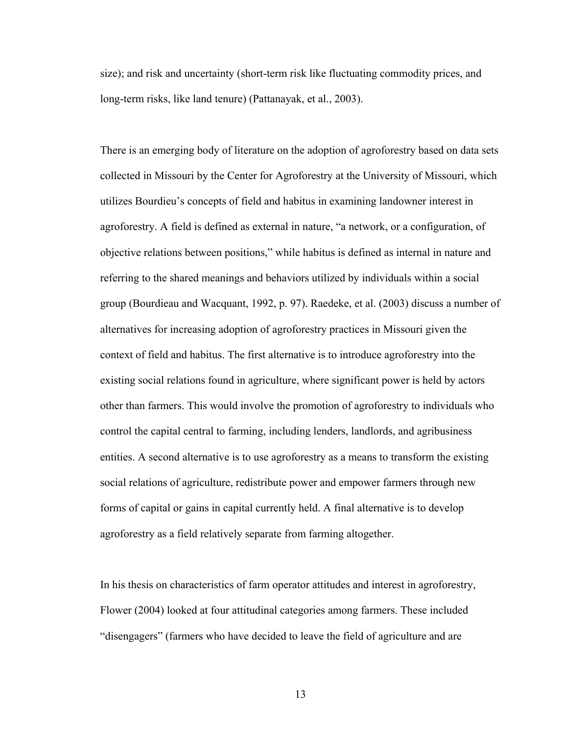size); and risk and uncertainty (short-term risk like fluctuating commodity prices, and long-term risks, like land tenure) (Pattanayak, et al., 2003).

There is an emerging body of literature on the adoption of agroforestry based on data sets collected in Missouri by the Center for Agroforestry at the University of Missouri, which utilizes Bourdieu's concepts of field and habitus in examining landowner interest in agroforestry. A field is defined as external in nature, "a network, or a configuration, of objective relations between positions," while habitus is defined as internal in nature and referring to the shared meanings and behaviors utilized by individuals within a social group (Bourdieau and Wacquant, 1992, p. 97). Raedeke, et al. (2003) discuss a number of alternatives for increasing adoption of agroforestry practices in Missouri given the context of field and habitus. The first alternative is to introduce agroforestry into the existing social relations found in agriculture, where significant power is held by actors other than farmers. This would involve the promotion of agroforestry to individuals who control the capital central to farming, including lenders, landlords, and agribusiness entities. A second alternative is to use agroforestry as a means to transform the existing social relations of agriculture, redistribute power and empower farmers through new forms of capital or gains in capital currently held. A final alternative is to develop agroforestry as a field relatively separate from farming altogether.

In his thesis on characteristics of farm operator attitudes and interest in agroforestry, Flower (2004) looked at four attitudinal categories among farmers. These included "disengagers" (farmers who have decided to leave the field of agriculture and are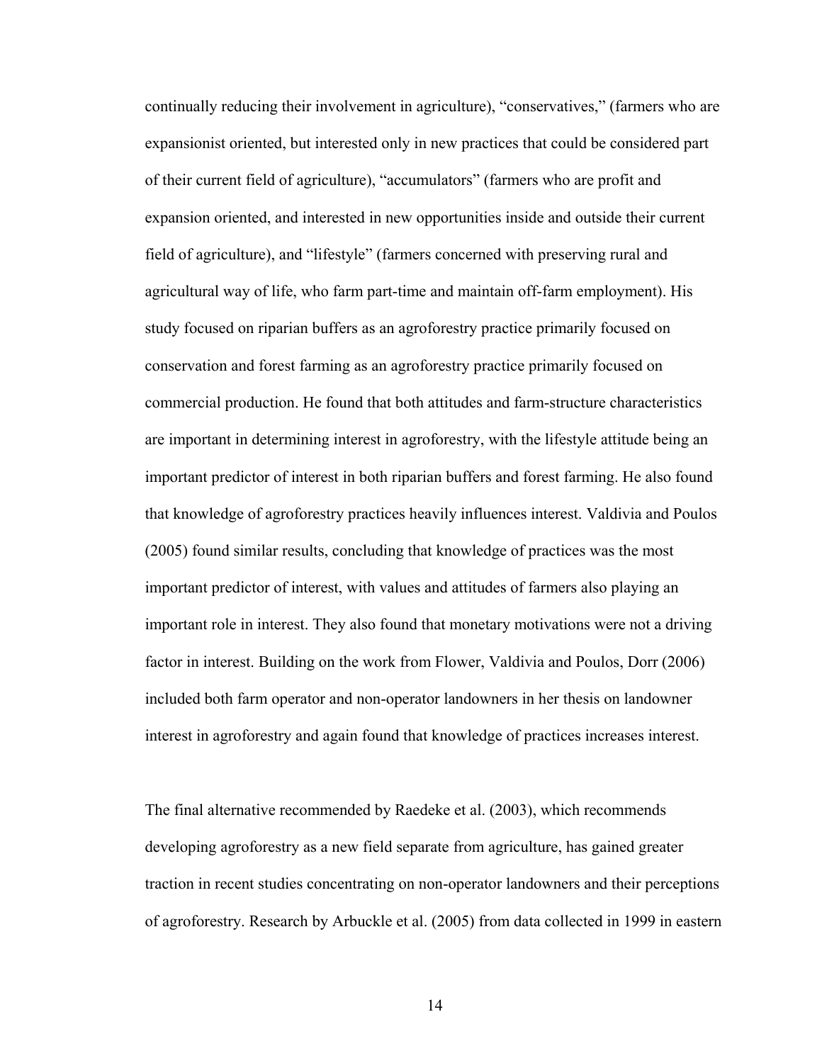continually reducing their involvement in agriculture), "conservatives," (farmers who are expansionist oriented, but interested only in new practices that could be considered part of their current field of agriculture), "accumulators" (farmers who are profit and expansion oriented, and interested in new opportunities inside and outside their current field of agriculture), and "lifestyle" (farmers concerned with preserving rural and agricultural way of life, who farm part-time and maintain off-farm employment). His study focused on riparian buffers as an agroforestry practice primarily focused on conservation and forest farming as an agroforestry practice primarily focused on commercial production. He found that both attitudes and farm-structure characteristics are important in determining interest in agroforestry, with the lifestyle attitude being an important predictor of interest in both riparian buffers and forest farming. He also found that knowledge of agroforestry practices heavily influences interest. Valdivia and Poulos (2005) found similar results, concluding that knowledge of practices was the most important predictor of interest, with values and attitudes of farmers also playing an important role in interest. They also found that monetary motivations were not a driving factor in interest. Building on the work from Flower, Valdivia and Poulos, Dorr (2006) included both farm operator and non-operator landowners in her thesis on landowner interest in agroforestry and again found that knowledge of practices increases interest.

The final alternative recommended by Raedeke et al. (2003), which recommends developing agroforestry as a new field separate from agriculture, has gained greater traction in recent studies concentrating on non-operator landowners and their perceptions of agroforestry. Research by Arbuckle et al. (2005) from data collected in 1999 in eastern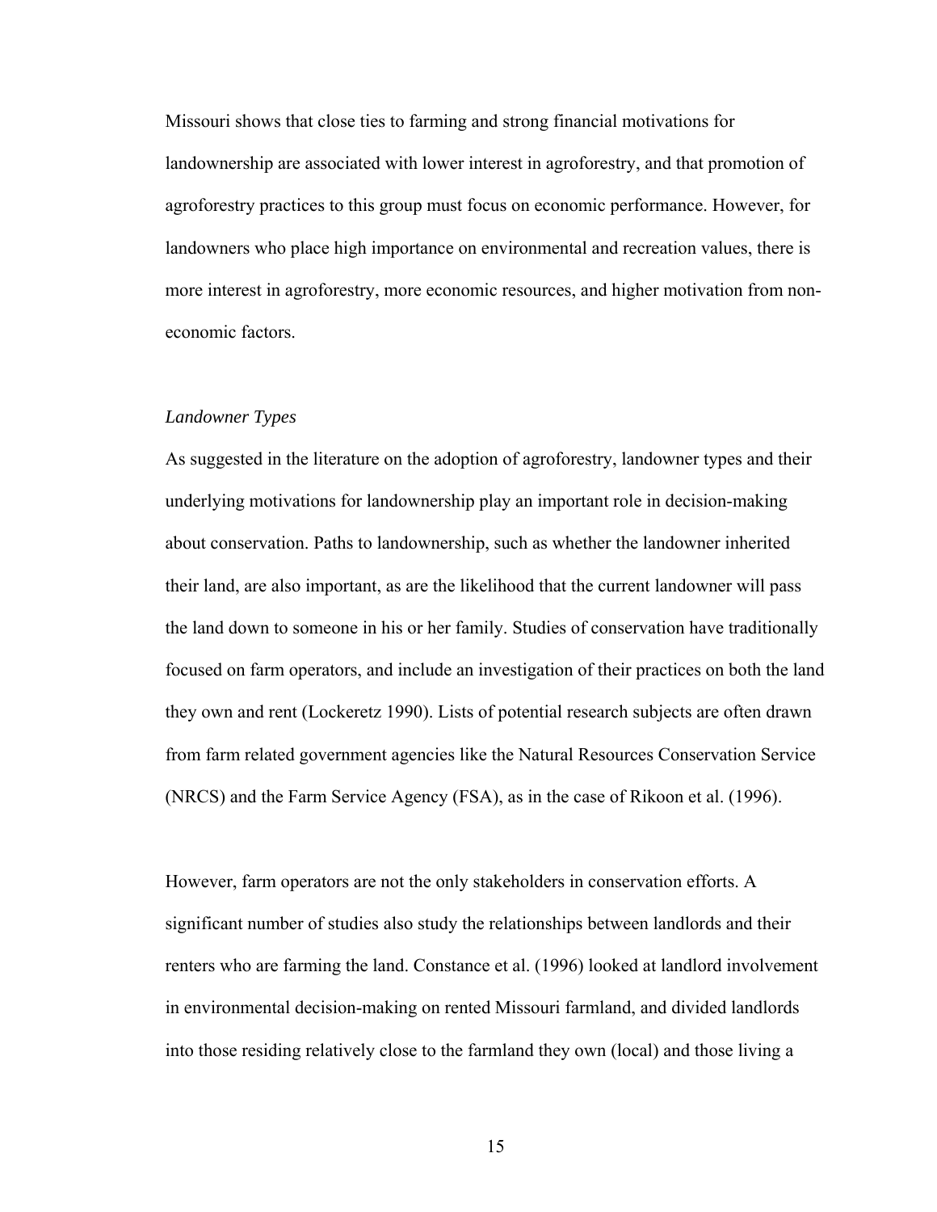Missouri shows that close ties to farming and strong financial motivations for landownership are associated with lower interest in agroforestry, and that promotion of agroforestry practices to this group must focus on economic performance. However, for landowners who place high importance on environmental and recreation values, there is more interest in agroforestry, more economic resources, and higher motivation from non-economic factors.

### *Landowner Types*

As suggested in the literature on the adoption of agroforestry, landowner types and their underlying motivations for landownership play an important role in decision-making about conservation. Paths to landownership, such as whether the landowner inherited their land, are also important, as are the likelihood that the current landowner will pass the land down to someone in his or her family. Studies of conservation have traditionally focused on farm operators, and include an investigation of their practices on both the land they own and rent (Lockeretz 1990). Lists of potential research subjects are often drawn from farm related government agencies like the Natural Resources Conservation Service (NRCS) and the Farm Service Agency (FSA), as in the case of Rikoon et al. (1996).

However, farm operators are not the only stakeholders in conservation efforts. A significant number of studies also study the relationships between landlords and their renters who are farming the land. Constance et al. (1996) looked at landlord involvement in environmental decision-making on rented Missouri farmland, and divided landlords into those residing relatively close to the farmland they own (local) and those living a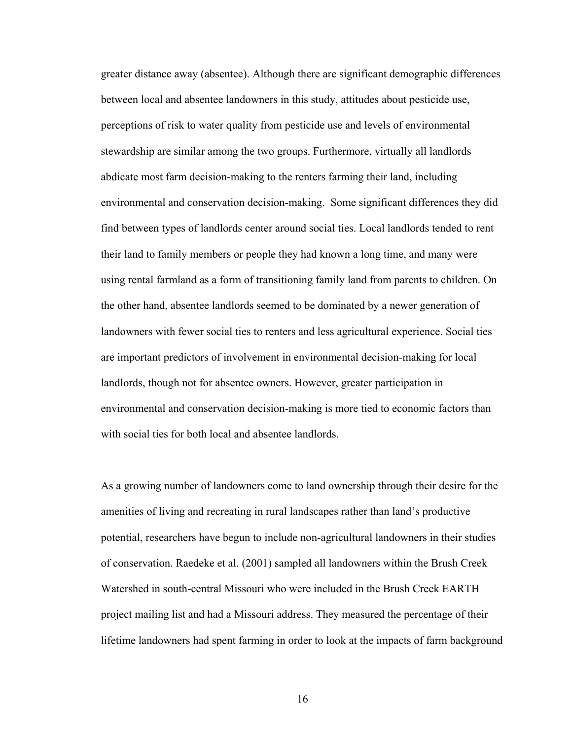greater distance away (absentee). Although there are significant demographic differences between local and absentee landowners in this study, attitudes about pesticide use, perceptions of risk to water quality from pesticide use and levels of environmental stewardship are similar among the two groups. Furthermore, virtually all landlords abdicate most farm decision-making to the renters farming their land, including environmental and conservation decision-making. Some significant differences they did find between types of landlords center around social ties. Local landlords tended to rent their land to family members or people they had known a long time, and many were using rental farmland as a form of transitioning family land from parents to children. On the other hand, absentee landlords seemed to be dominated by a newer generation of landowners with fewer social ties to renters and less agricultural experience. Social ties are important predictors of involvement in environmental decision-making for local landlords, though not for absentee owners. However, greater participation in environmental and conservation decision-making is more tied to economic factors than with social ties for both local and absentee landlords.

As a growing number of landowners come to land ownership through their desire for the amenities of living and recreating in rural landscapes rather than land's productive potential, researchers have begun to include non-agricultural landowners in their studies of conservation. Raedeke et al. (2001) sampled all landowners within the Brush Creek Watershed in south-central Missouri who were included in the Brush Creek EARTH project mailing list and had a Missouri address. They measured the percentage of their lifetime landowners had spent farming in order to look at the impacts of farm background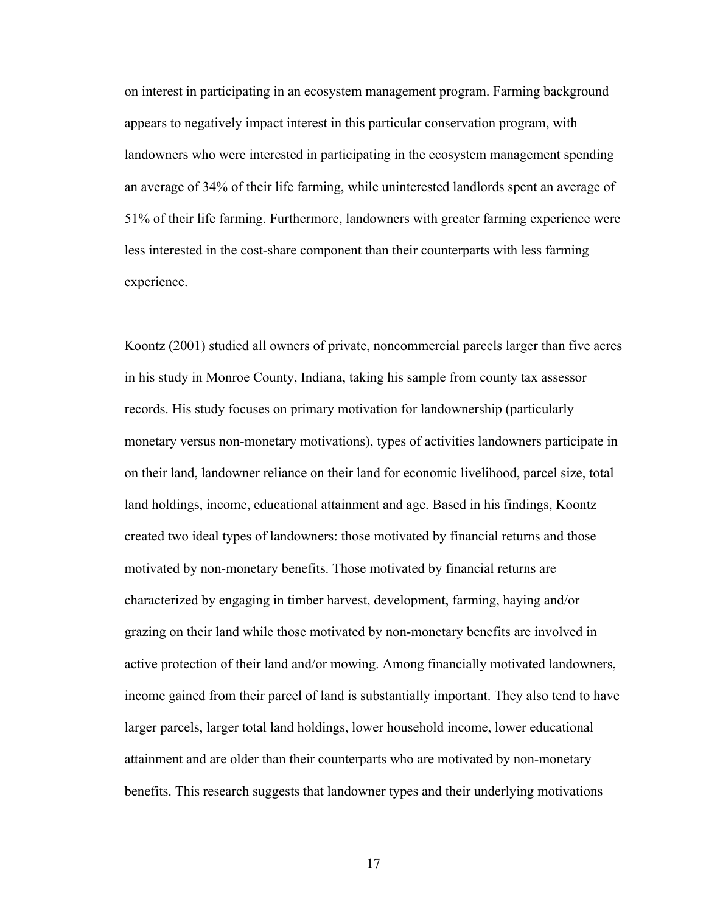on interest in participating in an ecosystem management program. Farming background appears to negatively impact interest in this particular conservation program, with landowners who were interested in participating in the ecosystem management spending an average of 34% of their life farming, while uninterested landlords spent an average of 51% of their life farming. Furthermore, landowners with greater farming experience were less interested in the cost-share component than their counterparts with less farming experience.

Koontz (2001) studied all owners of private, noncommercial parcels larger than five acres in his study in Monroe County, Indiana, taking his sample from county tax assessor records. His study focuses on primary motivation for landownership (particularly monetary versus non-monetary motivations), types of activities landowners participate in on their land, landowner reliance on their land for economic livelihood, parcel size, total land holdings, income, educational attainment and age. Based in his findings, Koontz created two ideal types of landowners: those motivated by financial returns and those motivated by non-monetary benefits. Those motivated by financial returns are characterized by engaging in timber harvest, development, farming, haying and/or grazing on their land while those motivated by non-monetary benefits are involved in active protection of their land and/or mowing. Among financially motivated landowners, income gained from their parcel of land is substantially important. They also tend to have larger parcels, larger total land holdings, lower household income, lower educational attainment and are older than their counterparts who are motivated by non-monetary benefits. This research suggests that landowner types and their underlying motivations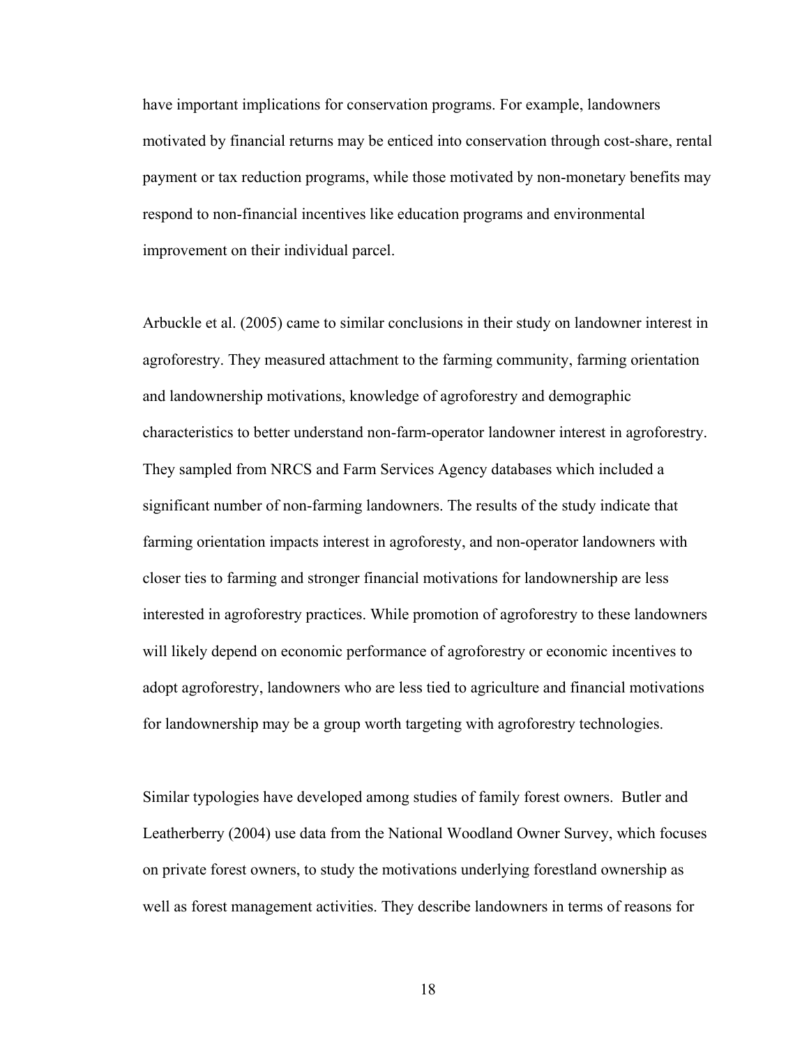have important implications for conservation programs. For example, landowners motivated by financial returns may be enticed into conservation through cost-share, rental payment or tax reduction programs, while those motivated by non-monetary benefits may respond to non-financial incentives like education programs and environmental improvement on their individual parcel.

Arbuckle et al. (2005) came to similar conclusions in their study on landowner interest in agroforestry. They measured attachment to the farming community, farming orientation and landownership motivations, knowledge of agroforestry and demographic characteristics to better understand non-farm-operator landowner interest in agroforestry. They sampled from NRCS and Farm Services Agency databases which included a significant number of non-farming landowners. The results of the study indicate that farming orientation impacts interest in agroforesty, and non-operator landowners with closer ties to farming and stronger financial motivations for landownership are less interested in agroforestry practices. While promotion of agroforestry to these landowners will likely depend on economic performance of agroforestry or economic incentives to adopt agroforestry, landowners who are less tied to agriculture and financial motivations for landownership may be a group worth targeting with agroforestry technologies.

Similar typologies have developed among studies of family forest owners. Butler and Leatherberry (2004) use data from the National Woodland Owner Survey, which focuses on private forest owners, to study the motivations underlying forestland ownership as well as forest management activities. They describe landowners in terms of reasons for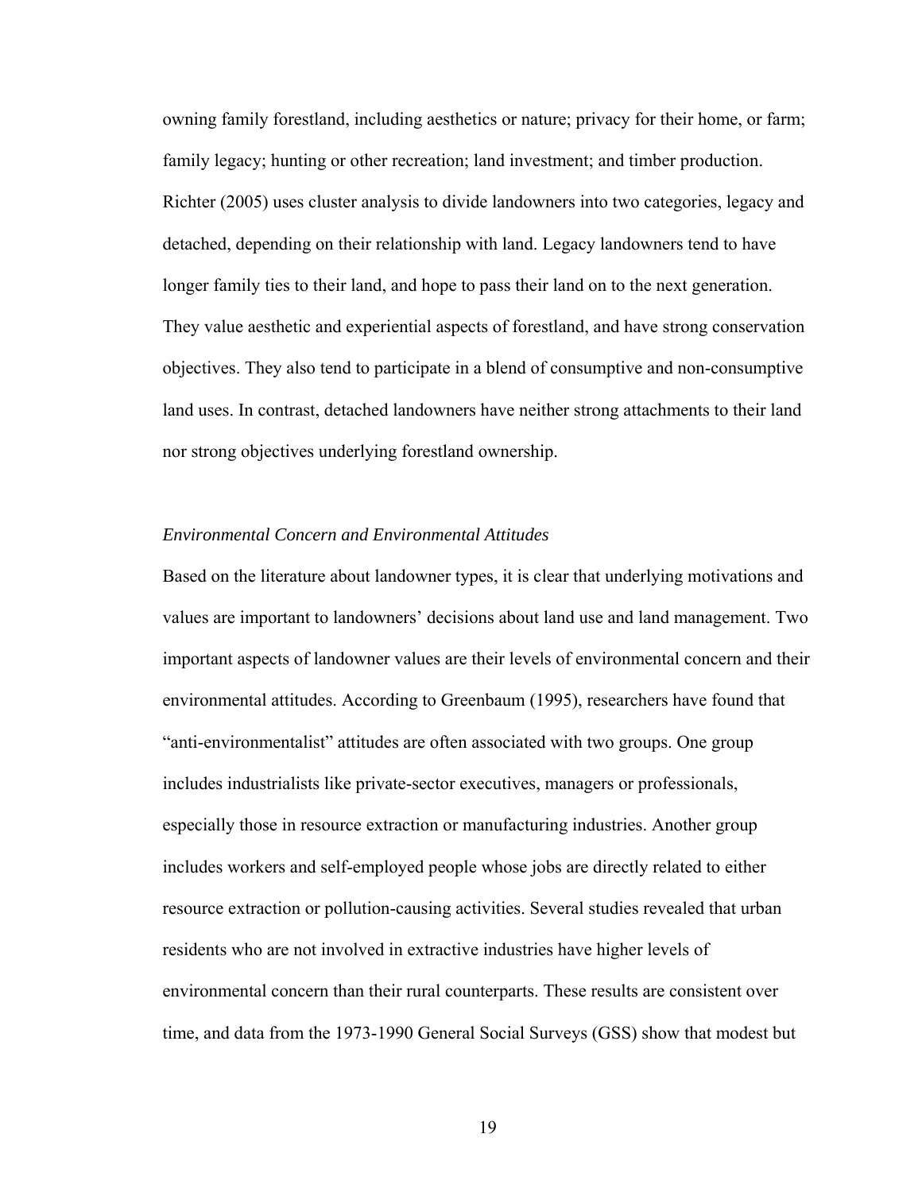owning family forestland, including aesthetics or nature; privacy for their home, or farm; family legacy; hunting or other recreation; land investment; and timber production. Richter (2005) uses cluster analysis to divide landowners into two categories, legacy and detached, depending on their relationship with land. Legacy landowners tend to have longer family ties to their land, and hope to pass their land on to the next generation. They value aesthetic and experiential aspects of forestland, and have strong conservation objectives. They also tend to participate in a blend of consumptive and non-consumptive land uses. In contrast, detached landowners have neither strong attachments to their land nor strong objectives underlying forestland ownership.

### *Environmental Concern and Environmental Attitudes*

Based on the literature about landowner types, it is clear that underlying motivations and values are important to landowners' decisions about land use and land management. Two important aspects of landowner values are their levels of environmental concern and their environmental attitudes. According to Greenbaum (1995), researchers have found that "anti-environmentalist" attitudes are often associated with two groups. One group includes industrialists like private-sector executives, managers or professionals, especially those in resource extraction or manufacturing industries. Another group includes workers and self-employed people whose jobs are directly related to either resource extraction or pollution-causing activities. Several studies revealed that urban residents who are not involved in extractive industries have higher levels of environmental concern than their rural counterparts. These results are consistent over time, and data from the 1973-1990 General Social Surveys (GSS) show that modest but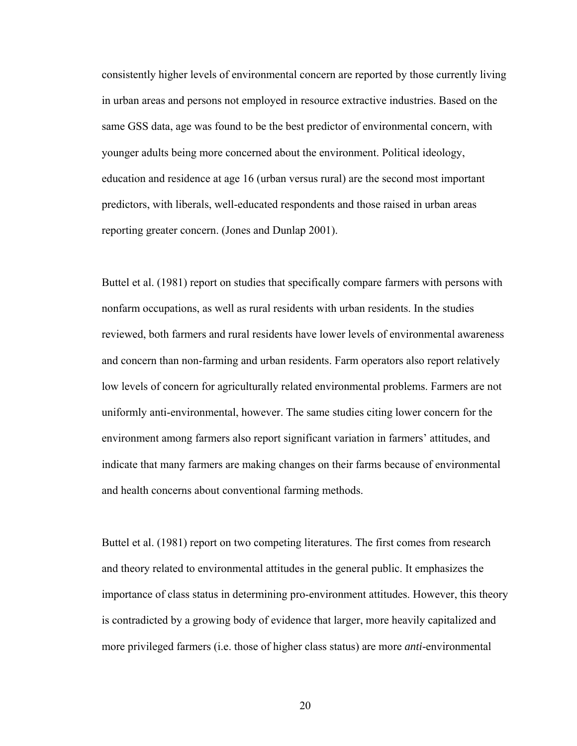consistently higher levels of environmental concern are reported by those currently living in urban areas and persons not employed in resource extractive industries. Based on the same GSS data, age was found to be the best predictor of environmental concern, with younger adults being more concerned about the environment. Political ideology, education and residence at age 16 (urban versus rural) are the second most important predictors, with liberals, well-educated respondents and those raised in urban areas reporting greater concern. (Jones and Dunlap 2001).

Buttel et al. (1981) report on studies that specifically compare farmers with persons with nonfarm occupations, as well as rural residents with urban residents. In the studies reviewed, both farmers and rural residents have lower levels of environmental awareness and concern than non-farming and urban residents. Farm operators also report relatively low levels of concern for agriculturally related environmental problems. Farmers are not uniformly anti-environmental, however. The same studies citing lower concern for the environment among farmers also report significant variation in farmers' attitudes, and indicate that many farmers are making changes on their farms because of environmental and health concerns about conventional farming methods.

Buttel et al. (1981) report on two competing literatures. The first comes from research and theory related to environmental attitudes in the general public. It emphasizes the importance of class status in determining pro-environment attitudes. However, this theory is contradicted by a growing body of evidence that larger, more heavily capitalized and more privileged farmers (i.e. those of higher class status) are more *anti*-environmental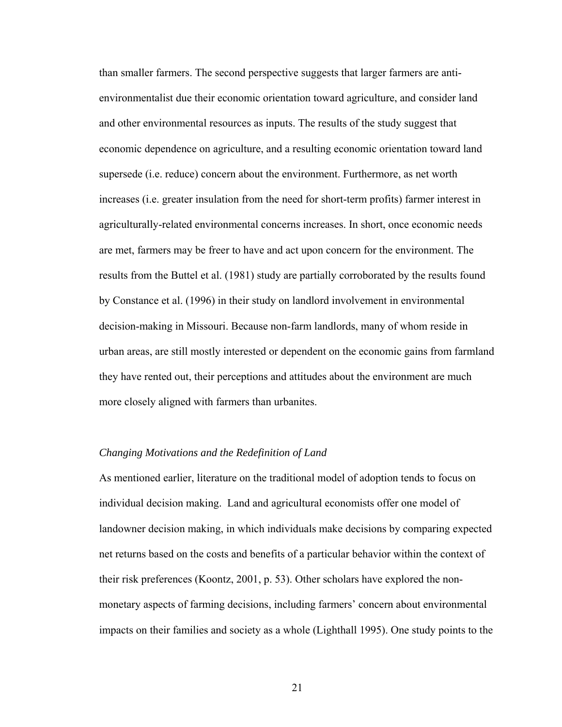than smaller farmers. The second perspective suggests that larger farmers are anti-environmentalist due their economic orientation toward agriculture, and consider land and other environmental resources as inputs. The results of the study suggest that economic dependence on agriculture, and a resulting economic orientation toward land supersede (i.e. reduce) concern about the environment. Furthermore, as net worth increases (i.e. greater insulation from the need for short-term profits) farmer interest in agriculturally-related environmental concerns increases. In short, once economic needs are met, farmers may be freer to have and act upon concern for the environment. The results from the Buttel et al. (1981) study are partially corroborated by the results found by Constance et al. (1996) in their study on landlord involvement in environmental decision-making in Missouri. Because non-farm landlords, many of whom reside in urban areas, are still mostly interested or dependent on the economic gains from farmland they have rented out, their perceptions and attitudes about the environment are much more closely aligned with farmers than urbanites.

### *Changing Motivations and the Redefinition of Land*

As mentioned earlier, literature on the traditional model of adoption tends to focus on individual decision making. Land and agricultural economists offer one model of landowner decision making, in which individuals make decisions by comparing expected net returns based on the costs and benefits of a particular behavior within the context of their risk preferences (Koontz, 2001, p. 53). Other scholars have explored the non-monetary aspects of farming decisions, including farmers' concern about environmental impacts on their families and society as a whole (Lighthall 1995). One study points to the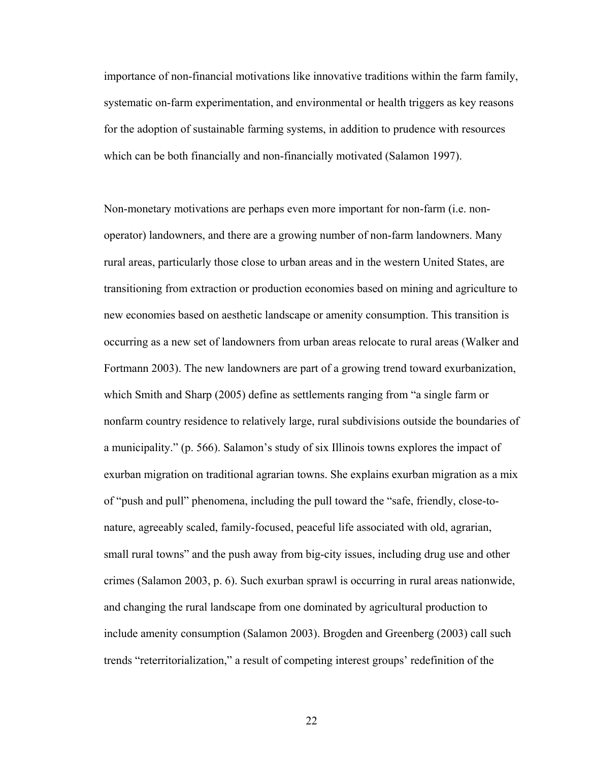importance of non-financial motivations like innovative traditions within the farm family, systematic on-farm experimentation, and environmental or health triggers as key reasons for the adoption of sustainable farming systems, in addition to prudence with resources which can be both financially and non-financially motivated (Salamon 1997).

Non-monetary motivations are perhaps even more important for non-farm (i.e. non-operator) landowners, and there are a growing number of non-farm landowners. Many rural areas, particularly those close to urban areas and in the western United States, are transitioning from extraction or production economies based on mining and agriculture to new economies based on aesthetic landscape or amenity consumption. This transition is occurring as a new set of landowners from urban areas relocate to rural areas (Walker and Fortmann 2003). The new landowners are part of a growing trend toward exurbanization, which Smith and Sharp (2005) define as settlements ranging from "a single farm or nonfarm country residence to relatively large, rural subdivisions outside the boundaries of a municipality." (p. 566). Salamon's study of six Illinois towns explores the impact of exurban migration on traditional agrarian towns. She explains exurban migration as a mix of "push and pull" phenomena, including the pull toward the "safe, friendly, close-to-nature, agreeably scaled, family-focused, peaceful life associated with old, agrarian, small rural towns" and the push away from big-city issues, including drug use and other crimes (Salamon 2003, p. 6). Such exurban sprawl is occurring in rural areas nationwide, and changing the rural landscape from one dominated by agricultural production to include amenity consumption (Salamon 2003). Brogden and Greenberg (2003) call such trends "reterritorialization," a result of competing interest groups' redefinition of the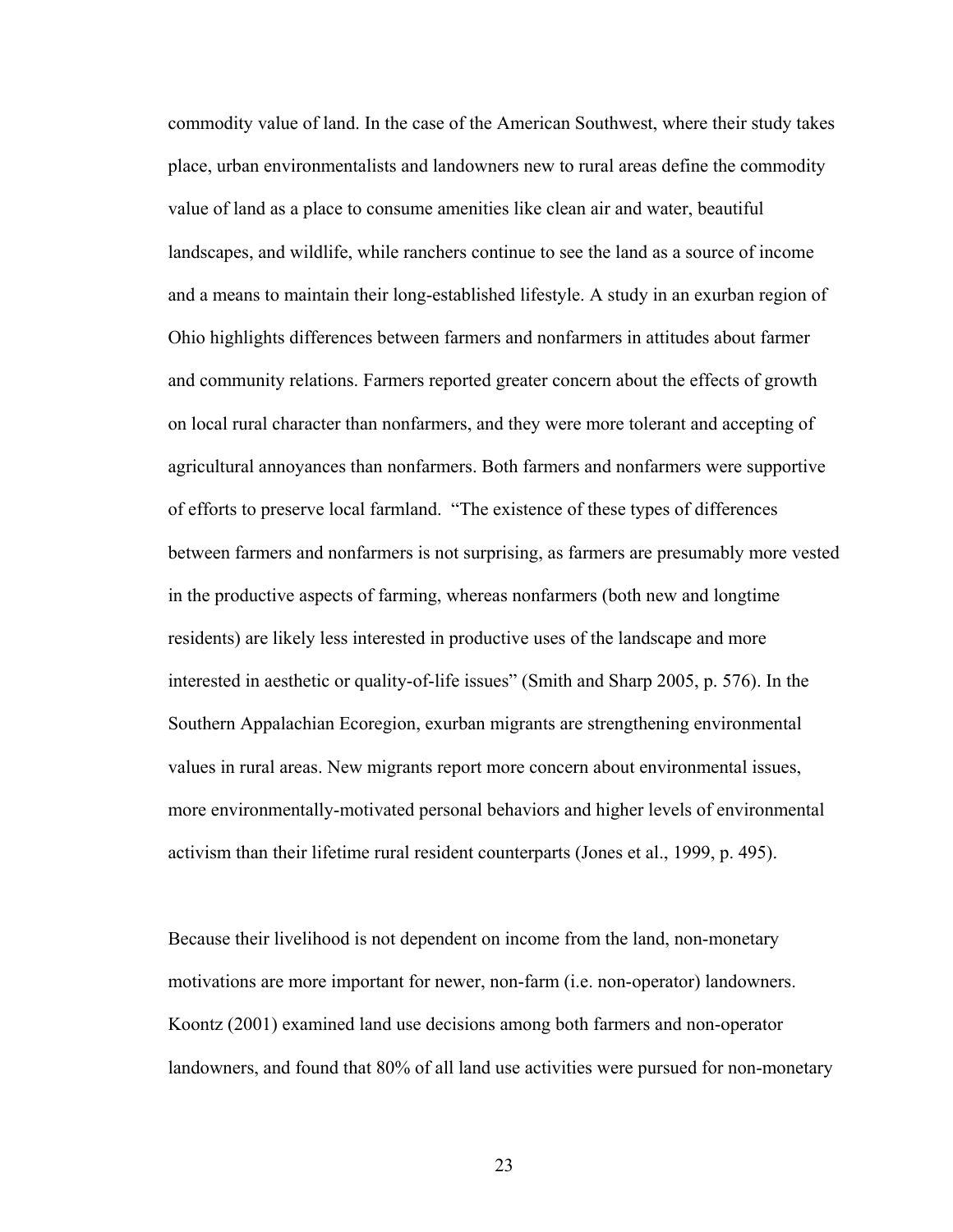commodity value of land. In the case of the American Southwest, where their study takes place, urban environmentalists and landowners new to rural areas define the commodity value of land as a place to consume amenities like clean air and water, beautiful landscapes, and wildlife, while ranchers continue to see the land as a source of income and a means to maintain their long-established lifestyle. A study in an exurban region of Ohio highlights differences between farmers and nonfarmers in attitudes about farmer and community relations. Farmers reported greater concern about the effects of growth on local rural character than nonfarmers, and they were more tolerant and accepting of agricultural annoyances than nonfarmers. Both farmers and nonfarmers were supportive of efforts to preserve local farmland. "The existence of these types of differences between farmers and nonfarmers is not surprising, as farmers are presumably more vested in the productive aspects of farming, whereas nonfarmers (both new and longtime residents) are likely less interested in productive uses of the landscape and more interested in aesthetic or quality-of-life issues" (Smith and Sharp 2005, p. 576). In the Southern Appalachian Ecoregion, exurban migrants are strengthening environmental values in rural areas. New migrants report more concern about environmental issues, more environmentally-motivated personal behaviors and higher levels of environmental activism than their lifetime rural resident counterparts (Jones et al., 1999, p. 495).

Because their livelihood is not dependent on income from the land, non-monetary motivations are more important for newer, non-farm (i.e. non-operator) landowners. Koontz (2001) examined land use decisions among both farmers and non-operator landowners, and found that 80% of all land use activities were pursued for non-monetary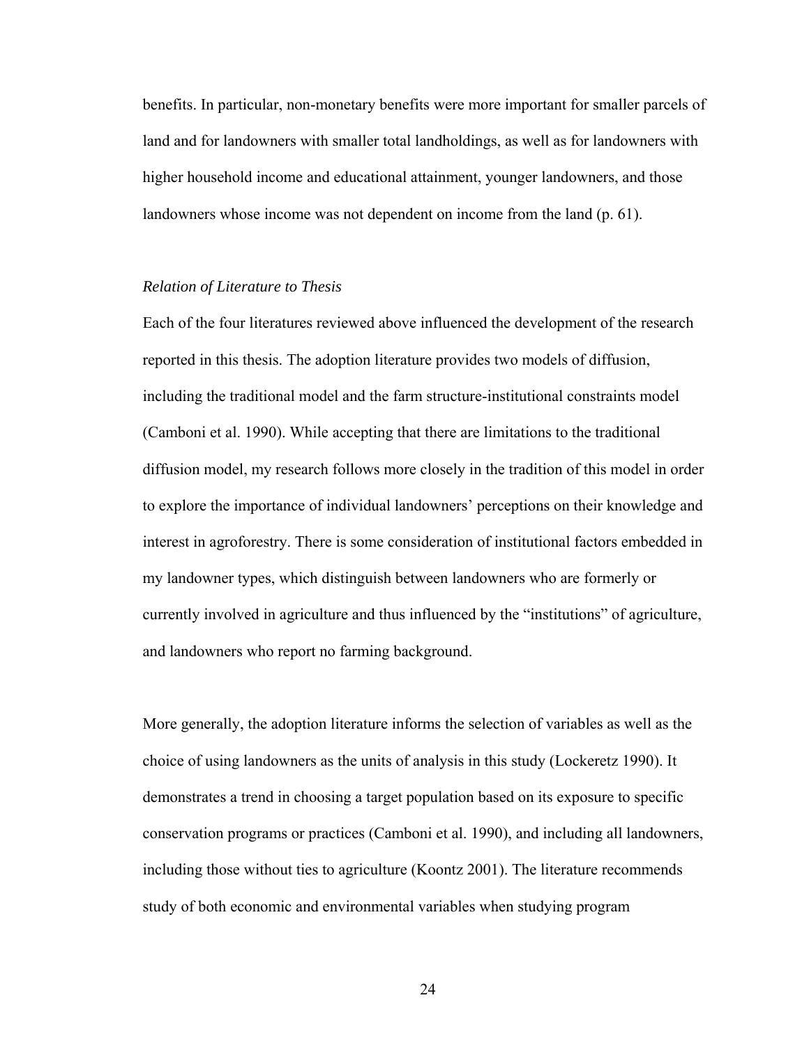benefits. In particular, non-monetary benefits were more important for smaller parcels of land and for landowners with smaller total landholdings, as well as for landowners with higher household income and educational attainment, younger landowners, and those landowners whose income was not dependent on income from the land (p. 61).

*Relation of Literature to Thesis*

Each of the four literatures reviewed above influenced the development of the research reported in this thesis. The adoption literature provides two models of diffusion, including the traditional model and the farm structure-institutional constraints model (Camboni et al. 1990). While accepting that there are limitations to the traditional diffusion model, my research follows more closely in the tradition of this model in order to explore the importance of individual landowners' perceptions on their knowledge and interest in agroforestry. There is some consideration of institutional factors embedded in my landowner types, which distinguish between landowners who are formerly or currently involved in agriculture and thus influenced by the "institutions" of agriculture, and landowners who report no farming background.

More generally, the adoption literature informs the selection of variables as well as the choice of using landowners as the units of analysis in this study (Lockeretz 1990). It demonstrates a trend in choosing a target population based on its exposure to specific conservation programs or practices (Camboni et al. 1990), and including all landowners, including those without ties to agriculture (Koontz 2001). The literature recommends study of both economic and environmental variables when studying program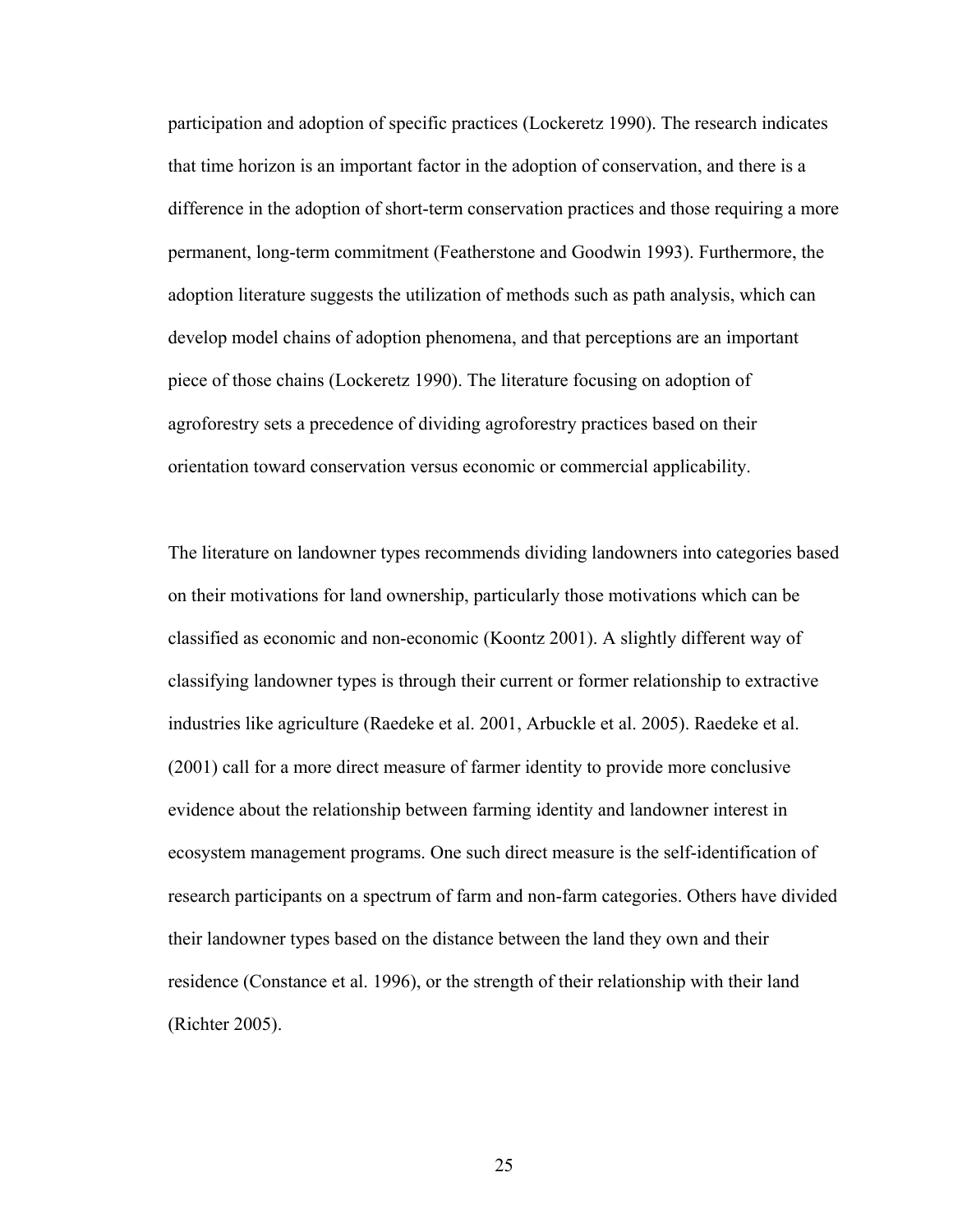participation and adoption of specific practices (Lockeretz 1990). The research indicates that time horizon is an important factor in the adoption of conservation, and there is a difference in the adoption of short-term conservation practices and those requiring a more permanent, long-term commitment (Featherstone and Goodwin 1993). Furthermore, the adoption literature suggests the utilization of methods such as path analysis, which can develop model chains of adoption phenomena, and that perceptions are an important piece of those chains (Lockeretz 1990). The literature focusing on adoption of agroforestry sets a precedence of dividing agroforestry practices based on their orientation toward conservation versus economic or commercial applicability.

The literature on landowner types recommends dividing landowners into categories based on their motivations for land ownership, particularly those motivations which can be classified as economic and non-economic (Koontz 2001). A slightly different way of classifying landowner types is through their current or former relationship to extractive industries like agriculture (Raedeke et al. 2001, Arbuckle et al. 2005). Raedeke et al. (2001) call for a more direct measure of farmer identity to provide more conclusive evidence about the relationship between farming identity and landowner interest in ecosystem management programs. One such direct measure is the self-identification of research participants on a spectrum of farm and non-farm categories. Others have divided their landowner types based on the distance between the land they own and their residence (Constance et al. 1996), or the strength of their relationship with their land (Richter 2005).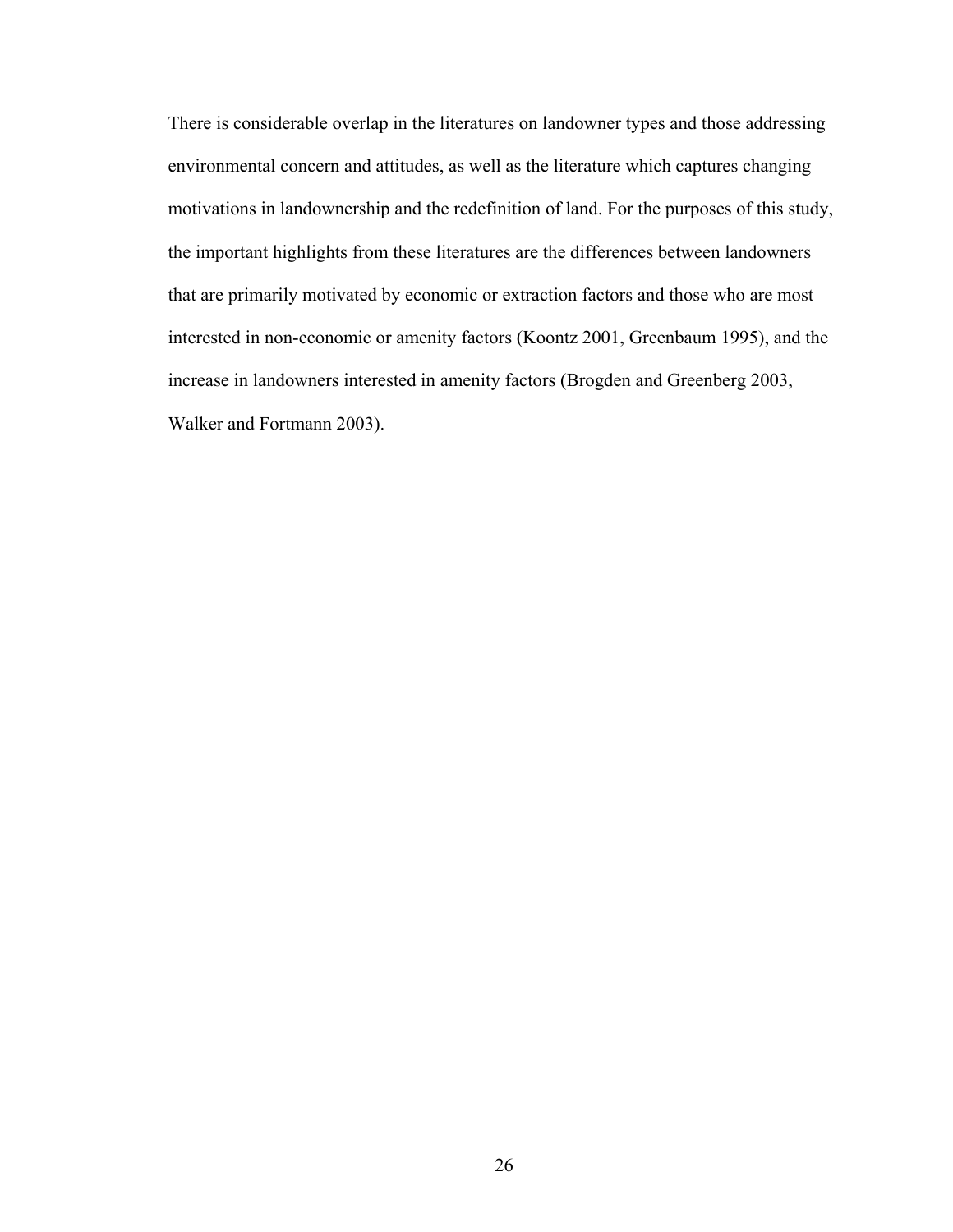There is considerable overlap in the literatures on landowner types and those addressing environmental concern and attitudes, as well as the literature which captures changing motivations in landownership and the redefinition of land. For the purposes of this study, the important highlights from these literatures are the differences between landowners that are primarily motivated by economic or extraction factors and those who are most interested in non-economic or amenity factors (Koontz 2001, Greenbaum 1995), and the increase in landowners interested in amenity factors (Brogden and Greenberg 2003, Walker and Fortmann 2003).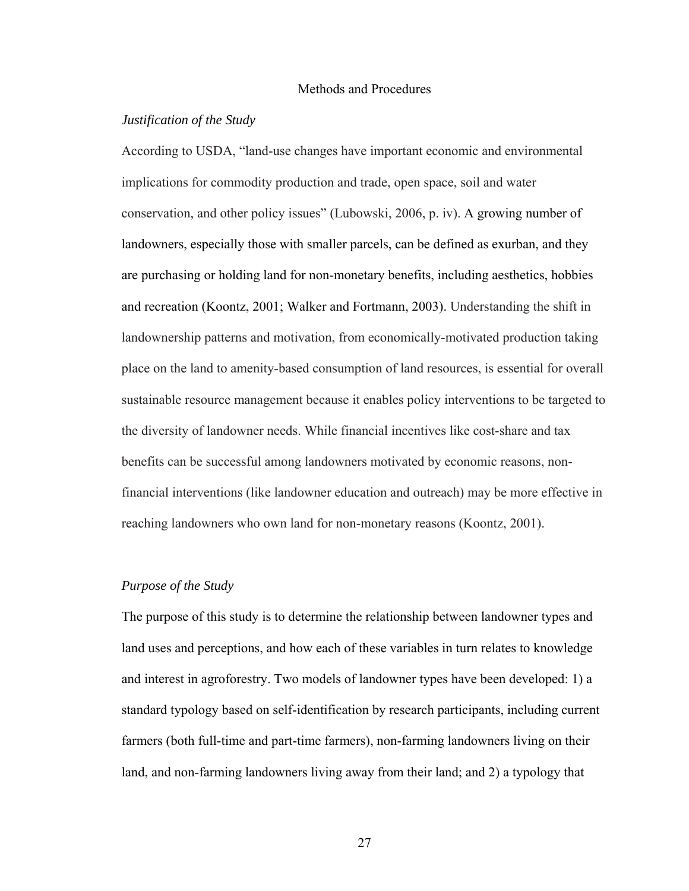# Methods and Procedures

## *Justification of the Study*

According to USDA, "land-use changes have important economic and environmental implications for commodity production and trade, open space, soil and water conservation, and other policy issues" (Lubowski, 2006, p. iv). A growing number of landowners, especially those with smaller parcels, can be defined as exurban, and they are purchasing or holding land for non-monetary benefits, including aesthetics, hobbies and recreation (Koontz, 2001; Walker and Fortmann, 2003). Understanding the shift in landownership patterns and motivation, from economically-motivated production taking place on the land to amenity-based consumption of land resources, is essential for overall sustainable resource management because it enables policy interventions to be targeted to the diversity of landowner needs. While financial incentives like cost-share and tax benefits can be successful among landowners motivated by economic reasons, non-financial interventions (like landowner education and outreach) may be more effective in reaching landowners who own land for non-monetary reasons (Koontz, 2001).

## *Purpose of the Study*

The purpose of this study is to determine the relationship between landowner types and land uses and perceptions, and how each of these variables in turn relates to knowledge and interest in agroforestry. Two models of landowner types have been developed: 1) a standard typology based on self-identification by research participants, including current farmers (both full-time and part-time farmers), non-farming landowners living on their land, and non-farming landowners living away from their land; and 2) a typology that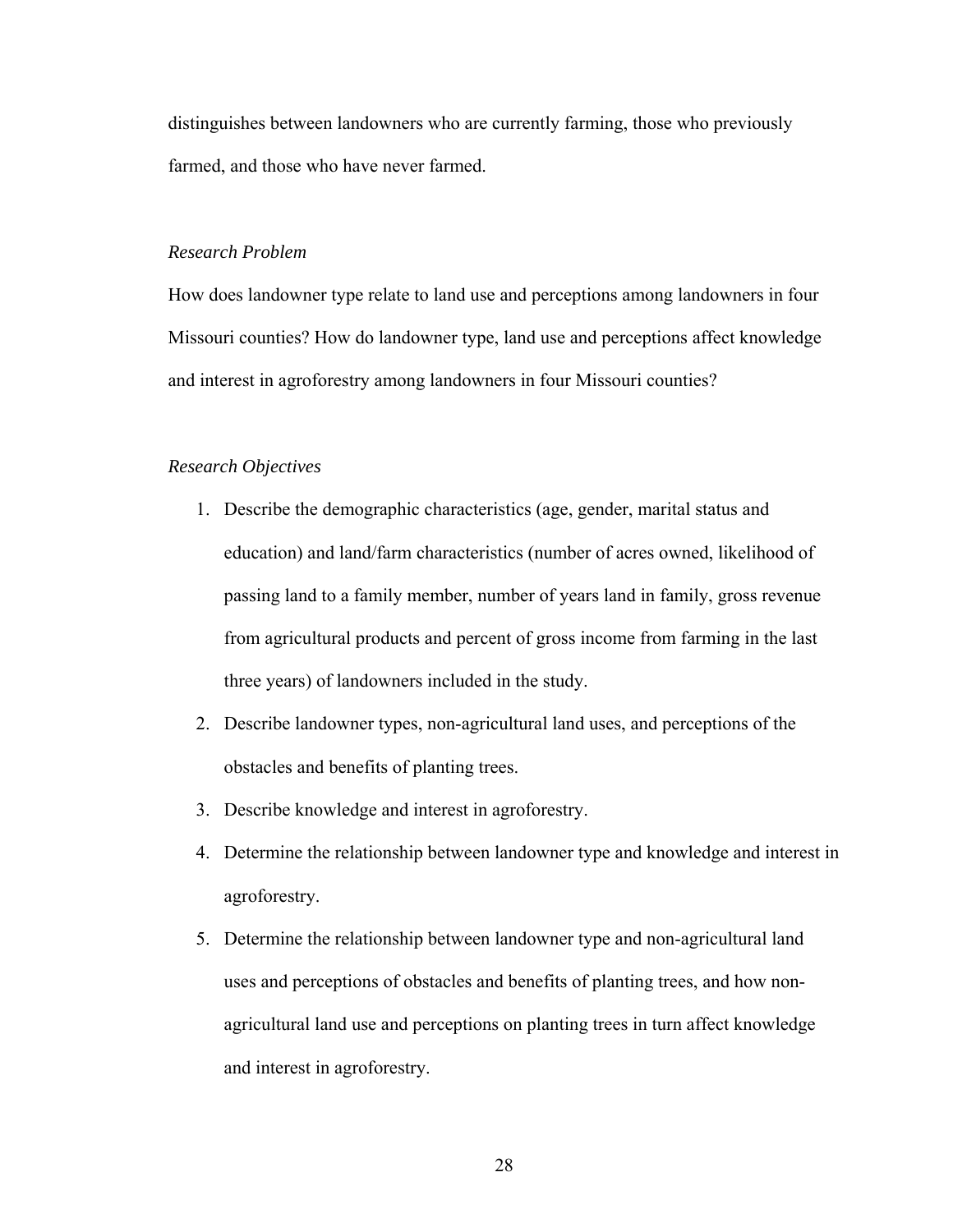distinguishes between landowners who are currently farming, those who previously farmed, and those who have never farmed.

*Research Problem*

How does landowner type relate to land use and perceptions among landowners in four Missouri counties? How do landowner type, land use and perceptions affect knowledge and interest in agroforestry among landowners in four Missouri counties?

*Research Objectives*

1. Describe the demographic characteristics (age, gender, marital status and education) and land/farm characteristics (number of acres owned, likelihood of passing land to a family member, number of years land in family, gross revenue from agricultural products and percent of gross income from farming in the last three years) of landowners included in the study.
2. Describe landowner types, non-agricultural land uses, and perceptions of the obstacles and benefits of planting trees.
3. Describe knowledge and interest in agroforestry.
4. Determine the relationship between landowner type and knowledge and interest in agroforestry.
5. Determine the relationship between landowner type and non-agricultural land uses and perceptions of obstacles and benefits of planting trees, and how non-agricultural land use and perceptions on planting trees in turn affect knowledge and interest in agroforestry.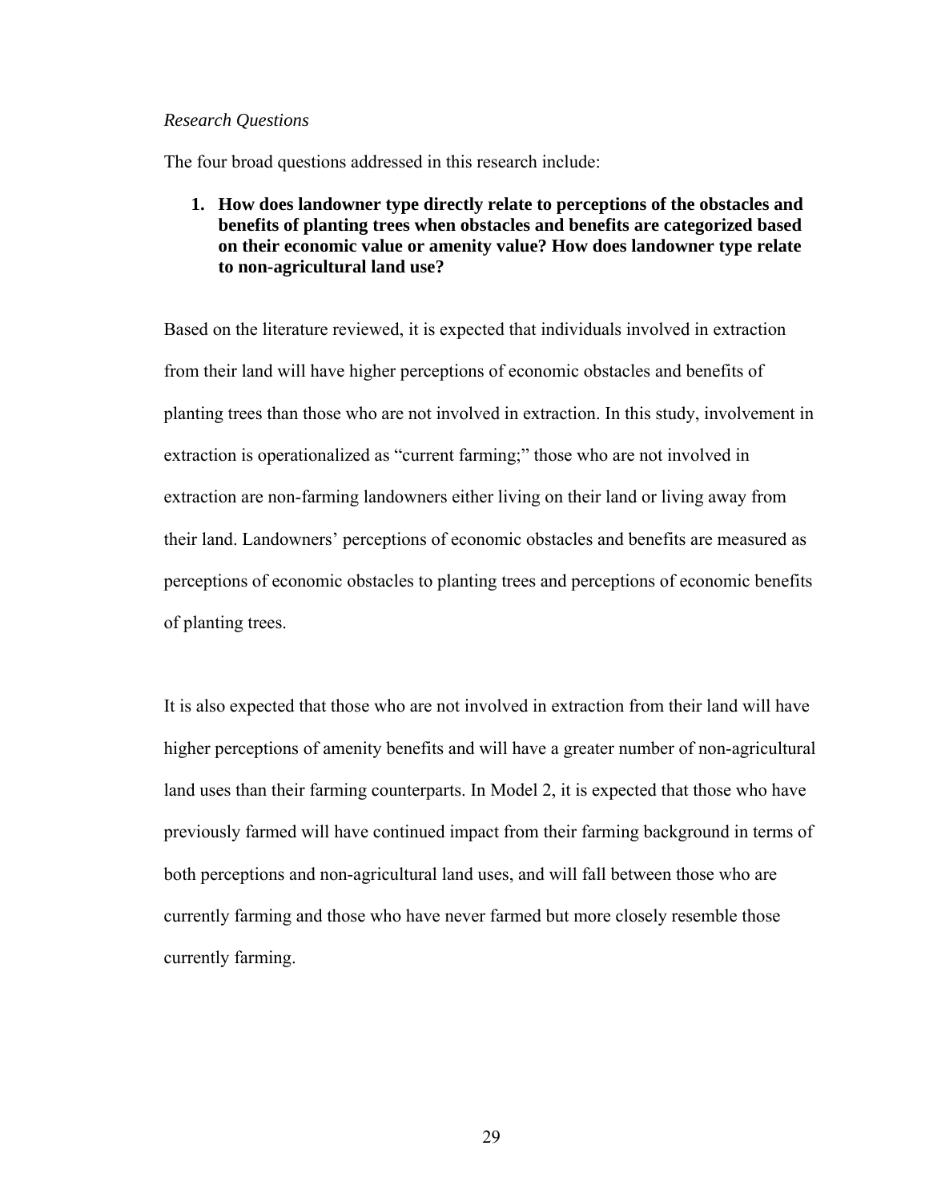*Research Questions*

The four broad questions addressed in this research include:

1. **How does landowner type directly relate to perceptions of the obstacles and benefits of planting trees when obstacles and benefits are categorized based on their economic value or amenity value? How does landowner type relate to non-agricultural land use?**

Based on the literature reviewed, it is expected that individuals involved in extraction from their land will have higher perceptions of economic obstacles and benefits of planting trees than those who are not involved in extraction. In this study, involvement in extraction is operationalized as "current farming;" those who are not involved in extraction are non-farming landowners either living on their land or living away from their land. Landowners' perceptions of economic obstacles and benefits are measured as perceptions of economic obstacles to planting trees and perceptions of economic benefits of planting trees.

It is also expected that those who are not involved in extraction from their land will have higher perceptions of amenity benefits and will have a greater number of non-agricultural land uses than their farming counterparts. In Model 2, it is expected that those who have previously farmed will have continued impact from their farming background in terms of both perceptions and non-agricultural land uses, and will fall between those who are currently farming and those who have never farmed but more closely resemble those currently farming.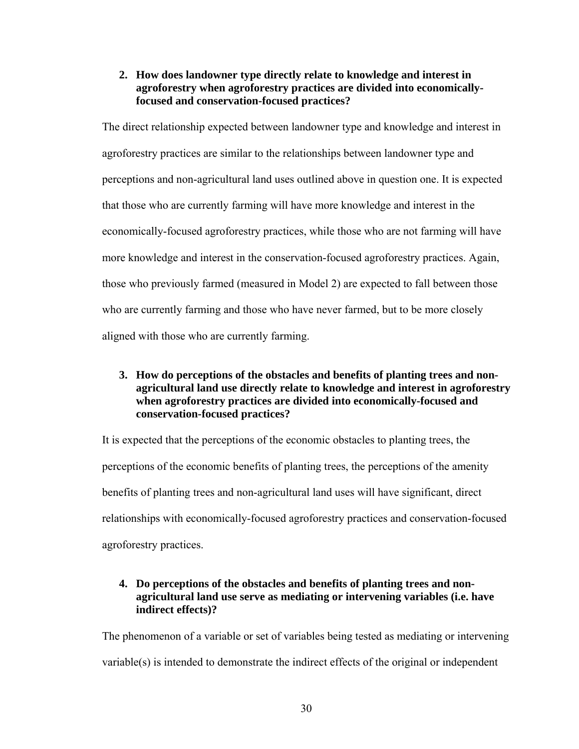2. **How does landowner type directly relate to knowledge and interest in agroforestry when agroforestry practices are divided into economically-focused and conservation-focused practices?**

The direct relationship expected between landowner type and knowledge and interest in agroforestry practices are similar to the relationships between landowner type and perceptions and non-agricultural land uses outlined above in question one. It is expected that those who are currently farming will have more knowledge and interest in the economically-focused agroforestry practices, while those who are not farming will have more knowledge and interest in the conservation-focused agroforestry practices. Again, those who previously farmed (measured in Model 2) are expected to fall between those who are currently farming and those who have never farmed, but to be more closely aligned with those who are currently farming.

3. **How do perceptions of the obstacles and benefits of planting trees and non-agricultural land use directly relate to knowledge and interest in agroforestry when agroforestry practices are divided into economically-focused and conservation-focused practices?**

It is expected that the perceptions of the economic obstacles to planting trees, the perceptions of the economic benefits of planting trees, the perceptions of the amenity benefits of planting trees and non-agricultural land uses will have significant, direct relationships with economically-focused agroforestry practices and conservation-focused agroforestry practices.

4. **Do perceptions of the obstacles and benefits of planting trees and non-agricultural land use serve as mediating or intervening variables (i.e. have indirect effects)?**

The phenomenon of a variable or set of variables being tested as mediating or intervening variable(s) is intended to demonstrate the indirect effects of the original or independent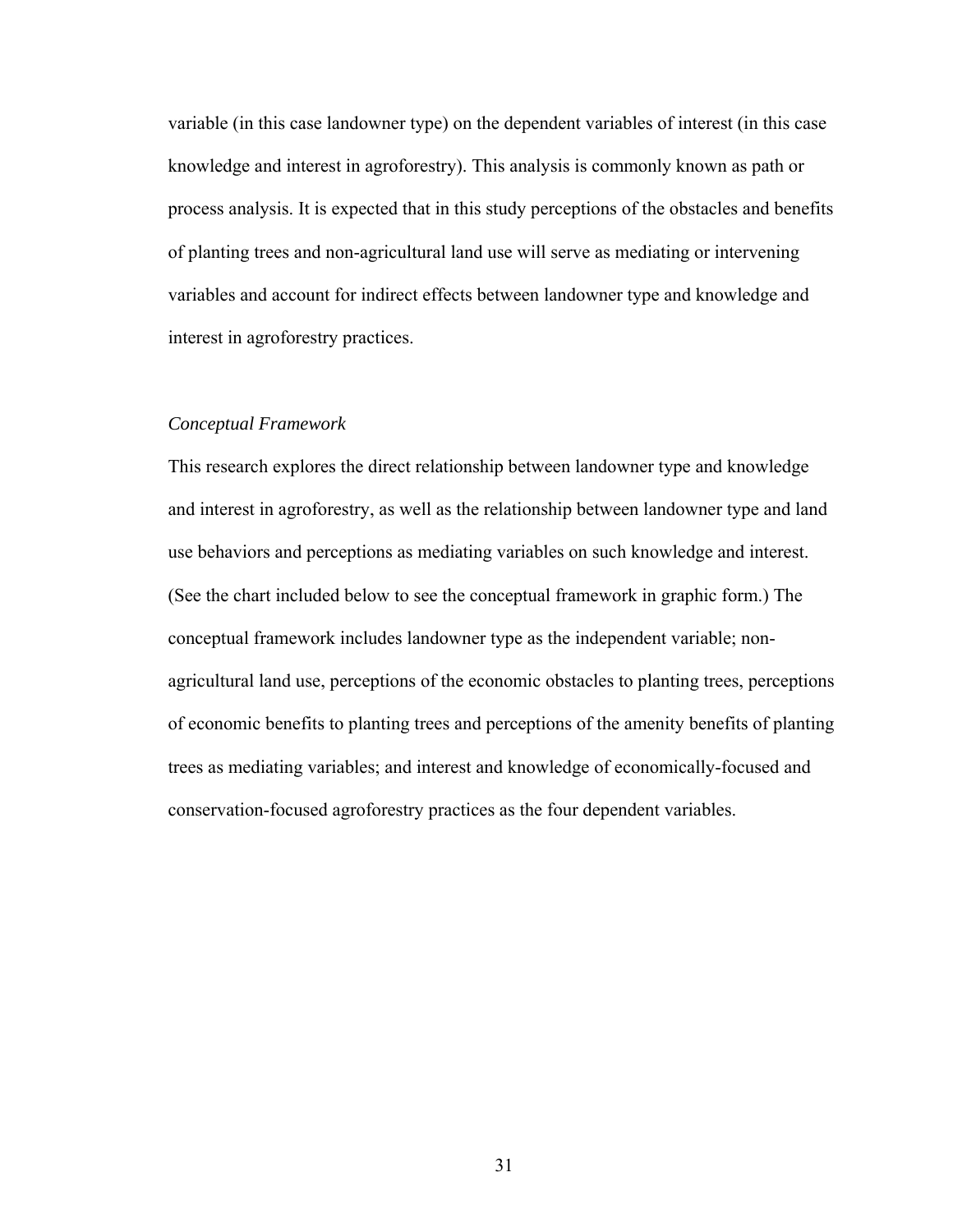variable (in this case landowner type) on the dependent variables of interest (in this case knowledge and interest in agroforestry). This analysis is commonly known as path or process analysis. It is expected that in this study perceptions of the obstacles and benefits of planting trees and non-agricultural land use will serve as mediating or intervening variables and account for indirect effects between landowner type and knowledge and interest in agroforestry practices.

*Conceptual Framework*

This research explores the direct relationship between landowner type and knowledge and interest in agroforestry, as well as the relationship between landowner type and land use behaviors and perceptions as mediating variables on such knowledge and interest. (See the chart included below to see the conceptual framework in graphic form.) The conceptual framework includes landowner type as the independent variable; non-agricultural land use, perceptions of the economic obstacles to planting trees, perceptions of economic benefits to planting trees and perceptions of the amenity benefits of planting trees as mediating variables; and interest and knowledge of economically-focused and conservation-focused agroforestry practices as the four dependent variables.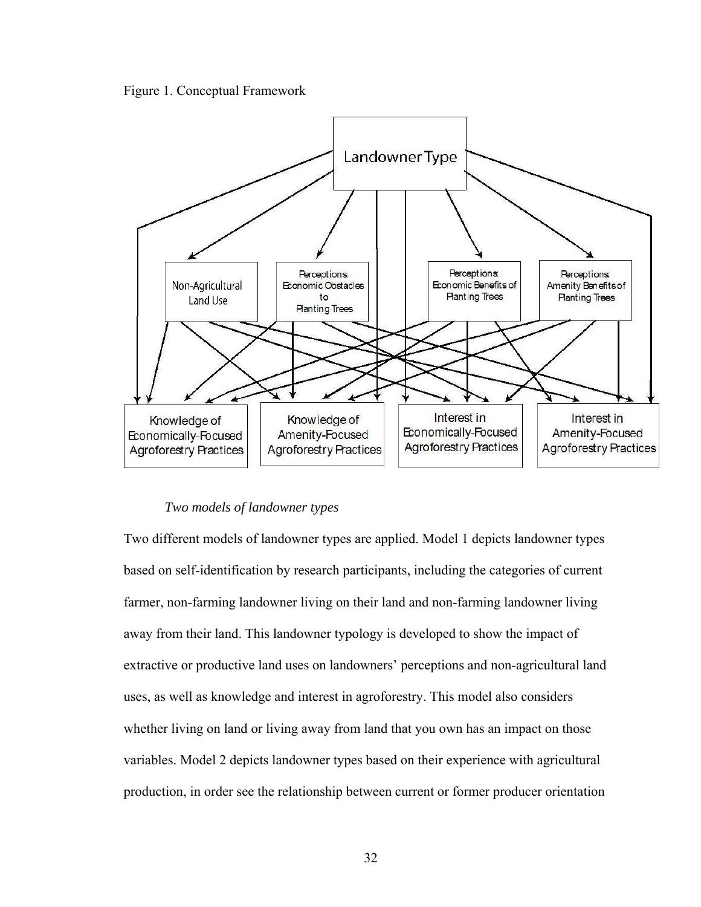Figure 1. Conceptual Framework

Landowner Type

Non-Agricultural Land Use

Perceptions: Economic Obstacles to Planting Trees

Perceptions: Economic Benefits of Planting Trees

Perceptions: Amenity Benefits of Planting Trees

Knowledge of Economically-Focused Agroforestry Practices

Knowledge of Amenity-Focused Agroforestry Practices

Interest in Economically-Focused Agroforestry Practices

Interest in Amenity-Focused Agroforestry Practices

*Two models of landowner types*

Two different models of landowner types are applied. Model 1 depicts landowner types based on self-identification by research participants, including the categories of current farmer, non-farming landowner living on their land and non-farming landowner living away from their land. This landowner typology is developed to show the impact of extractive or productive land uses on landowners' perceptions and non-agricultural land uses, as well as knowledge and interest in agroforestry. This model also considers whether living on land or living away from land that you own has an impact on those variables. Model 2 depicts landowner types based on their experience with agricultural production, in order see the relationship between current or former producer orientation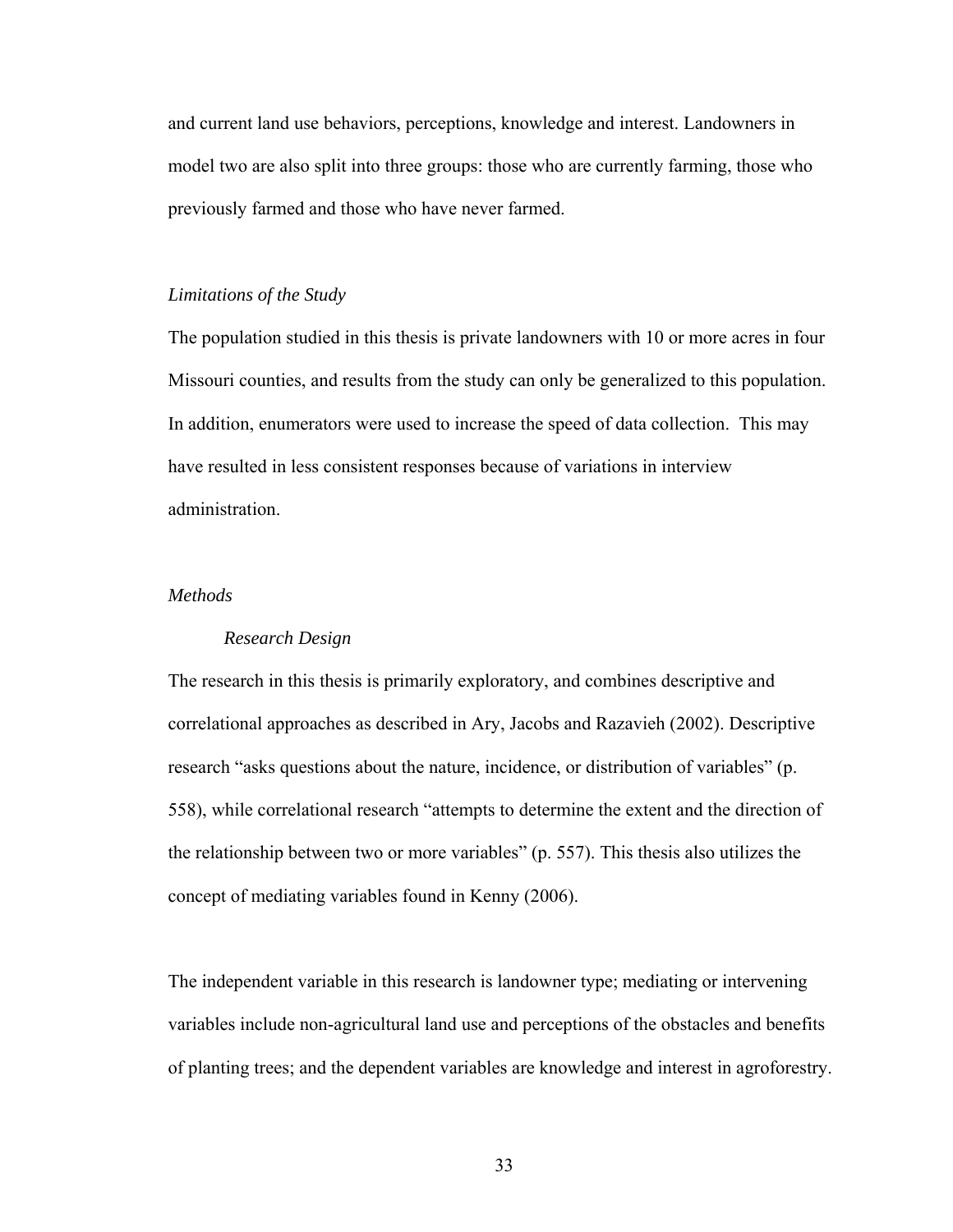and current land use behaviors, perceptions, knowledge and interest. Landowners in model two are also split into three groups: those who are currently farming, those who previously farmed and those who have never farmed.

### *Limitations of the Study*

The population studied in this thesis is private landowners with 10 or more acres in four Missouri counties, and results from the study can only be generalized to this population. In addition, enumerators were used to increase the speed of data collection. This may have resulted in less consistent responses because of variations in interview administration.

### *Methods*

#### *Research Design*

The research in this thesis is primarily exploratory, and combines descriptive and correlational approaches as described in Ary, Jacobs and Razavieh (2002). Descriptive research "asks questions about the nature, incidence, or distribution of variables" (p. 558), while correlational research "attempts to determine the extent and the direction of the relationship between two or more variables" (p. 557). This thesis also utilizes the concept of mediating variables found in Kenny (2006).

The independent variable in this research is landowner type; mediating or intervening variables include non-agricultural land use and perceptions of the obstacles and benefits of planting trees; and the dependent variables are knowledge and interest in agroforestry.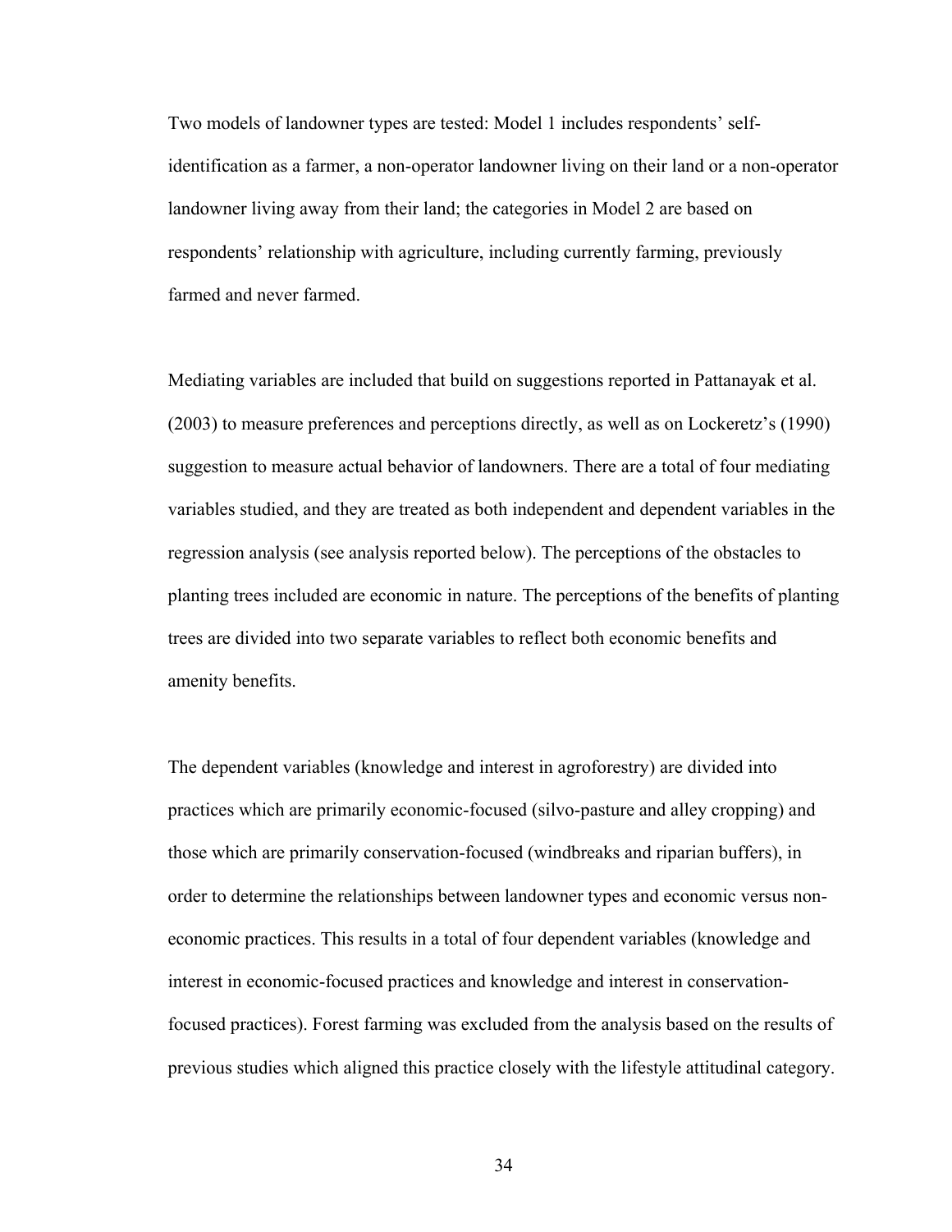Two models of landowner types are tested: Model 1 includes respondents' self-identification as a farmer, a non-operator landowner living on their land or a non-operator landowner living away from their land; the categories in Model 2 are based on respondents' relationship with agriculture, including currently farming, previously farmed and never farmed.

Mediating variables are included that build on suggestions reported in Pattanayak et al. (2003) to measure preferences and perceptions directly, as well as on Lockeretz's (1990) suggestion to measure actual behavior of landowners. There are a total of four mediating variables studied, and they are treated as both independent and dependent variables in the regression analysis (see analysis reported below). The perceptions of the obstacles to planting trees included are economic in nature. The perceptions of the benefits of planting trees are divided into two separate variables to reflect both economic benefits and amenity benefits.

The dependent variables (knowledge and interest in agroforestry) are divided into practices which are primarily economic-focused (silvo-pasture and alley cropping) and those which are primarily conservation-focused (windbreaks and riparian buffers), in order to determine the relationships between landowner types and economic versus non-economic practices. This results in a total of four dependent variables (knowledge and interest in economic-focused practices and knowledge and interest in conservation-focused practices). Forest farming was excluded from the analysis based on the results of previous studies which aligned this practice closely with the lifestyle attitudinal category.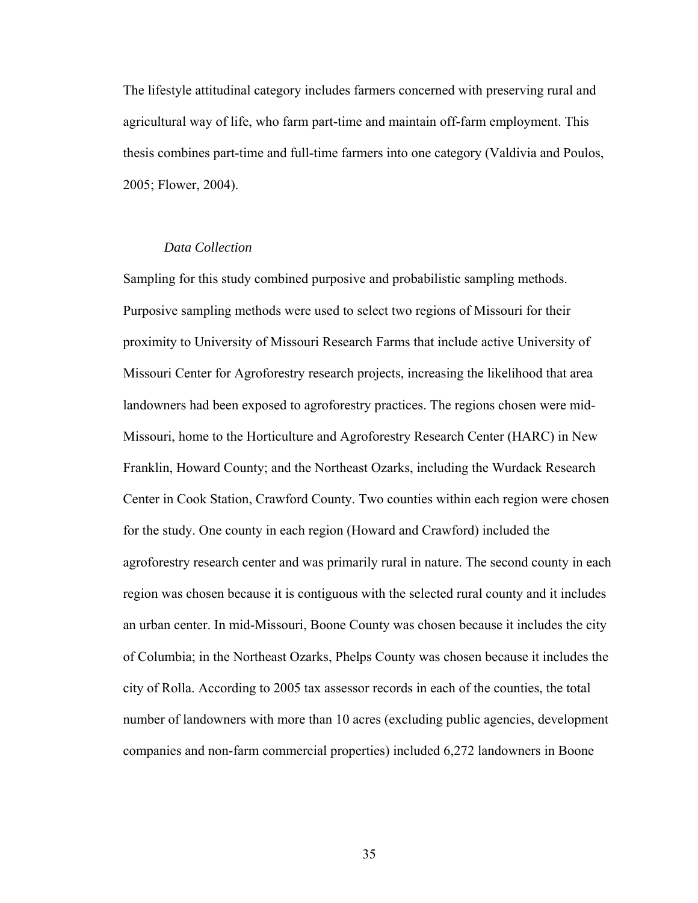The lifestyle attitudinal category includes farmers concerned with preserving rural and agricultural way of life, who farm part-time and maintain off-farm employment. This thesis combines part-time and full-time farmers into one category (Valdivia and Poulos, 2005; Flower, 2004).

### *Data Collection*

Sampling for this study combined purposive and probabilistic sampling methods. Purposive sampling methods were used to select two regions of Missouri for their proximity to University of Missouri Research Farms that include active University of Missouri Center for Agroforestry research projects, increasing the likelihood that area landowners had been exposed to agroforestry practices. The regions chosen were mid-Missouri, home to the Horticulture and Agroforestry Research Center (HARC) in New Franklin, Howard County; and the Northeast Ozarks, including the Wurdack Research Center in Cook Station, Crawford County. Two counties within each region were chosen for the study. One county in each region (Howard and Crawford) included the agroforestry research center and was primarily rural in nature. The second county in each region was chosen because it is contiguous with the selected rural county and it includes an urban center. In mid-Missouri, Boone County was chosen because it includes the city of Columbia; in the Northeast Ozarks, Phelps County was chosen because it includes the city of Rolla. According to 2005 tax assessor records in each of the counties, the total number of landowners with more than 10 acres (excluding public agencies, development companies and non-farm commercial properties) included 6,272 landowners in Boone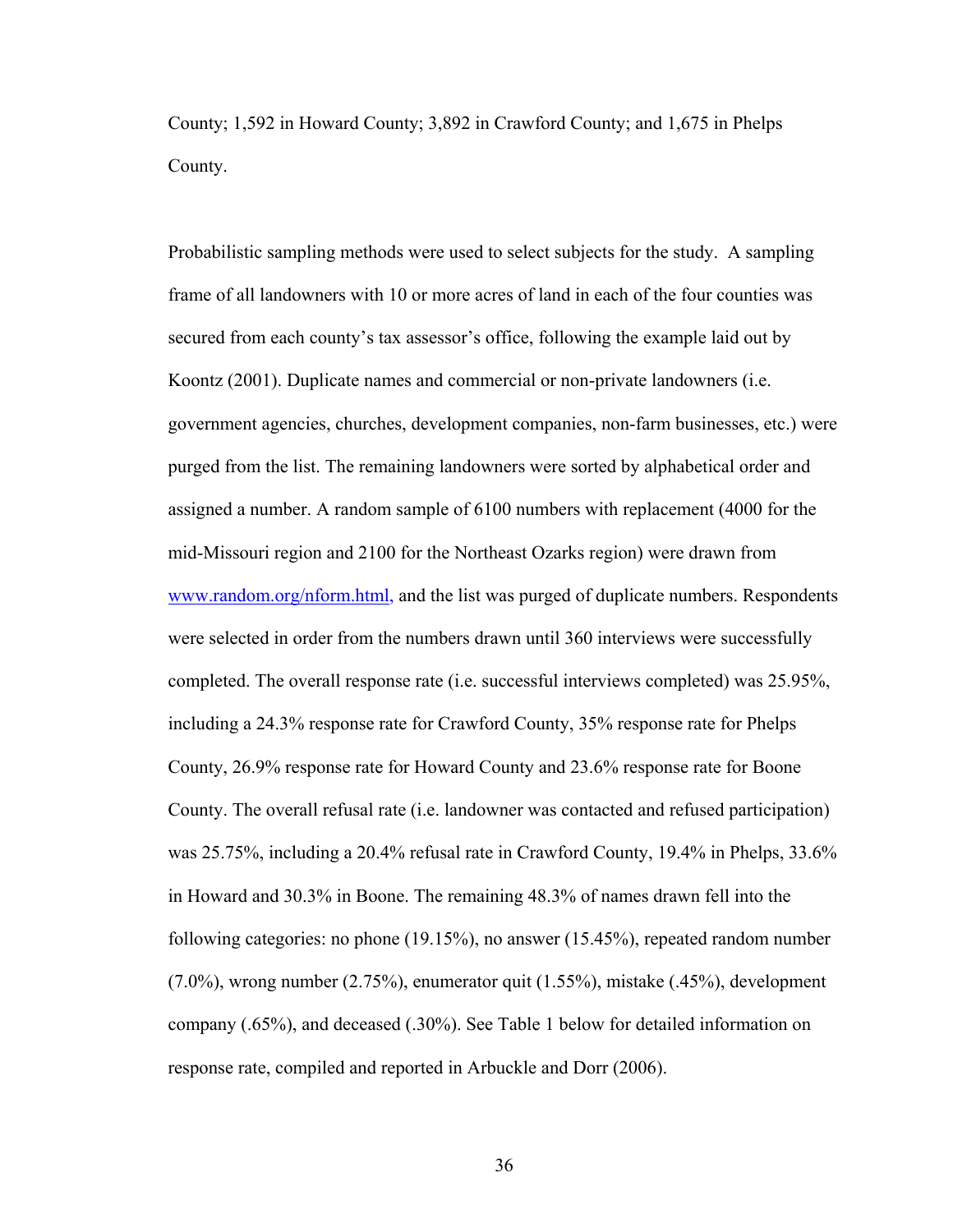County; 1,592 in Howard County; 3,892 in Crawford County; and 1,675 in Phelps County.

Probabilistic sampling methods were used to select subjects for the study. A sampling frame of all landowners with 10 or more acres of land in each of the four counties was secured from each county's tax assessor's office, following the example laid out by Koontz (2001). Duplicate names and commercial or non-private landowners (i.e. government agencies, churches, development companies, non-farm businesses, etc.) were purged from the list. The remaining landowners were sorted by alphabetical order and assigned a number. A random sample of 6100 numbers with replacement (4000 for the mid-Missouri region and 2100 for the Northeast Ozarks region) were drawn from www.random.org/nform.html, and the list was purged of duplicate numbers. Respondents were selected in order from the numbers drawn until 360 interviews were successfully completed. The overall response rate (i.e. successful interviews completed) was 25.95%, including a 24.3% response rate for Crawford County, 35% response rate for Phelps County, 26.9% response rate for Howard County and 23.6% response rate for Boone County. The overall refusal rate (i.e. landowner was contacted and refused participation) was 25.75%, including a 20.4% refusal rate in Crawford County, 19.4% in Phelps, 33.6% in Howard and 30.3% in Boone. The remaining 48.3% of names drawn fell into the following categories: no phone (19.15%), no answer (15.45%), repeated random number (7.0%), wrong number (2.75%), enumerator quit (1.55%), mistake (.45%), development company (.65%), and deceased (.30%). See Table 1 below for detailed information on response rate, compiled and reported in Arbuckle and Dorr (2006).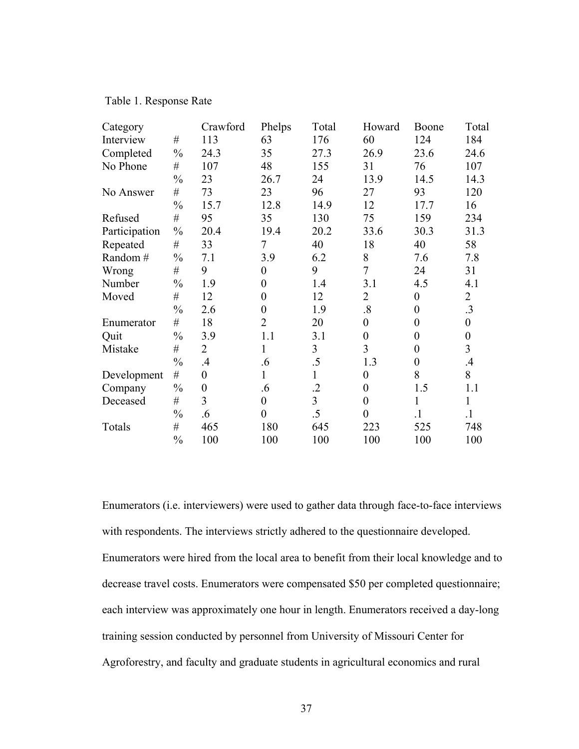Table 1. Response Rate

| Category | | Crawford | Phelps | Total | Howard | Boone | Total |
|---|---|---|---|---|---|---|---|
| Interview | # | 113 | 63 | 176 | 60 | 124 | 184 |
| Completed | % | 24.3 | 35 | 27.3 | 26.9 | 23.6 | 24.6 |
| No Phone | # | 107 | 48 | 155 | 31 | 76 | 107 |
| | % | 23 | 26.7 | 24 | 13.9 | 14.5 | 14.3 |
| No Answer | # | 73 | 23 | 96 | 27 | 93 | 120 |
| | % | 15.7 | 12.8 | 14.9 | 12 | 17.7 | 16 |
| Refused | # | 95 | 35 | 130 | 75 | 159 | 234 |
| Participation | % | 20.4 | 19.4 | 20.2 | 33.6 | 30.3 | 31.3 |
| Repeated | # | 33 | 7 | 40 | 18 | 40 | 58 |
| Random # | % | 7.1 | 3.9 | 6.2 | 8 | 7.6 | 7.8 |
| Wrong | # | 9 | 0 | 9 | 7 | 24 | 31 |
| Number | % | 1.9 | 0 | 1.4 | 3.1 | 4.5 | 4.1 |
| Moved | # | 12 | 0 | 12 | 2 | 0 | 2 |
| | % | 2.6 | 0 | 1.9 | .8 | 0 | .3 |
| Enumerator | # | 18 | 2 | 20 | 0 | 0 | 0 |
| Quit | % | 3.9 | 1.1 | 3.1 | 0 | 0 | 0 |
| Mistake | # | 2 | 1 | 3 | 3 | 0 | 3 |
| | % | .4 | .6 | .5 | 1.3 | 0 | .4 |
| Development | # | 0 | 1 | 1 | 0 | 8 | 8 |
| Company | % | 0 | .6 | .2 | 0 | 1.5 | 1.1 |
| Deceased | # | 3 | 0 | 3 | 0 | 1 | 1 |
| | % | .6 | 0 | .5 | 0 | .1 | .1 |
| Totals | # | 465 | 180 | 645 | 223 | 525 | 748 |
| | % | 100 | 100 | 100 | 100 | 100 | 100 |

Enumerators (i.e. interviewers) were used to gather data through face-to-face interviews with respondents. The interviews strictly adhered to the questionnaire developed. Enumerators were hired from the local area to benefit from their local knowledge and to decrease travel costs. Enumerators were compensated $50 per completed questionnaire; each interview was approximately one hour in length. Enumerators received a day-long training session conducted by personnel from University of Missouri Center for Agroforestry, and faculty and graduate students in agricultural economics and rural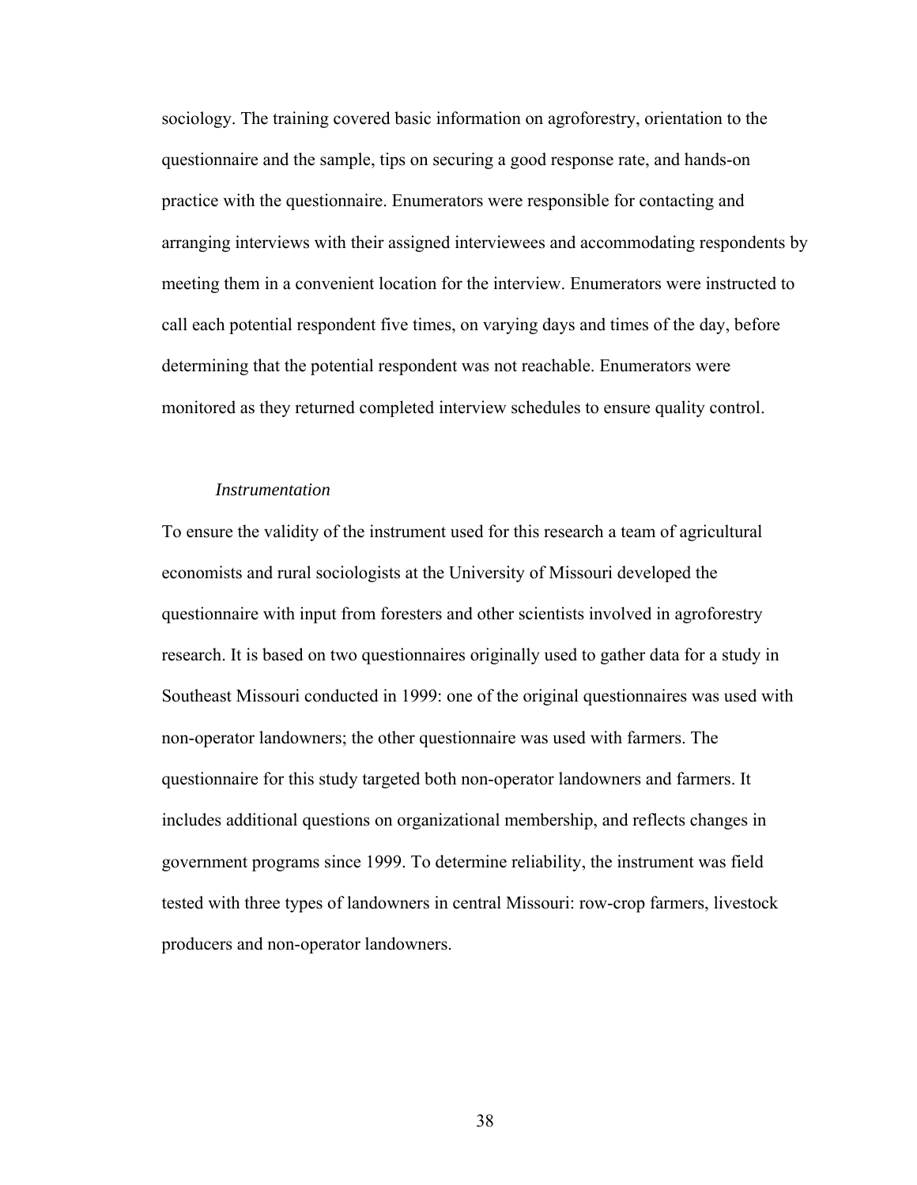sociology. The training covered basic information on agroforestry, orientation to the questionnaire and the sample, tips on securing a good response rate, and hands-on practice with the questionnaire. Enumerators were responsible for contacting and arranging interviews with their assigned interviewees and accommodating respondents by meeting them in a convenient location for the interview. Enumerators were instructed to call each potential respondent five times, on varying days and times of the day, before determining that the potential respondent was not reachable. Enumerators were monitored as they returned completed interview schedules to ensure quality control.

### *Instrumentation*

To ensure the validity of the instrument used for this research a team of agricultural economists and rural sociologists at the University of Missouri developed the questionnaire with input from foresters and other scientists involved in agroforestry research. It is based on two questionnaires originally used to gather data for a study in Southeast Missouri conducted in 1999: one of the original questionnaires was used with non-operator landowners; the other questionnaire was used with farmers. The questionnaire for this study targeted both non-operator landowners and farmers. It includes additional questions on organizational membership, and reflects changes in government programs since 1999. To determine reliability, the instrument was field tested with three types of landowners in central Missouri: row-crop farmers, livestock producers and non-operator landowners.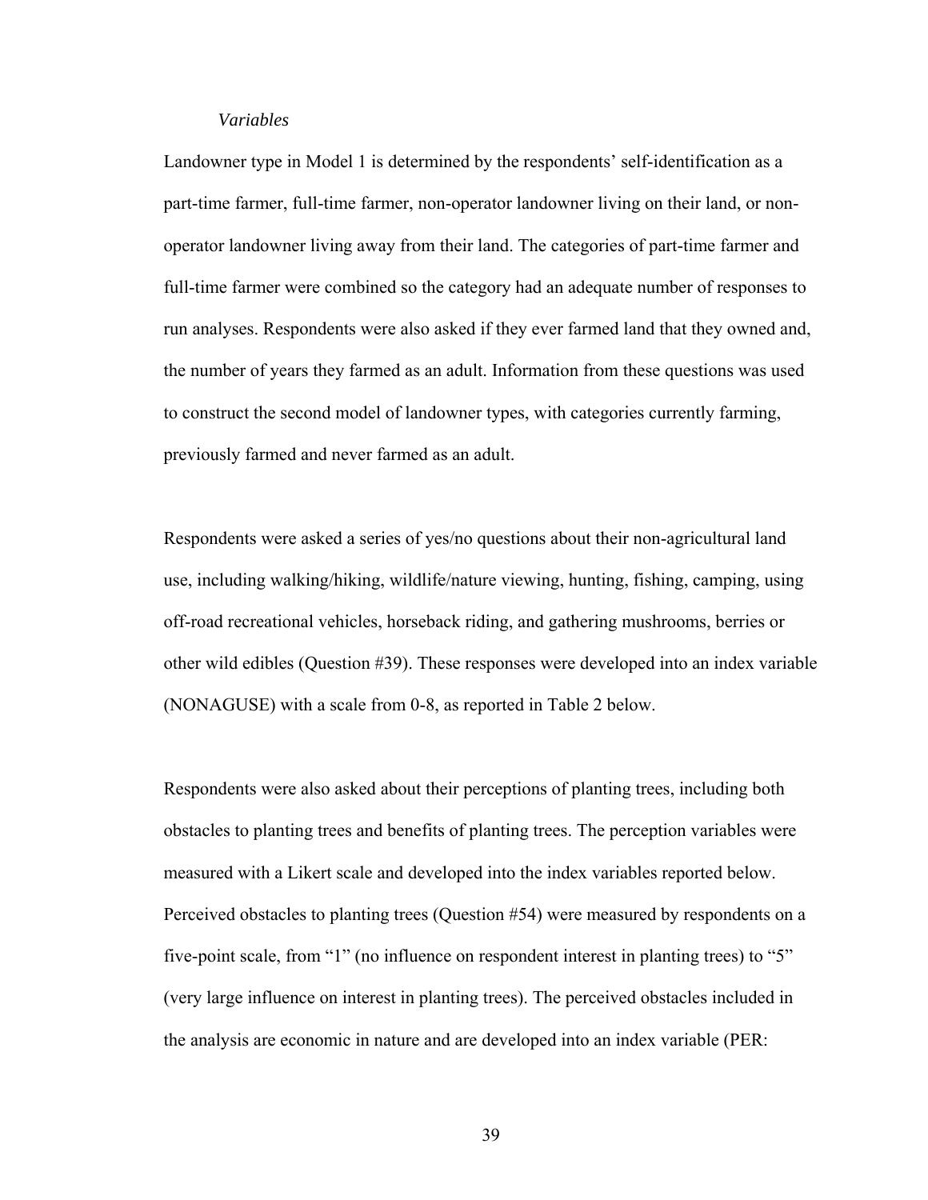*Variables*

Landowner type in Model 1 is determined by the respondents' self-identification as a part-time farmer, full-time farmer, non-operator landowner living on their land, or non-operator landowner living away from their land. The categories of part-time farmer and full-time farmer were combined so the category had an adequate number of responses to run analyses. Respondents were also asked if they ever farmed land that they owned and, the number of years they farmed as an adult. Information from these questions was used to construct the second model of landowner types, with categories currently farming, previously farmed and never farmed as an adult.

Respondents were asked a series of yes/no questions about their non-agricultural land use, including walking/hiking, wildlife/nature viewing, hunting, fishing, camping, using off-road recreational vehicles, horseback riding, and gathering mushrooms, berries or other wild edibles (Question #39). These responses were developed into an index variable (NONAGUSE) with a scale from 0-8, as reported in Table 2 below.

Respondents were also asked about their perceptions of planting trees, including both obstacles to planting trees and benefits of planting trees. The perception variables were measured with a Likert scale and developed into the index variables reported below. Perceived obstacles to planting trees (Question #54) were measured by respondents on a five-point scale, from "1" (no influence on respondent interest in planting trees) to "5" (very large influence on interest in planting trees). The perceived obstacles included in the analysis are economic in nature and are developed into an index variable (PER: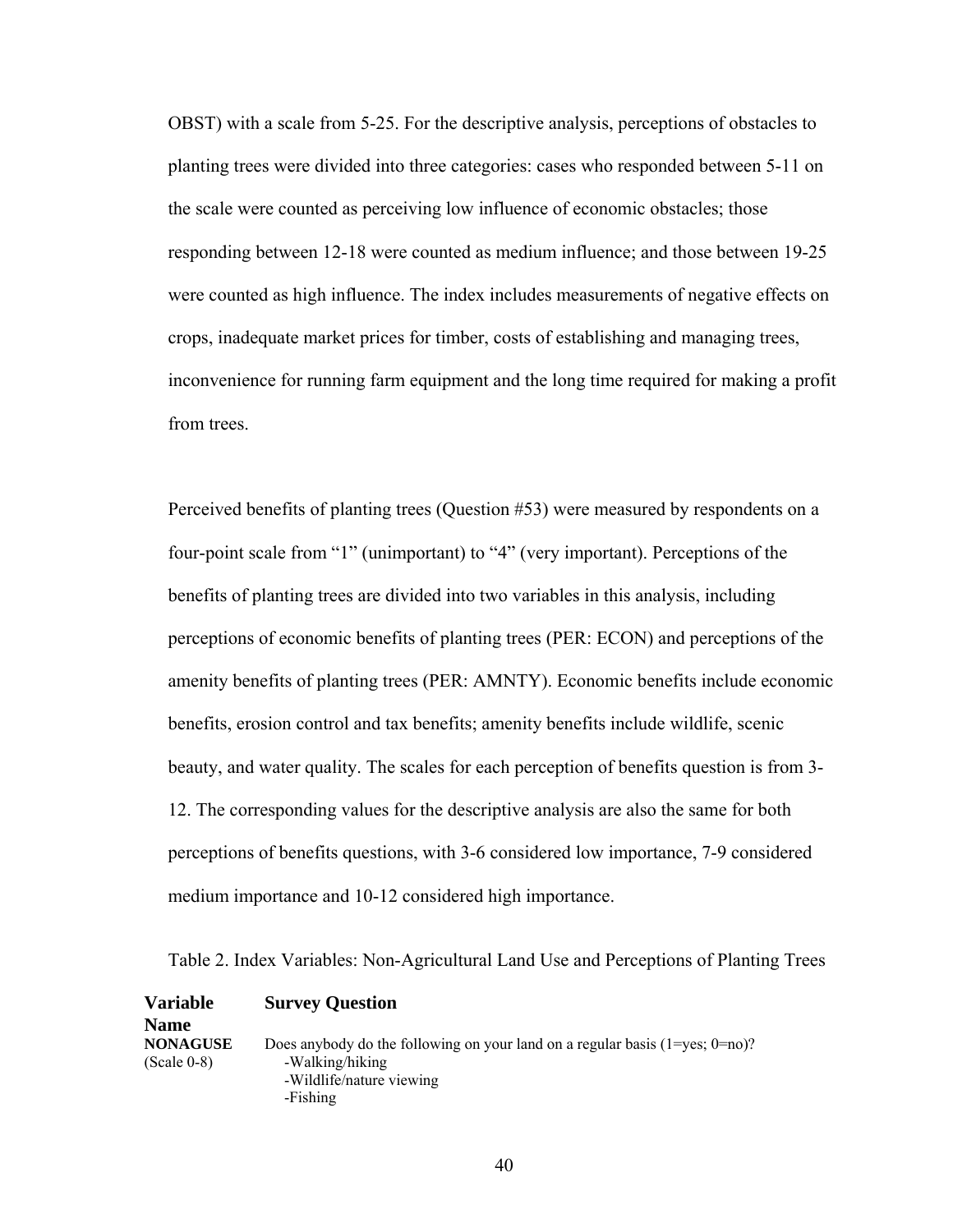OBST) with a scale from 5-25. For the descriptive analysis, perceptions of obstacles to planting trees were divided into three categories: cases who responded between 5-11 on the scale were counted as perceiving low influence of economic obstacles; those responding between 12-18 were counted as medium influence; and those between 19-25 were counted as high influence. The index includes measurements of negative effects on crops, inadequate market prices for timber, costs of establishing and managing trees, inconvenience for running farm equipment and the long time required for making a profit from trees.

Perceived benefits of planting trees (Question #53) were measured by respondents on a four-point scale from "1" (unimportant) to "4" (very important). Perceptions of the benefits of planting trees are divided into two variables in this analysis, including perceptions of economic benefits of planting trees (PER: ECON) and perceptions of the amenity benefits of planting trees (PER: AMNTY). Economic benefits include economic benefits, erosion control and tax benefits; amenity benefits include wildlife, scenic beauty, and water quality. The scales for each perception of benefits question is from 3-12. The corresponding values for the descriptive analysis are also the same for both perceptions of benefits questions, with 3-6 considered low importance, 7-9 considered medium importance and 10-12 considered high importance.

Table 2. Index Variables: Non-Agricultural Land Use and Perceptions of Planting Trees

| Variable Name | Survey Question |
|---|---|
| **NONAGUSE** (Scale 0-8) | Does anybody do the following on your land on a regular basis (1=yes; 0=no)? <br> -Walking/hiking <br> -Wildlife/nature viewing <br> -Fishing |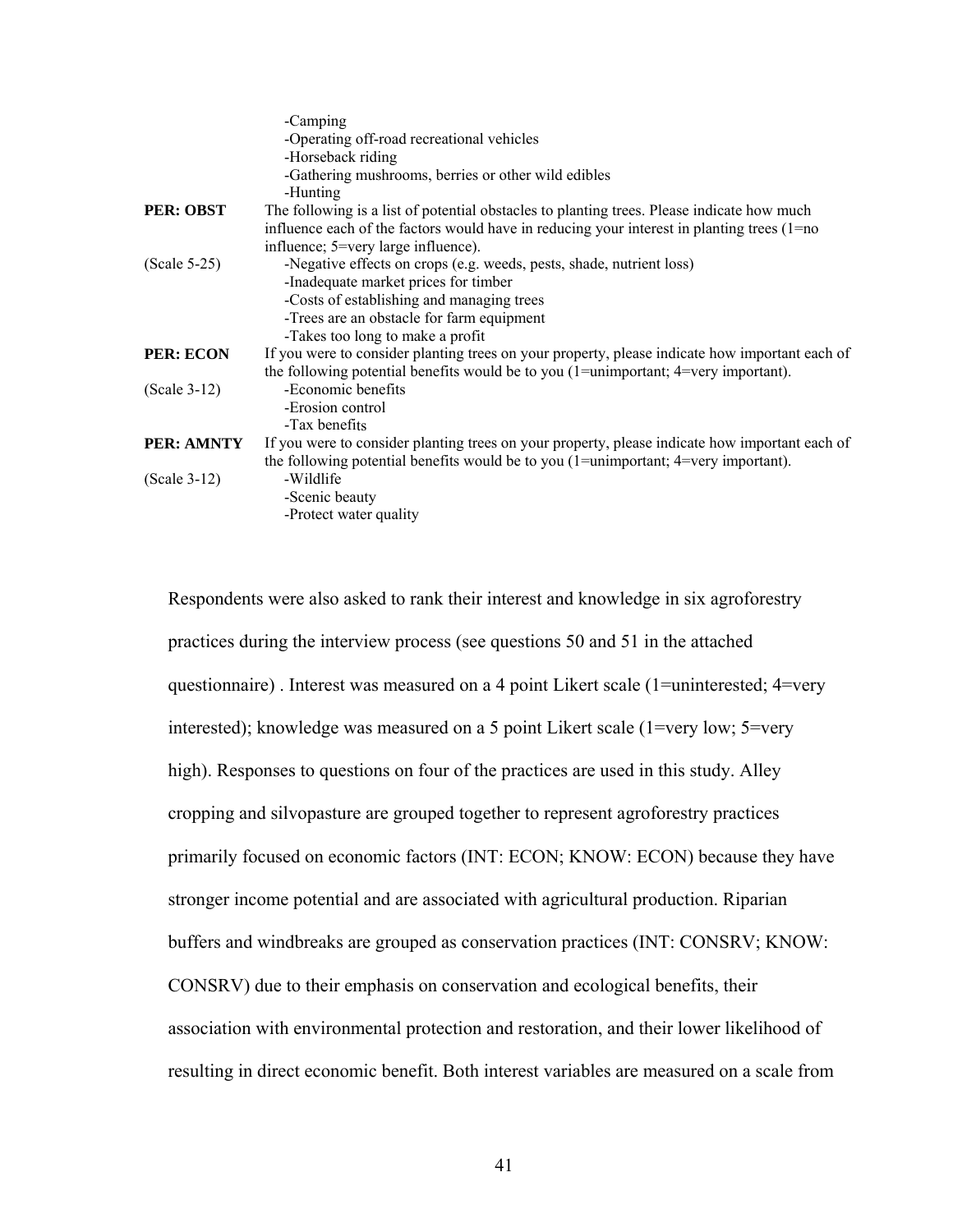| | |
|---|---|
| | -Camping<br>-Operating off-road recreational vehicles<br>-Horseback riding<br>-Gathering mushrooms, berries or other wild edibles<br>-Hunting |
| **PER: OBST**<br><br>(Scale 5-25) | The following is a list of potential obstacles to planting trees. Please indicate how much influence each of the factors would have in reducing your interest in planting trees (1=no influence; 5=very large influence).<br>-Negative effects on crops (e.g. weeds, pests, shade, nutrient loss)<br>-Inadequate market prices for timber<br>-Costs of establishing and managing trees<br>-Trees are an obstacle for farm equipment<br>-Takes too long to make a profit |
| **PER: ECON**<br><br>(Scale 3-12) | If you were to consider planting trees on your property, please indicate how important each of the following potential benefits would be to you (1=unimportant; 4=very important).<br>-Economic benefits<br>-Erosion control<br>-Tax benefits |
| **PER: AMNTY**<br><br>(Scale 3-12) | If you were to consider planting trees on your property, please indicate how important each of the following potential benefits would be to you (1=unimportant; 4=very important).<br>-Wildlife<br>-Scenic beauty<br>-Protect water quality |

Respondents were also asked to rank their interest and knowledge in six agroforestry practices during the interview process (see questions 50 and 51 in the attached questionnaire) . Interest was measured on a 4 point Likert scale (1=uninterested; 4=very interested); knowledge was measured on a 5 point Likert scale (1=very low; 5=very high). Responses to questions on four of the practices are used in this study. Alley cropping and silvopasture are grouped together to represent agroforestry practices primarily focused on economic factors (INT: ECON; KNOW: ECON) because they have stronger income potential and are associated with agricultural production. Riparian buffers and windbreaks are grouped as conservation practices (INT: CONSRV; KNOW: CONSRV) due to their emphasis on conservation and ecological benefits, their association with environmental protection and restoration, and their lower likelihood of resulting in direct economic benefit. Both interest variables are measured on a scale from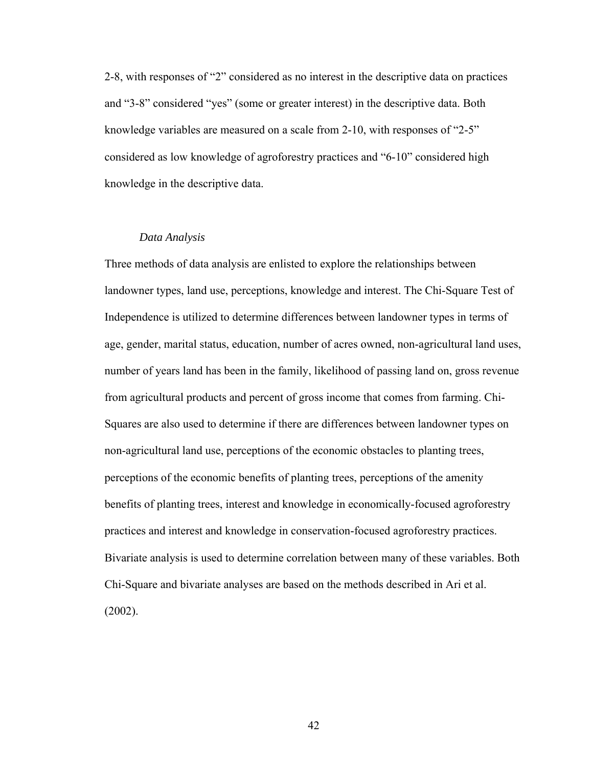2-8, with responses of "2" considered as no interest in the descriptive data on practices and "3-8" considered "yes" (some or greater interest) in the descriptive data. Both knowledge variables are measured on a scale from 2-10, with responses of "2-5" considered as low knowledge of agroforestry practices and "6-10" considered high knowledge in the descriptive data.

### *Data Analysis*

Three methods of data analysis are enlisted to explore the relationships between landowner types, land use, perceptions, knowledge and interest. The Chi-Square Test of Independence is utilized to determine differences between landowner types in terms of age, gender, marital status, education, number of acres owned, non-agricultural land uses, number of years land has been in the family, likelihood of passing land on, gross revenue from agricultural products and percent of gross income that comes from farming. Chi-Squares are also used to determine if there are differences between landowner types on non-agricultural land use, perceptions of the economic obstacles to planting trees, perceptions of the economic benefits of planting trees, perceptions of the amenity benefits of planting trees, interest and knowledge in economically-focused agroforestry practices and interest and knowledge in conservation-focused agroforestry practices. Bivariate analysis is used to determine correlation between many of these variables. Both Chi-Square and bivariate analyses are based on the methods described in Ari et al. (2002).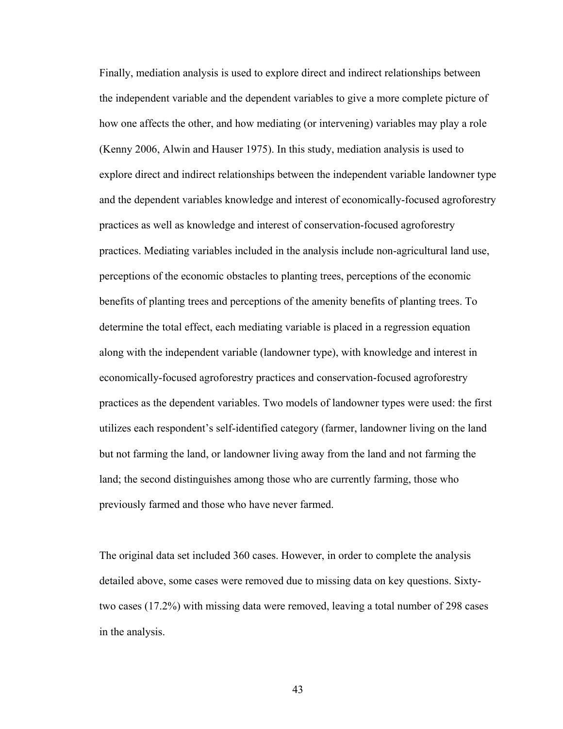Finally, mediation analysis is used to explore direct and indirect relationships between the independent variable and the dependent variables to give a more complete picture of how one affects the other, and how mediating (or intervening) variables may play a role (Kenny 2006, Alwin and Hauser 1975). In this study, mediation analysis is used to explore direct and indirect relationships between the independent variable landowner type and the dependent variables knowledge and interest of economically-focused agroforestry practices as well as knowledge and interest of conservation-focused agroforestry practices. Mediating variables included in the analysis include non-agricultural land use, perceptions of the economic obstacles to planting trees, perceptions of the economic benefits of planting trees and perceptions of the amenity benefits of planting trees. To determine the total effect, each mediating variable is placed in a regression equation along with the independent variable (landowner type), with knowledge and interest in economically-focused agroforestry practices and conservation-focused agroforestry practices as the dependent variables. Two models of landowner types were used: the first utilizes each respondent's self-identified category (farmer, landowner living on the land but not farming the land, or landowner living away from the land and not farming the land; the second distinguishes among those who are currently farming, those who previously farmed and those who have never farmed.

The original data set included 360 cases. However, in order to complete the analysis detailed above, some cases were removed due to missing data on key questions. Sixty-two cases (17.2%) with missing data were removed, leaving a total number of 298 cases in the analysis.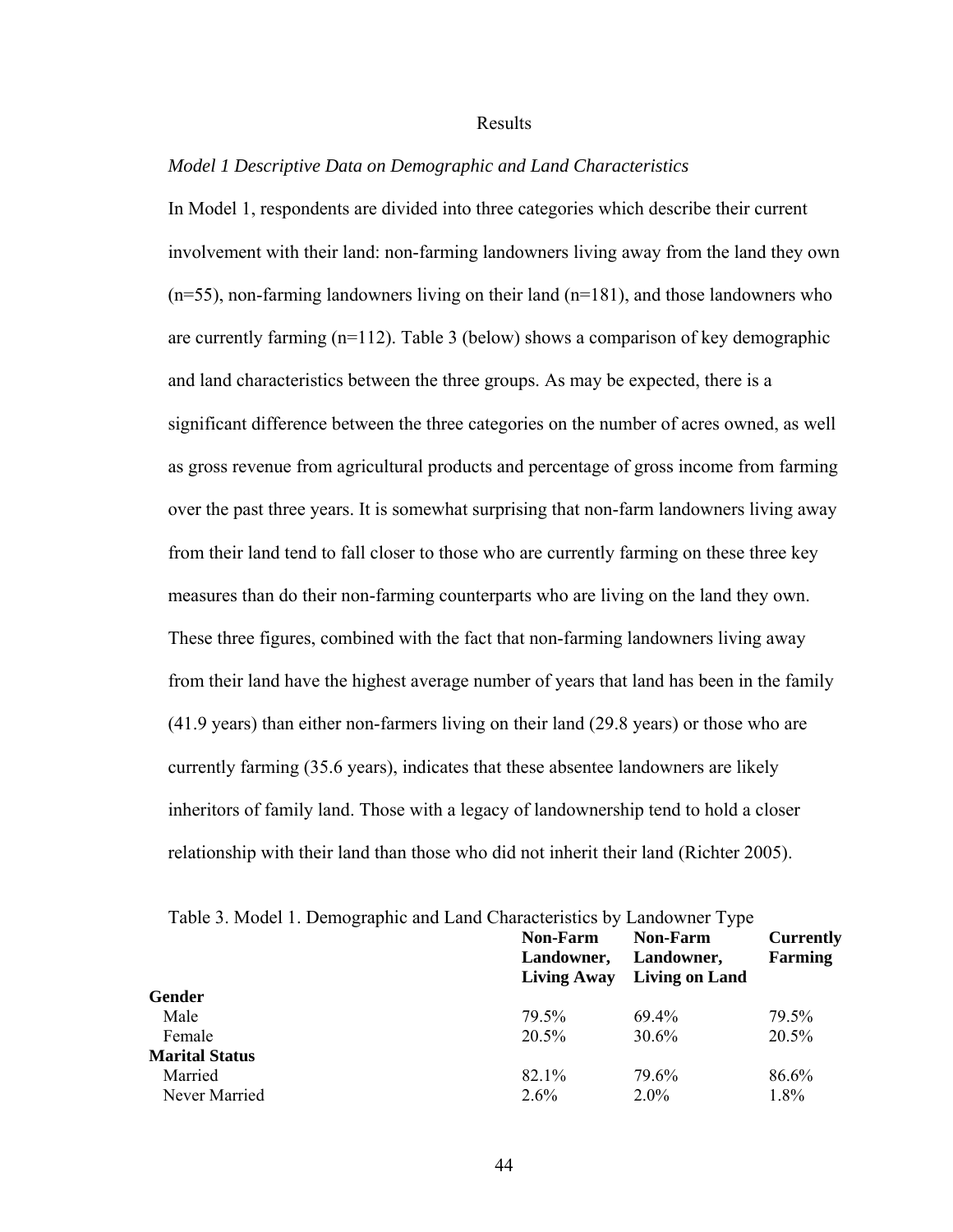# Results

*Model 1 Descriptive Data on Demographic and Land Characteristics*

In Model 1, respondents are divided into three categories which describe their current involvement with their land: non-farming landowners living away from the land they own (n=55), non-farming landowners living on their land (n=181), and those landowners who are currently farming (n=112). Table 3 (below) shows a comparison of key demographic and land characteristics between the three groups. As may be expected, there is a significant difference between the three categories on the number of acres owned, as well as gross revenue from agricultural products and percentage of gross income from farming over the past three years. It is somewhat surprising that non-farm landowners living away from their land tend to fall closer to those who are currently farming on these three key measures than do their non-farming counterparts who are living on the land they own. These three figures, combined with the fact that non-farming landowners living away from their land have the highest average number of years that land has been in the family (41.9 years) than either non-farmers living on their land (29.8 years) or those who are currently farming (35.6 years), indicates that these absentee landowners are likely inheritors of family land. Those with a legacy of landownership tend to hold a closer relationship with their land than those who did not inherit their land (Richter 2005).

Table 3. Model 1. Demographic and Land Characteristics by Landowner Type

| | Non-Farm Landowner, Living Away | Non-Farm Landowner, Living on Land | Currently Farming |
|---|---|---|---|
| **Gender** | | | |
| Male | 79.5% | 69.4% | 79.5% |
| Female | 20.5% | 30.6% | 20.5% |
| **Marital Status** | | | |
| Married | 82.1% | 79.6% | 86.6% |
| Never Married | 2.6% | 2.0% | 1.8% |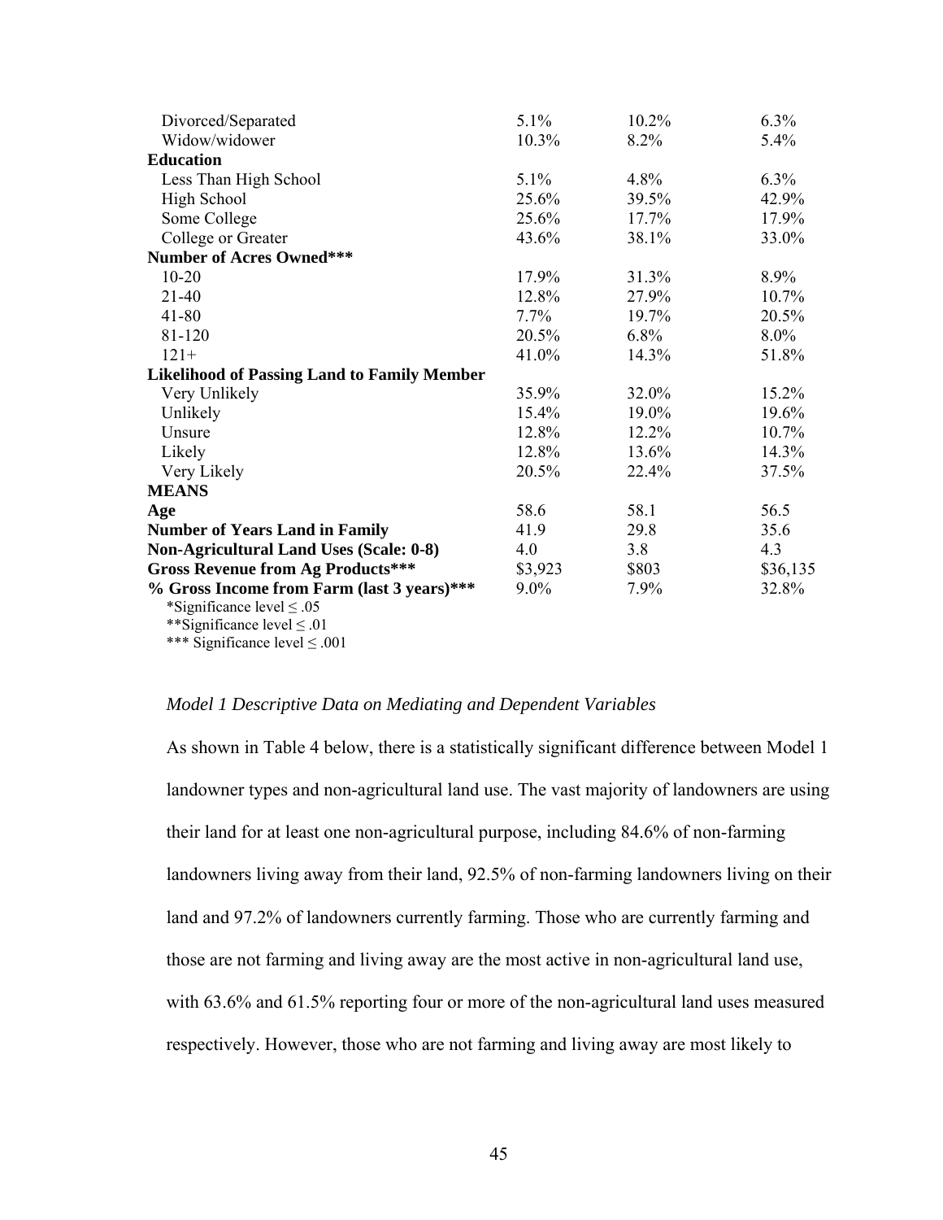| | | | |
|---|---|---|---|
| Divorced/Separated | 5.1% | 10.2% | 6.3% |
| Widow/widower | 10.3% | 8.2% | 5.4% |
| **Education** | | | |
| Less Than High School | 5.1% | 4.8% | 6.3% |
| High School | 25.6% | 39.5% | 42.9% |
| Some College | 25.6% | 17.7% | 17.9% |
| College or Greater | 43.6% | 38.1% | 33.0% |
| **Number of Acres Owned***** | | | |
| 10-20 | 17.9% | 31.3% | 8.9% |
| 21-40 | 12.8% | 27.9% | 10.7% |
| 41-80 | 7.7% | 19.7% | 20.5% |
| 81-120 | 20.5% | 6.8% | 8.0% |
| 121+ | 41.0% | 14.3% | 51.8% |
| **Likelihood of Passing Land to Family Member** | | | |
| Very Unlikely | 35.9% | 32.0% | 15.2% |
| Unlikely | 15.4% | 19.0% | 19.6% |
| Unsure | 12.8% | 12.2% | 10.7% |
| Likely | 12.8% | 13.6% | 14.3% |
| Very Likely | 20.5% | 22.4% | 37.5% |
| **MEANS** | | | |
| **Age** | 58.6 | 58.1 | 56.5 |
| **Number of Years Land in Family** | 41.9 | 29.8 | 35.6 |
| **Non-Agricultural Land Uses (Scale: 0-8)** | 4.0 | 3.8 | 4.3 |
| **Gross Revenue from Ag Products***** | $3,923 | $803 | $36,135 |
| **% Gross Income from Farm (last 3 years)***** | 9.0% | 7.9% | 32.8% |

*Significance level ≤ .05
**Significance level ≤ .01
*** Significance level ≤ .001

*Model 1 Descriptive Data on Mediating and Dependent Variables*

As shown in Table 4 below, there is a statistically significant difference between Model 1 landowner types and non-agricultural land use. The vast majority of landowners are using their land for at least one non-agricultural purpose, including 84.6% of non-farming landowners living away from their land, 92.5% of non-farming landowners living on their land and 97.2% of landowners currently farming. Those who are currently farming and those are not farming and living away are the most active in non-agricultural land use, with 63.6% and 61.5% reporting four or more of the non-agricultural land uses measured respectively. However, those who are not farming and living away are most likely to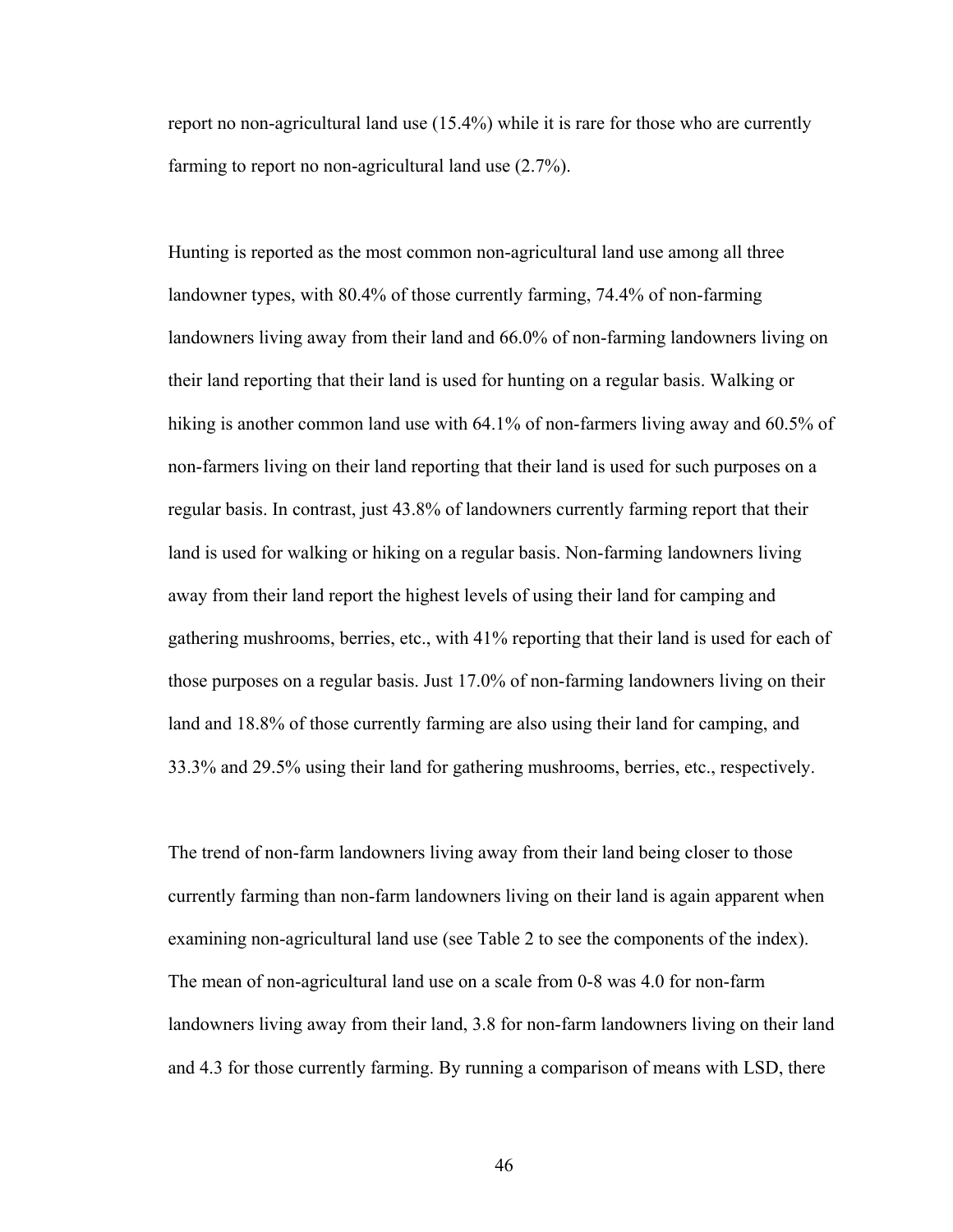report no non-agricultural land use (15.4%) while it is rare for those who are currently farming to report no non-agricultural land use (2.7%).

Hunting is reported as the most common non-agricultural land use among all three landowner types, with 80.4% of those currently farming, 74.4% of non-farming landowners living away from their land and 66.0% of non-farming landowners living on their land reporting that their land is used for hunting on a regular basis. Walking or hiking is another common land use with 64.1% of non-farmers living away and 60.5% of non-farmers living on their land reporting that their land is used for such purposes on a regular basis. In contrast, just 43.8% of landowners currently farming report that their land is used for walking or hiking on a regular basis. Non-farming landowners living away from their land report the highest levels of using their land for camping and gathering mushrooms, berries, etc., with 41% reporting that their land is used for each of those purposes on a regular basis. Just 17.0% of non-farming landowners living on their land and 18.8% of those currently farming are also using their land for camping, and 33.3% and 29.5% using their land for gathering mushrooms, berries, etc., respectively.

The trend of non-farm landowners living away from their land being closer to those currently farming than non-farm landowners living on their land is again apparent when examining non-agricultural land use (see Table 2 to see the components of the index). The mean of non-agricultural land use on a scale from 0-8 was 4.0 for non-farm landowners living away from their land, 3.8 for non-farm landowners living on their land and 4.3 for those currently farming. By running a comparison of means with LSD, there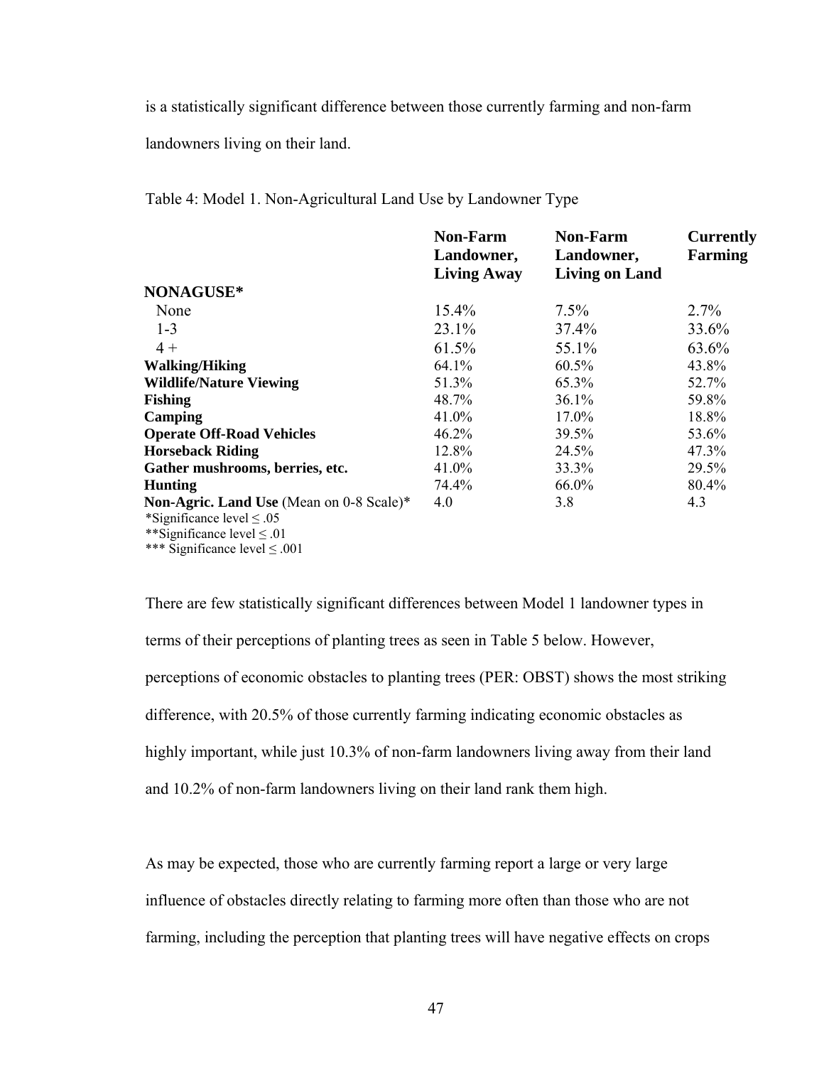is a statistically significant difference between those currently farming and non-farm landowners living on their land.

Table 4: Model 1. Non-Agricultural Land Use by Landowner Type

| | **Non-Farm Landowner, Living Away** | **Non-Farm Landowner, Living on Land** | **Currently Farming** |
|---|---|---|---|
| **NONAGUSE*** | | | |
| None | 15.4% | 7.5% | 2.7% |
| 1-3 | 23.1% | 37.4% | 33.6% |
| 4 + | 61.5% | 55.1% | 63.6% |
| **Walking/Hiking** | 64.1% | 60.5% | 43.8% |
| **Wildlife/Nature Viewing** | 51.3% | 65.3% | 52.7% |
| **Fishing** | 48.7% | 36.1% | 59.8% |
| **Camping** | 41.0% | 17.0% | 18.8% |
| **Operate Off-Road Vehicles** | 46.2% | 39.5% | 53.6% |
| **Horseback Riding** | 12.8% | 24.5% | 47.3% |
| **Gather mushrooms, berries, etc.** | 41.0% | 33.3% | 29.5% |
| **Hunting** | 74.4% | 66.0% | 80.4% |
| **Non-Agric. Land Use** (Mean on 0-8 Scale)* | 4.0 | 3.8 | 4.3 |

*Significance level ≤ .05
**Significance level ≤ .01
*** Significance level ≤ .001

There are few statistically significant differences between Model 1 landowner types in terms of their perceptions of planting trees as seen in Table 5 below. However, perceptions of economic obstacles to planting trees (PER: OBST) shows the most striking difference, with 20.5% of those currently farming indicating economic obstacles as highly important, while just 10.3% of non-farm landowners living away from their land and 10.2% of non-farm landowners living on their land rank them high.

As may be expected, those who are currently farming report a large or very large influence of obstacles directly relating to farming more often than those who are not farming, including the perception that planting trees will have negative effects on crops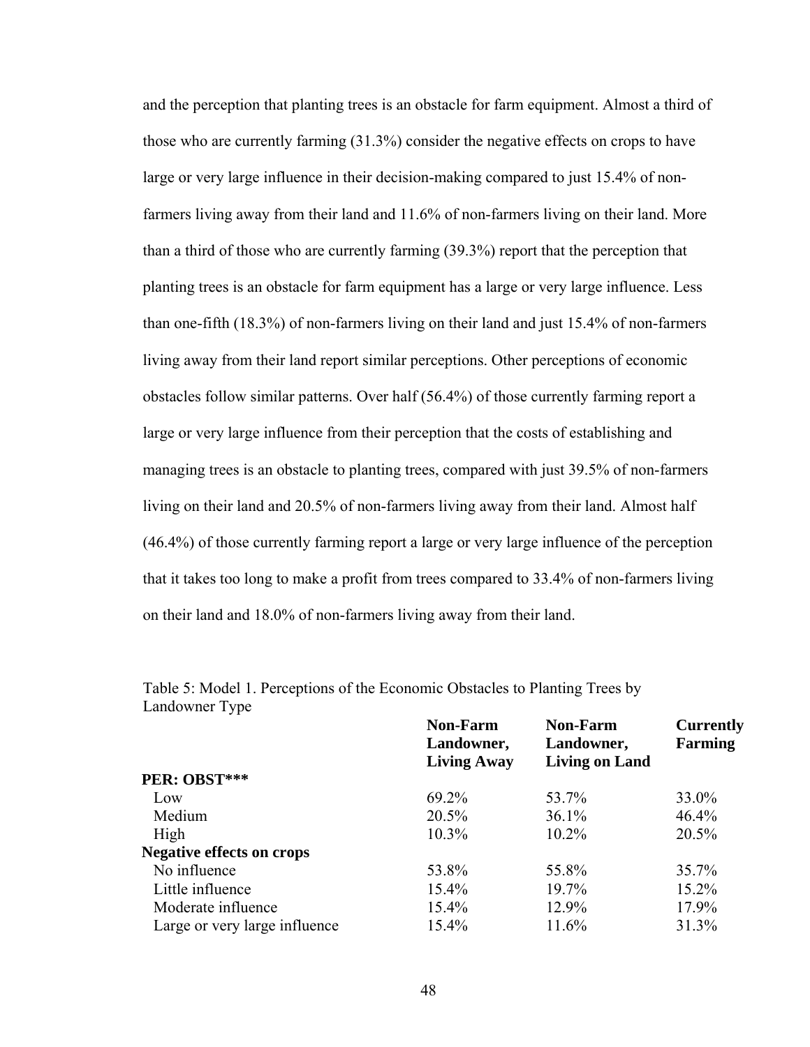and the perception that planting trees is an obstacle for farm equipment. Almost a third of those who are currently farming (31.3%) consider the negative effects on crops to have large or very large influence in their decision-making compared to just 15.4% of non-farmers living away from their land and 11.6% of non-farmers living on their land. More than a third of those who are currently farming (39.3%) report that the perception that planting trees is an obstacle for farm equipment has a large or very large influence. Less than one-fifth (18.3%) of non-farmers living on their land and just 15.4% of non-farmers living away from their land report similar perceptions. Other perceptions of economic obstacles follow similar patterns. Over half (56.4%) of those currently farming report a large or very large influence from their perception that the costs of establishing and managing trees is an obstacle to planting trees, compared with just 39.5% of non-farmers living on their land and 20.5% of non-farmers living away from their land. Almost half (46.4%) of those currently farming report a large or very large influence of the perception that it takes too long to make a profit from trees compared to 33.4% of non-farmers living on their land and 18.0% of non-farmers living away from their land.

Table 5: Model 1. Perceptions of the Economic Obstacles to Planting Trees by Landowner Type

| | **Non-Farm Landowner, Living Away** | **Non-Farm Landowner, Living on Land** | **Currently Farming** |
|---|---|---|---|
| **PER: OBST*** ** | | | |
| Low | 69.2% | 53.7% | 33.0% |
| Medium | 20.5% | 36.1% | 46.4% |
| High | 10.3% | 10.2% | 20.5% |
| **Negative effects on crops** | | | |
| No influence | 53.8% | 55.8% | 35.7% |
| Little influence | 15.4% | 19.7% | 15.2% |
| Moderate influence | 15.4% | 12.9% | 17.9% |
| Large or very large influence | 15.4% | 11.6% | 31.3% |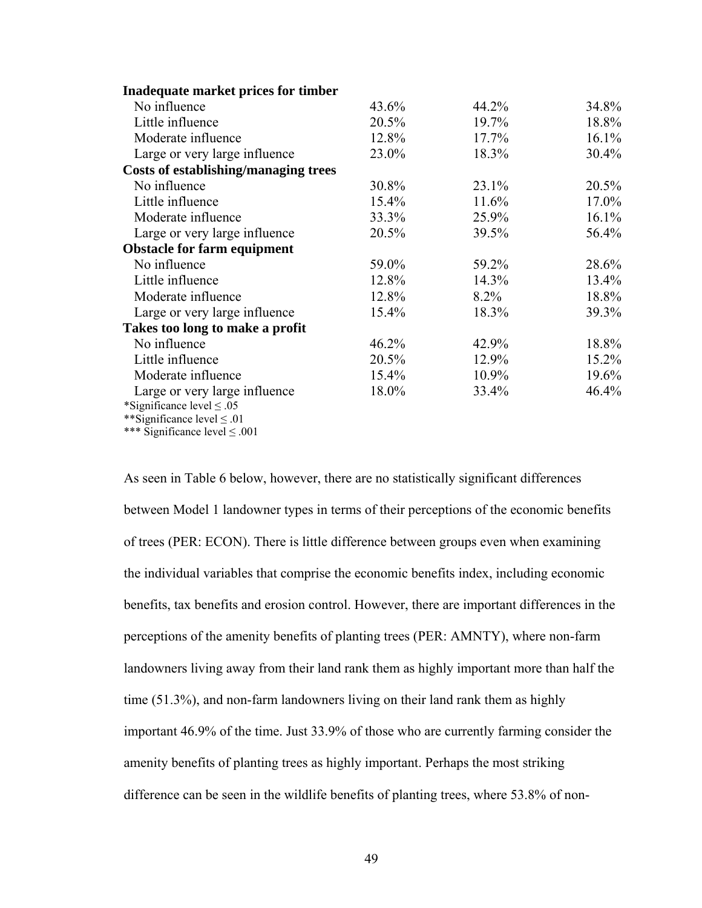| | | | |
|---|---|---|---|
| **Inadequate market prices for timber** | | | |
| No influence | 43.6% | 44.2% | 34.8% |
| Little influence | 20.5% | 19.7% | 18.8% |
| Moderate influence | 12.8% | 17.7% | 16.1% |
| Large or very large influence | 23.0% | 18.3% | 30.4% |
| **Costs of establishing/managing trees** | | | |
| No influence | 30.8% | 23.1% | 20.5% |
| Little influence | 15.4% | 11.6% | 17.0% |
| Moderate influence | 33.3% | 25.9% | 16.1% |
| Large or very large influence | 20.5% | 39.5% | 56.4% |
| **Obstacle for farm equipment** | | | |
| No influence | 59.0% | 59.2% | 28.6% |
| Little influence | 12.8% | 14.3% | 13.4% |
| Moderate influence | 12.8% | 8.2% | 18.8% |
| Large or very large influence | 15.4% | 18.3% | 39.3% |
| **Takes too long to make a profit** | | | |
| No influence | 46.2% | 42.9% | 18.8% |
| Little influence | 20.5% | 12.9% | 15.2% |
| Moderate influence | 15.4% | 10.9% | 19.6% |
| Large or very large influence | 18.0% | 33.4% | 46.4% |

*Significance level ≤ .05
**Significance level ≤ .01
*** Significance level ≤ .001

As seen in Table 6 below, however, there are no statistically significant differences between Model 1 landowner types in terms of their perceptions of the economic benefits of trees (PER: ECON). There is little difference between groups even when examining the individual variables that comprise the economic benefits index, including economic benefits, tax benefits and erosion control. However, there are important differences in the perceptions of the amenity benefits of planting trees (PER: AMNTY), where non-farm landowners living away from their land rank them as highly important more than half the time (51.3%), and non-farm landowners living on their land rank them as highly important 46.9% of the time. Just 33.9% of those who are currently farming consider the amenity benefits of planting trees as highly important. Perhaps the most striking difference can be seen in the wildlife benefits of planting trees, where 53.8% of non-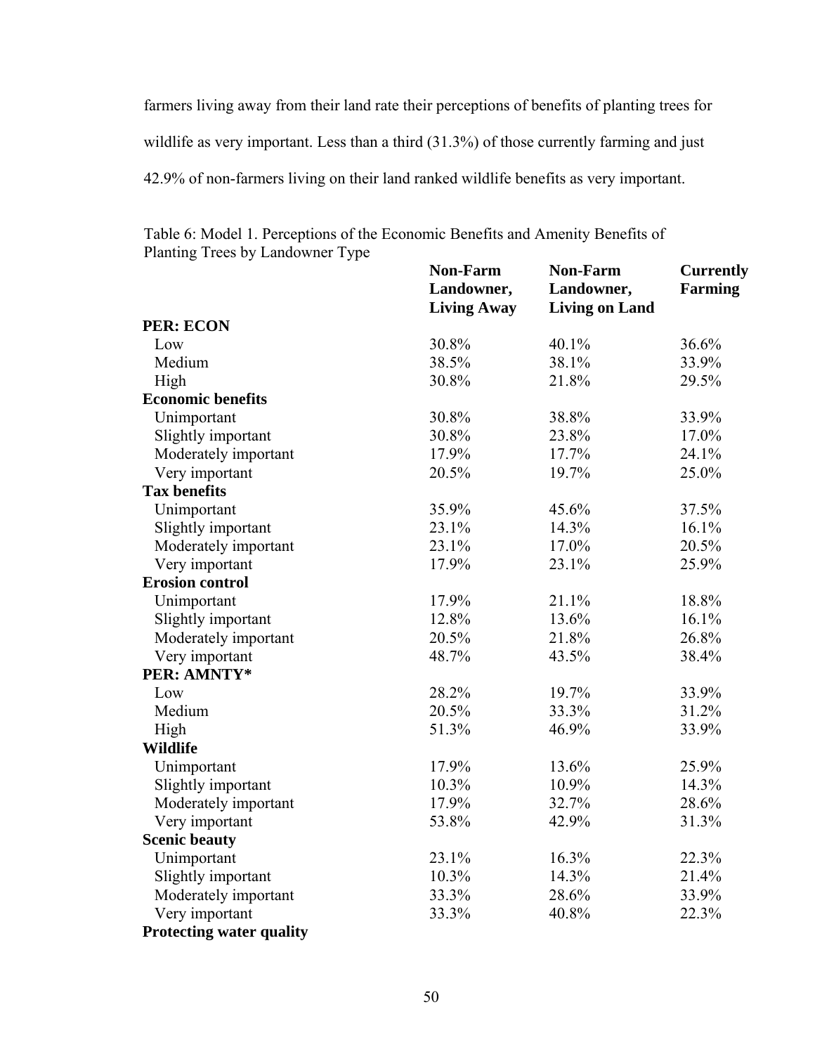farmers living away from their land rate their perceptions of benefits of planting trees for wildlife as very important. Less than a third (31.3%) of those currently farming and just 42.9% of non-farmers living on their land ranked wildlife benefits as very important.

Table 6: Model 1. Perceptions of the Economic Benefits and Amenity Benefits of Planting Trees by Landowner Type

| | **Non-Farm Landowner, Living Away** | **Non-Farm Landowner, Living on Land** | **Currently Farming** |
|---|---|---|---|
| **PER: ECON** | | | |
| Low | 30.8% | 40.1% | 36.6% |
| Medium | 38.5% | 38.1% | 33.9% |
| High | 30.8% | 21.8% | 29.5% |
| **Economic benefits** | | | |
| Unimportant | 30.8% | 38.8% | 33.9% |
| Slightly important | 30.8% | 23.8% | 17.0% |
| Moderately important | 17.9% | 17.7% | 24.1% |
| Very important | 20.5% | 19.7% | 25.0% |
| **Tax benefits** | | | |
| Unimportant | 35.9% | 45.6% | 37.5% |
| Slightly important | 23.1% | 14.3% | 16.1% |
| Moderately important | 23.1% | 17.0% | 20.5% |
| Very important | 17.9% | 23.1% | 25.9% |
| **Erosion control** | | | |
| Unimportant | 17.9% | 21.1% | 18.8% |
| Slightly important | 12.8% | 13.6% | 16.1% |
| Moderately important | 20.5% | 21.8% | 26.8% |
| Very important | 48.7% | 43.5% | 38.4% |
| **PER: AMNTY*** | | | |
| Low | 28.2% | 19.7% | 33.9% |
| Medium | 20.5% | 33.3% | 31.2% |
| High | 51.3% | 46.9% | 33.9% |
| **Wildlife** | | | |
| Unimportant | 17.9% | 13.6% | 25.9% |
| Slightly important | 10.3% | 10.9% | 14.3% |
| Moderately important | 17.9% | 32.7% | 28.6% |
| Very important | 53.8% | 42.9% | 31.3% |
| **Scenic beauty** | | | |
| Unimportant | 23.1% | 16.3% | 22.3% |
| Slightly important | 10.3% | 14.3% | 21.4% |
| Moderately important | 33.3% | 28.6% | 33.9% |
| Very important | 33.3% | 40.8% | 22.3% |
| **Protecting water quality** | | | |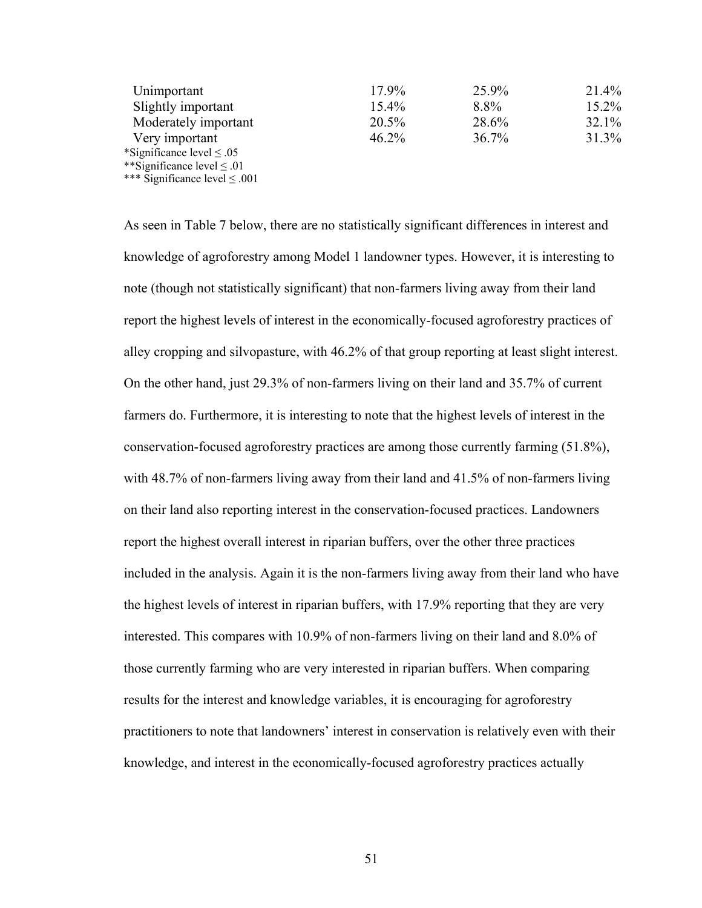| | | | |
|---|---|---|---|
| Unimportant | 17.9% | 25.9% | 21.4% |
| Slightly important | 15.4% | 8.8% | 15.2% |
| Moderately important | 20.5% | 28.6% | 32.1% |
| Very important | 46.2% | 36.7% | 31.3% |

*Significance level ≤ .05
**Significance level ≤ .01
*** Significance level ≤ .001

As seen in Table 7 below, there are no statistically significant differences in interest and knowledge of agroforestry among Model 1 landowner types. However, it is interesting to note (though not statistically significant) that non-farmers living away from their land report the highest levels of interest in the economically-focused agroforestry practices of alley cropping and silvopasture, with 46.2% of that group reporting at least slight interest. On the other hand, just 29.3% of non-farmers living on their land and 35.7% of current farmers do. Furthermore, it is interesting to note that the highest levels of interest in the conservation-focused agroforestry practices are among those currently farming (51.8%), with 48.7% of non-farmers living away from their land and 41.5% of non-farmers living on their land also reporting interest in the conservation-focused practices. Landowners report the highest overall interest in riparian buffers, over the other three practices included in the analysis. Again it is the non-farmers living away from their land who have the highest levels of interest in riparian buffers, with 17.9% reporting that they are very interested. This compares with 10.9% of non-farmers living on their land and 8.0% of those currently farming who are very interested in riparian buffers. When comparing results for the interest and knowledge variables, it is encouraging for agroforestry practitioners to note that landowners' interest in conservation is relatively even with their knowledge, and interest in the economically-focused agroforestry practices actually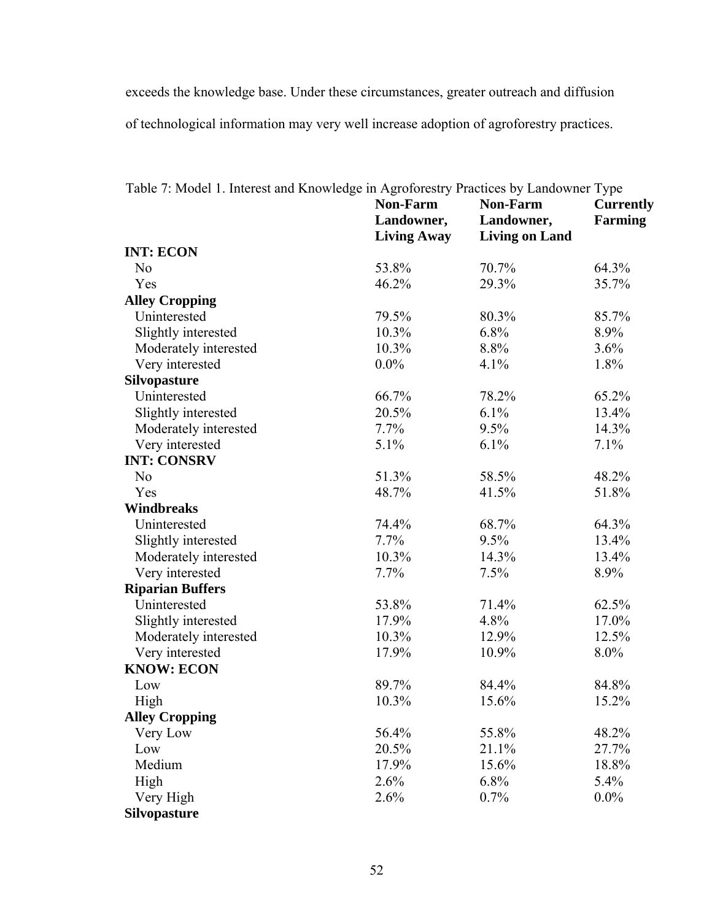exceeds the knowledge base. Under these circumstances, greater outreach and diffusion of technological information may very well increase adoption of agroforestry practices.

Table 7: Model 1. Interest and Knowledge in Agroforestry Practices by Landowner Type

| | **Non-Farm Landowner, Living Away** | **Non-Farm Landowner, Living on Land** | **Currently Farming** |
|---|---|---|---|
| **INT: ECON** | | | |
| No | 53.8% | 70.7% | 64.3% |
| Yes | 46.2% | 29.3% | 35.7% |
| **Alley Cropping** | | | |
| Uninterested | 79.5% | 80.3% | 85.7% |
| Slightly interested | 10.3% | 6.8% | 8.9% |
| Moderately interested | 10.3% | 8.8% | 3.6% |
| Very interested | 0.0% | 4.1% | 1.8% |
| **Silvopasture** | | | |
| Uninterested | 66.7% | 78.2% | 65.2% |
| Slightly interested | 20.5% | 6.1% | 13.4% |
| Moderately interested | 7.7% | 9.5% | 14.3% |
| Very interested | 5.1% | 6.1% | 7.1% |
| **INT: CONSRV** | | | |
| No | 51.3% | 58.5% | 48.2% |
| Yes | 48.7% | 41.5% | 51.8% |
| **Windbreaks** | | | |
| Uninterested | 74.4% | 68.7% | 64.3% |
| Slightly interested | 7.7% | 9.5% | 13.4% |
| Moderately interested | 10.3% | 14.3% | 13.4% |
| Very interested | 7.7% | 7.5% | 8.9% |
| **Riparian Buffers** | | | |
| Uninterested | 53.8% | 71.4% | 62.5% |
| Slightly interested | 17.9% | 4.8% | 17.0% |
| Moderately interested | 10.3% | 12.9% | 12.5% |
| Very interested | 17.9% | 10.9% | 8.0% |
| **KNOW: ECON** | | | |
| Low | 89.7% | 84.4% | 84.8% |
| High | 10.3% | 15.6% | 15.2% |
| **Alley Cropping** | | | |
| Very Low | 56.4% | 55.8% | 48.2% |
| Low | 20.5% | 21.1% | 27.7% |
| Medium | 17.9% | 15.6% | 18.8% |
| High | 2.6% | 6.8% | 5.4% |
| Very High | 2.6% | 0.7% | 0.0% |
| **Silvopasture** | | | |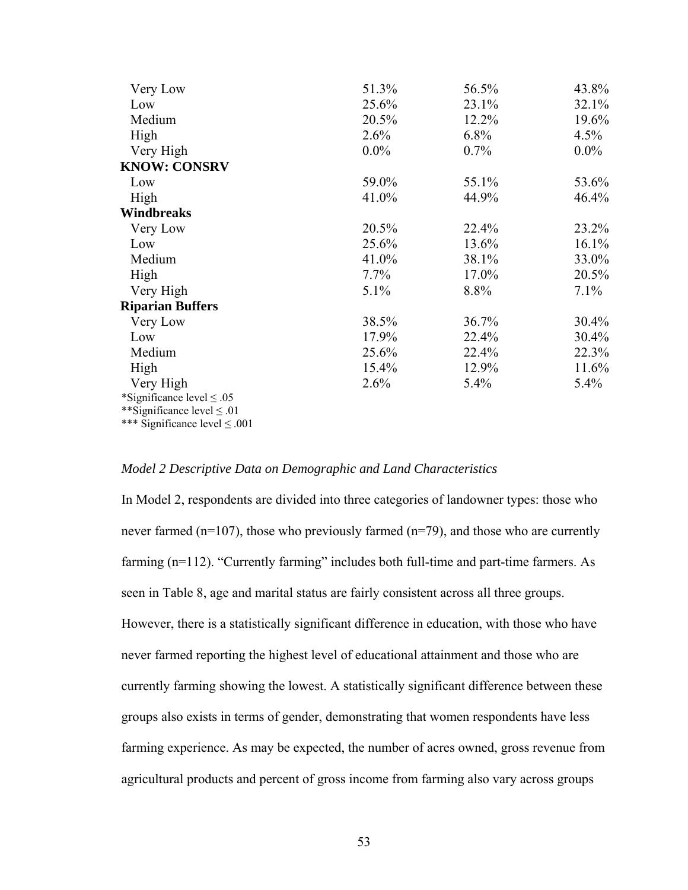| | | | |
|---|---|---|---|
| Very Low | 51.3% | 56.5% | 43.8% |
| Low | 25.6% | 23.1% | 32.1% |
| Medium | 20.5% | 12.2% | 19.6% |
| High | 2.6% | 6.8% | 4.5% |
| Very High | 0.0% | 0.7% | 0.0% |
| **KNOW: CONSRV** | | | |
| Low | 59.0% | 55.1% | 53.6% |
| High | 41.0% | 44.9% | 46.4% |
| **Windbreaks** | | | |
| Very Low | 20.5% | 22.4% | 23.2% |
| Low | 25.6% | 13.6% | 16.1% |
| Medium | 41.0% | 38.1% | 33.0% |
| High | 7.7% | 17.0% | 20.5% |
| Very High | 5.1% | 8.8% | 7.1% |
| **Riparian Buffers** | | | |
| Very Low | 38.5% | 36.7% | 30.4% |
| Low | 17.9% | 22.4% | 30.4% |
| Medium | 25.6% | 22.4% | 22.3% |
| High | 15.4% | 12.9% | 11.6% |
| Very High | 2.6% | 5.4% | 5.4% |

*Significance level ≤ .05
**Significance level ≤ .01
*** Significance level ≤ .001

*Model 2 Descriptive Data on Demographic and Land Characteristics*

In Model 2, respondents are divided into three categories of landowner types: those who never farmed (n=107), those who previously farmed (n=79), and those who are currently farming (n=112). "Currently farming" includes both full-time and part-time farmers. As seen in Table 8, age and marital status are fairly consistent across all three groups. However, there is a statistically significant difference in education, with those who have never farmed reporting the highest level of educational attainment and those who are currently farming showing the lowest. A statistically significant difference between these groups also exists in terms of gender, demonstrating that women respondents have less farming experience. As may be expected, the number of acres owned, gross revenue from agricultural products and percent of gross income from farming also vary across groups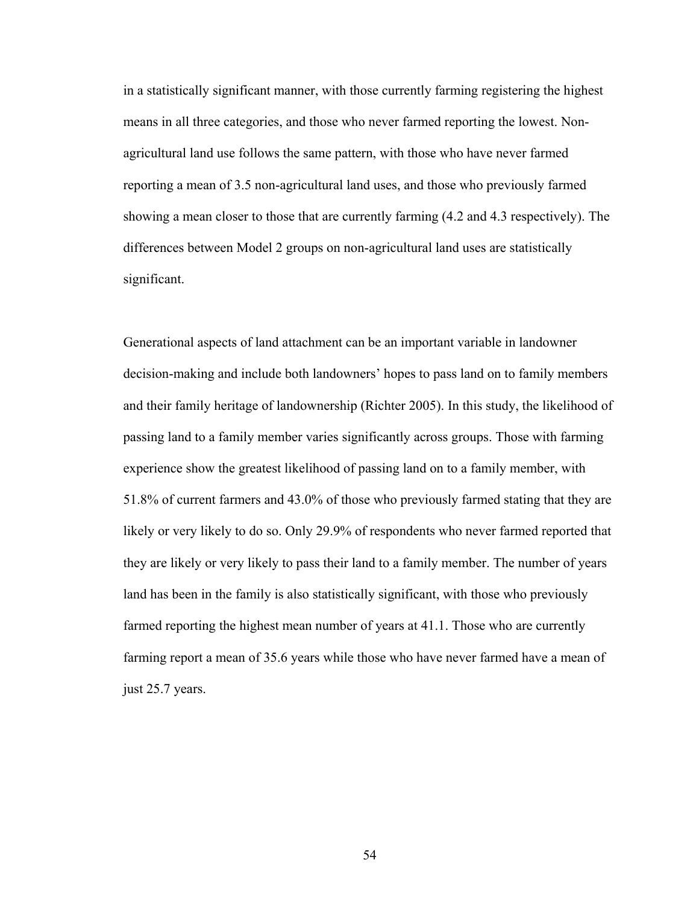in a statistically significant manner, with those currently farming registering the highest means in all three categories, and those who never farmed reporting the lowest. Non-agricultural land use follows the same pattern, with those who have never farmed reporting a mean of 3.5 non-agricultural land uses, and those who previously farmed showing a mean closer to those that are currently farming (4.2 and 4.3 respectively). The differences between Model 2 groups on non-agricultural land uses are statistically significant.

Generational aspects of land attachment can be an important variable in landowner decision-making and include both landowners' hopes to pass land on to family members and their family heritage of landownership (Richter 2005). In this study, the likelihood of passing land to a family member varies significantly across groups. Those with farming experience show the greatest likelihood of passing land on to a family member, with 51.8% of current farmers and 43.0% of those who previously farmed stating that they are likely or very likely to do so. Only 29.9% of respondents who never farmed reported that they are likely or very likely to pass their land to a family member. The number of years land has been in the family is also statistically significant, with those who previously farmed reporting the highest mean number of years at 41.1. Those who are currently farming report a mean of 35.6 years while those who have never farmed have a mean of just 25.7 years.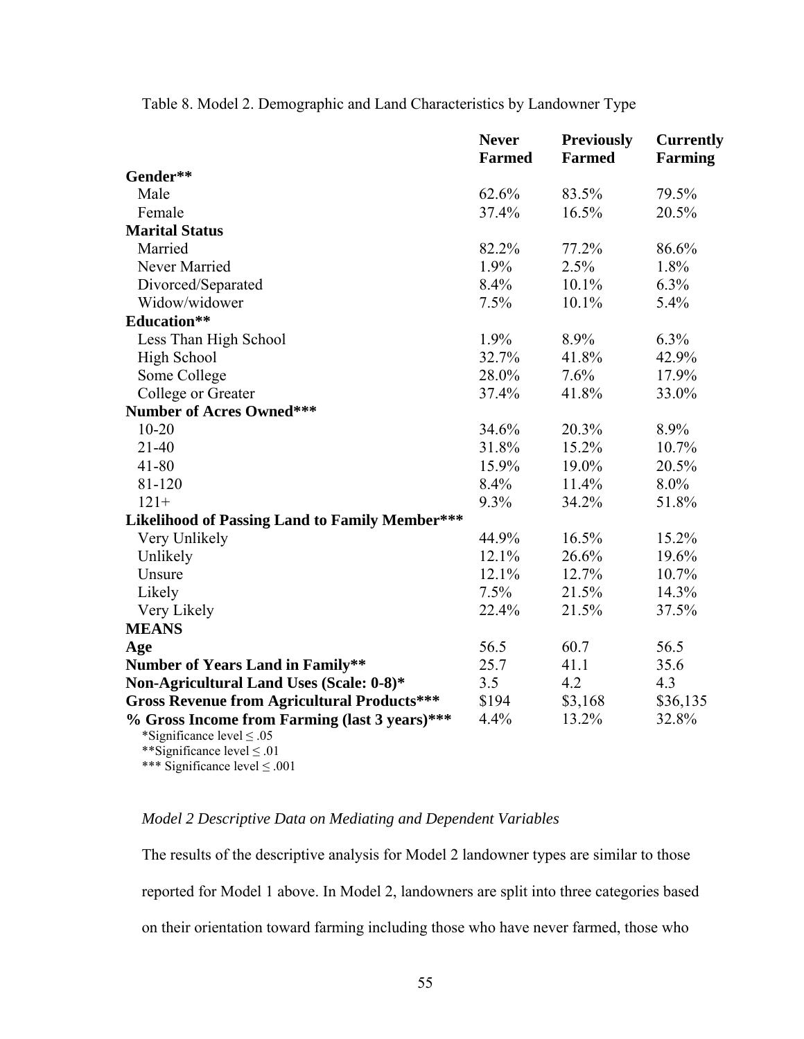Table 8. Model 2. Demographic and Land Characteristics by Landowner Type

| | Never Farmed | Previously Farmed | Currently Farming |
|---|---|---|---|
| **Gender\*\*** | | | |
| Male | 62.6% | 83.5% | 79.5% |
| Female | 37.4% | 16.5% | 20.5% |
| **Marital Status** | | | |
| Married | 82.2% | 77.2% | 86.6% |
| Never Married | 1.9% | 2.5% | 1.8% |
| Divorced/Separated | 8.4% | 10.1% | 6.3% |
| Widow/widower | 7.5% | 10.1% | 5.4% |
| **Education\*\*** | | | |
| Less Than High School | 1.9% | 8.9% | 6.3% |
| High School | 32.7% | 41.8% | 42.9% |
| Some College | 28.0% | 7.6% | 17.9% |
| College or Greater | 37.4% | 41.8% | 33.0% |
| **Number of Acres Owned\*\*\*** | | | |
| 10-20 | 34.6% | 20.3% | 8.9% |
| 21-40 | 31.8% | 15.2% | 10.7% |
| 41-80 | 15.9% | 19.0% | 20.5% |
| 81-120 | 8.4% | 11.4% | 8.0% |
| 121+ | 9.3% | 34.2% | 51.8% |
| **Likelihood of Passing Land to Family Member\*\*\*** | | | |
| Very Unlikely | 44.9% | 16.5% | 15.2% |
| Unlikely | 12.1% | 26.6% | 19.6% |
| Unsure | 12.1% | 12.7% | 10.7% |
| Likely | 7.5% | 21.5% | 14.3% |
| Very Likely | 22.4% | 21.5% | 37.5% |
| **MEANS** | | | |
| **Age** | 56.5 | 60.7 | 56.5 |
| **Number of Years Land in Family\*\*** | 25.7 | 41.1 | 35.6 |
| **Non-Agricultural Land Uses (Scale: 0-8)\*** | 3.5 | 4.2 | 4.3 |
| **Gross Revenue from Agricultural Products\*\*\*** | \$194 | \$3,168 | \$36,135 |
| **% Gross Income from Farming (last 3 years)\*\*\*** | 4.4% | 13.2% | 32.8% |

\*Significance level ≤ .05
\*\*Significance level ≤ .01
\*\*\* Significance level ≤ .001

*Model 2 Descriptive Data on Mediating and Dependent Variables*

The results of the descriptive analysis for Model 2 landowner types are similar to those reported for Model 1 above. In Model 2, landowners are split into three categories based on their orientation toward farming including those who have never farmed, those who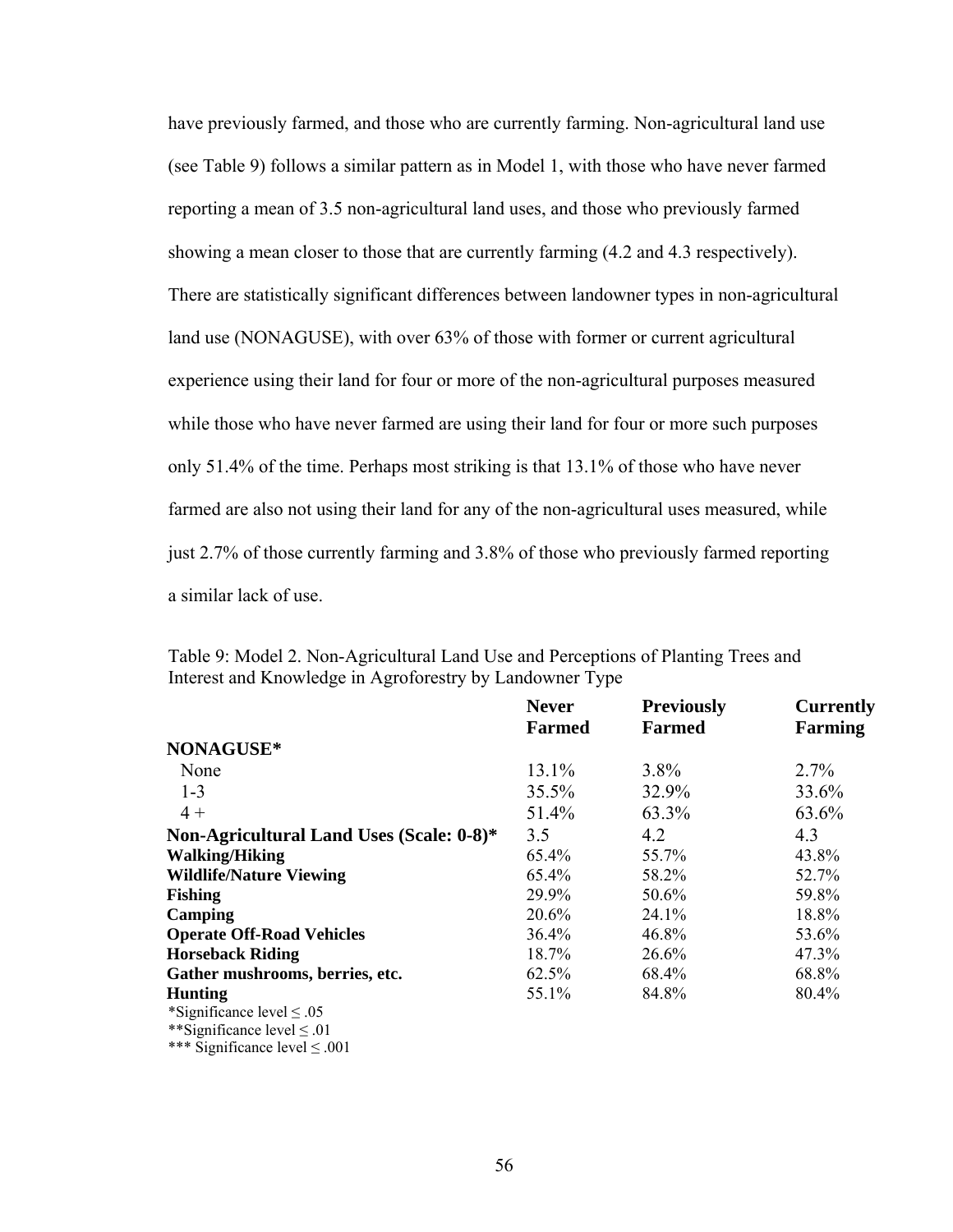have previously farmed, and those who are currently farming. Non-agricultural land use (see Table 9) follows a similar pattern as in Model 1, with those who have never farmed reporting a mean of 3.5 non-agricultural land uses, and those who previously farmed showing a mean closer to those that are currently farming (4.2 and 4.3 respectively). There are statistically significant differences between landowner types in non-agricultural land use (NONAGUSE), with over 63% of those with former or current agricultural experience using their land for four or more of the non-agricultural purposes measured while those who have never farmed are using their land for four or more such purposes only 51.4% of the time. Perhaps most striking is that 13.1% of those who have never farmed are also not using their land for any of the non-agricultural uses measured, while just 2.7% of those currently farming and 3.8% of those who previously farmed reporting a similar lack of use.

Table 9: Model 2. Non-Agricultural Land Use and Perceptions of Planting Trees and Interest and Knowledge in Agroforestry by Landowner Type

| | **Never Farmed** | **Previously Farmed** | **Currently Farming** |
|---|---|---|---|
| **NONAGUSE*** | | | |
| None | 13.1% | 3.8% | 2.7% |
| 1-3 | 35.5% | 32.9% | 33.6% |
| 4 + | 51.4% | 63.3% | 63.6% |
| **Non-Agricultural Land Uses (Scale: 0-8)*** | 3.5 | 4.2 | 4.3 |
| **Walking/Hiking** | 65.4% | 55.7% | 43.8% |
| **Wildlife/Nature Viewing** | 65.4% | 58.2% | 52.7% |
| **Fishing** | 29.9% | 50.6% | 59.8% |
| **Camping** | 20.6% | 24.1% | 18.8% |
| **Operate Off-Road Vehicles** | 36.4% | 46.8% | 53.6% |
| **Horseback Riding** | 18.7% | 26.6% | 47.3% |
| **Gather mushrooms, berries, etc.** | 62.5% | 68.4% | 68.8% |
| **Hunting** | 55.1% | 84.8% | 80.4% |

*Significance level ≤ .05
**Significance level ≤ .01
*** Significance level ≤ .001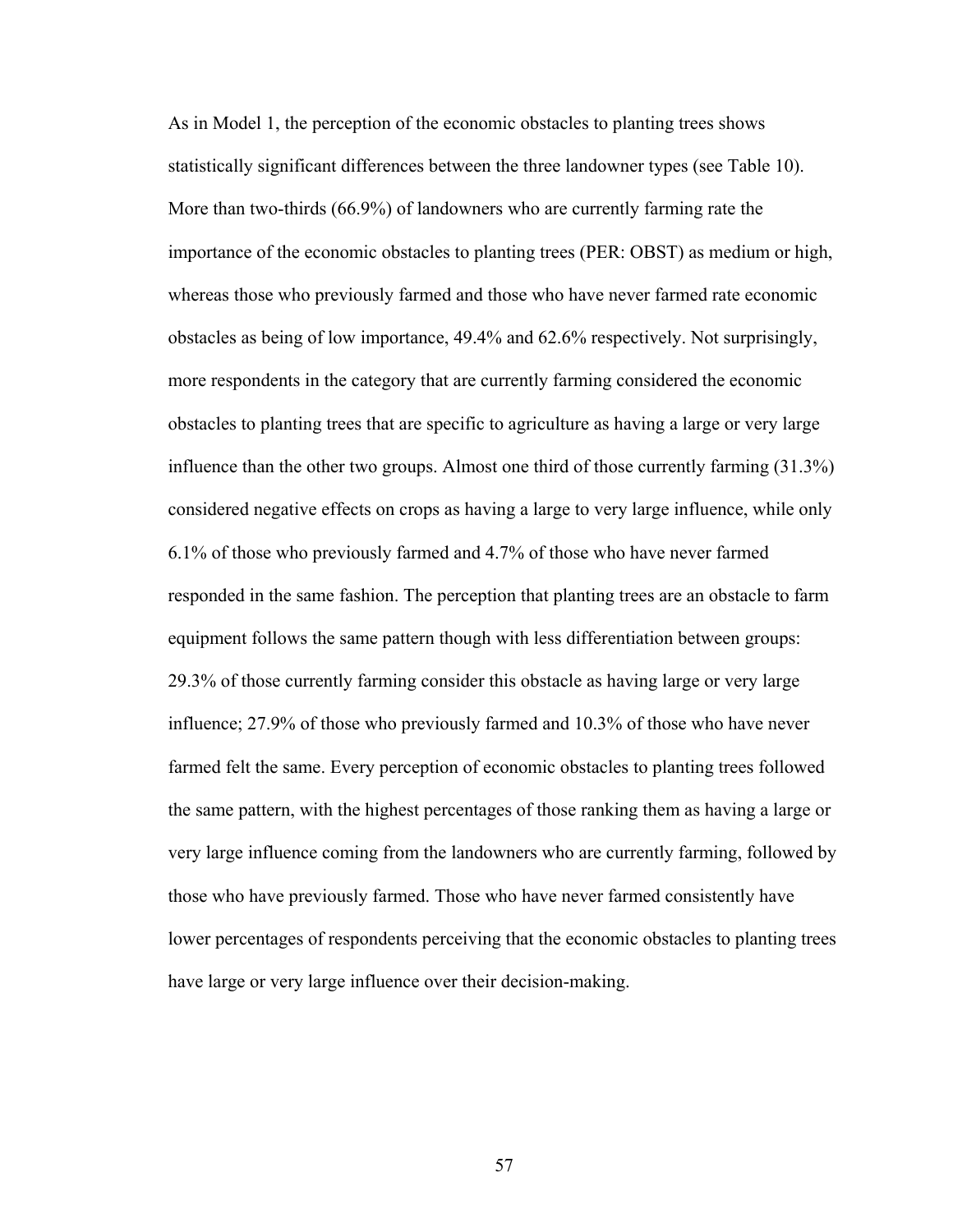As in Model 1, the perception of the economic obstacles to planting trees shows statistically significant differences between the three landowner types (see Table 10). More than two-thirds (66.9%) of landowners who are currently farming rate the importance of the economic obstacles to planting trees (PER: OBST) as medium or high, whereas those who previously farmed and those who have never farmed rate economic obstacles as being of low importance, 49.4% and 62.6% respectively. Not surprisingly, more respondents in the category that are currently farming considered the economic obstacles to planting trees that are specific to agriculture as having a large or very large influence than the other two groups. Almost one third of those currently farming (31.3%) considered negative effects on crops as having a large to very large influence, while only 6.1% of those who previously farmed and 4.7% of those who have never farmed responded in the same fashion. The perception that planting trees are an obstacle to farm equipment follows the same pattern though with less differentiation between groups: 29.3% of those currently farming consider this obstacle as having large or very large influence; 27.9% of those who previously farmed and 10.3% of those who have never farmed felt the same. Every perception of economic obstacles to planting trees followed the same pattern, with the highest percentages of those ranking them as having a large or very large influence coming from the landowners who are currently farming, followed by those who have previously farmed. Those who have never farmed consistently have lower percentages of respondents perceiving that the economic obstacles to planting trees have large or very large influence over their decision-making.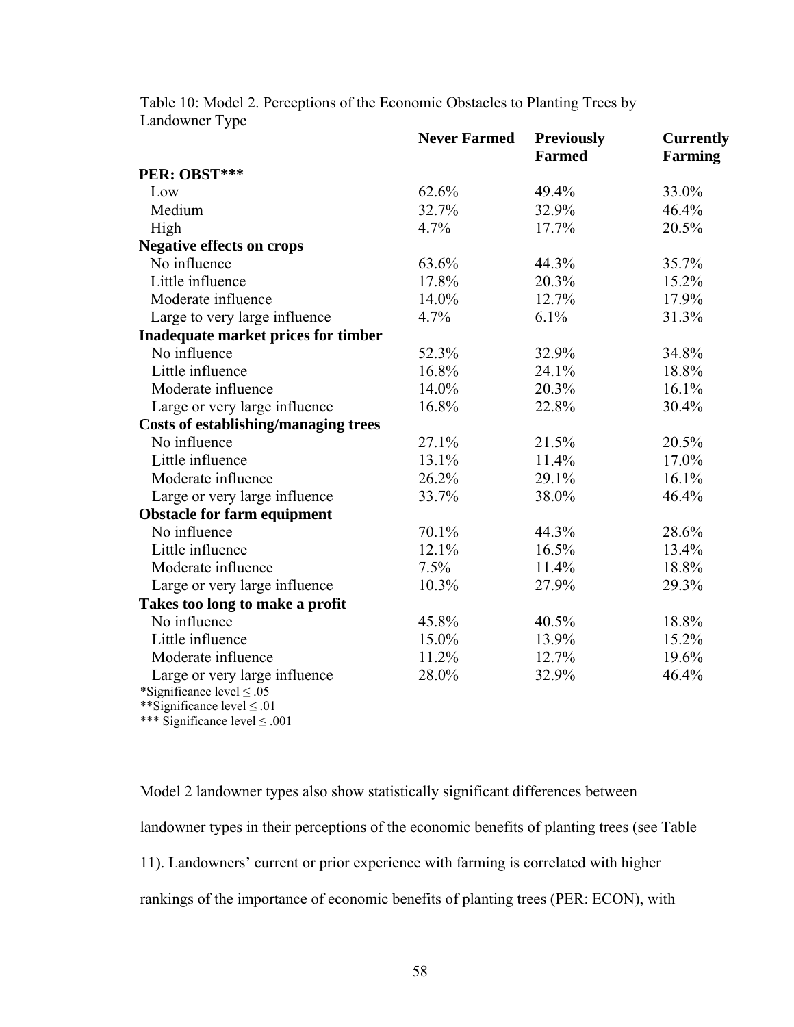Table 10: Model 2. Perceptions of the Economic Obstacles to Planting Trees by Landowner Type

| | Never Farmed | Previously Farmed | Currently Farming |
|---|---|---|---|
| **PER: OBST*** | | | |
| Low | 62.6% | 49.4% | 33.0% |
| Medium | 32.7% | 32.9% | 46.4% |
| High | 4.7% | 17.7% | 20.5% |
| **Negative effects on crops** | | | |
| No influence | 63.6% | 44.3% | 35.7% |
| Little influence | 17.8% | 20.3% | 15.2% |
| Moderate influence | 14.0% | 12.7% | 17.9% |
| Large to very large influence | 4.7% | 6.1% | 31.3% |
| **Inadequate market prices for timber** | | | |
| No influence | 52.3% | 32.9% | 34.8% |
| Little influence | 16.8% | 24.1% | 18.8% |
| Moderate influence | 14.0% | 20.3% | 16.1% |
| Large or very large influence | 16.8% | 22.8% | 30.4% |
| **Costs of establishing/managing trees** | | | |
| No influence | 27.1% | 21.5% | 20.5% |
| Little influence | 13.1% | 11.4% | 17.0% |
| Moderate influence | 26.2% | 29.1% | 16.1% |
| Large or very large influence | 33.7% | 38.0% | 46.4% |
| **Obstacle for farm equipment** | | | |
| No influence | 70.1% | 44.3% | 28.6% |
| Little influence | 12.1% | 16.5% | 13.4% |
| Moderate influence | 7.5% | 11.4% | 18.8% |
| Large or very large influence | 10.3% | 27.9% | 29.3% |
| **Takes too long to make a profit** | | | |
| No influence | 45.8% | 40.5% | 18.8% |
| Little influence | 15.0% | 13.9% | 15.2% |
| Moderate influence | 11.2% | 12.7% | 19.6% |
| Large or very large influence | 28.0% | 32.9% | 46.4% |

*Significance level ≤ .05
**Significance level ≤ .01
*** Significance level ≤ .001

Model 2 landowner types also show statistically significant differences between landowner types in their perceptions of the economic benefits of planting trees (see Table 11). Landowners' current or prior experience with farming is correlated with higher rankings of the importance of economic benefits of planting trees (PER: ECON), with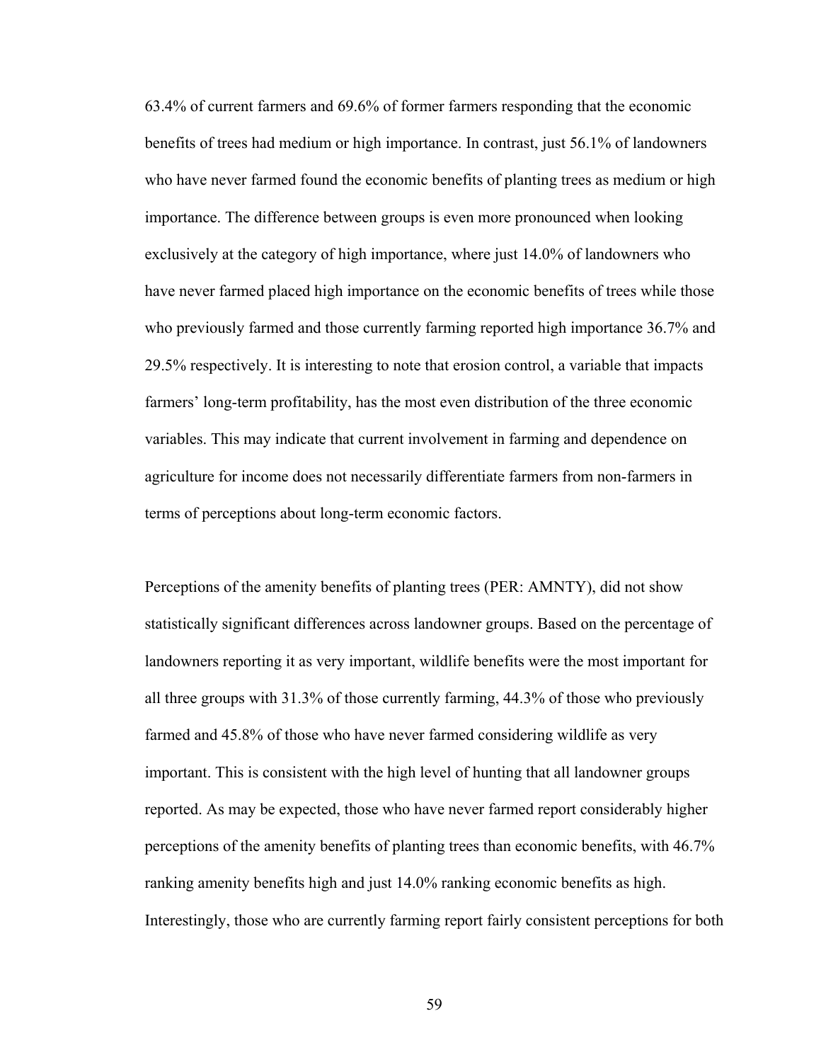63.4% of current farmers and 69.6% of former farmers responding that the economic benefits of trees had medium or high importance. In contrast, just 56.1% of landowners who have never farmed found the economic benefits of planting trees as medium or high importance. The difference between groups is even more pronounced when looking exclusively at the category of high importance, where just 14.0% of landowners who have never farmed placed high importance on the economic benefits of trees while those who previously farmed and those currently farming reported high importance 36.7% and 29.5% respectively. It is interesting to note that erosion control, a variable that impacts farmers' long-term profitability, has the most even distribution of the three economic variables. This may indicate that current involvement in farming and dependence on agriculture for income does not necessarily differentiate farmers from non-farmers in terms of perceptions about long-term economic factors.

Perceptions of the amenity benefits of planting trees (PER: AMNTY), did not show statistically significant differences across landowner groups. Based on the percentage of landowners reporting it as very important, wildlife benefits were the most important for all three groups with 31.3% of those currently farming, 44.3% of those who previously farmed and 45.8% of those who have never farmed considering wildlife as very important. This is consistent with the high level of hunting that all landowner groups reported. As may be expected, those who have never farmed report considerably higher perceptions of the amenity benefits of planting trees than economic benefits, with 46.7% ranking amenity benefits high and just 14.0% ranking economic benefits as high. Interestingly, those who are currently farming report fairly consistent perceptions for both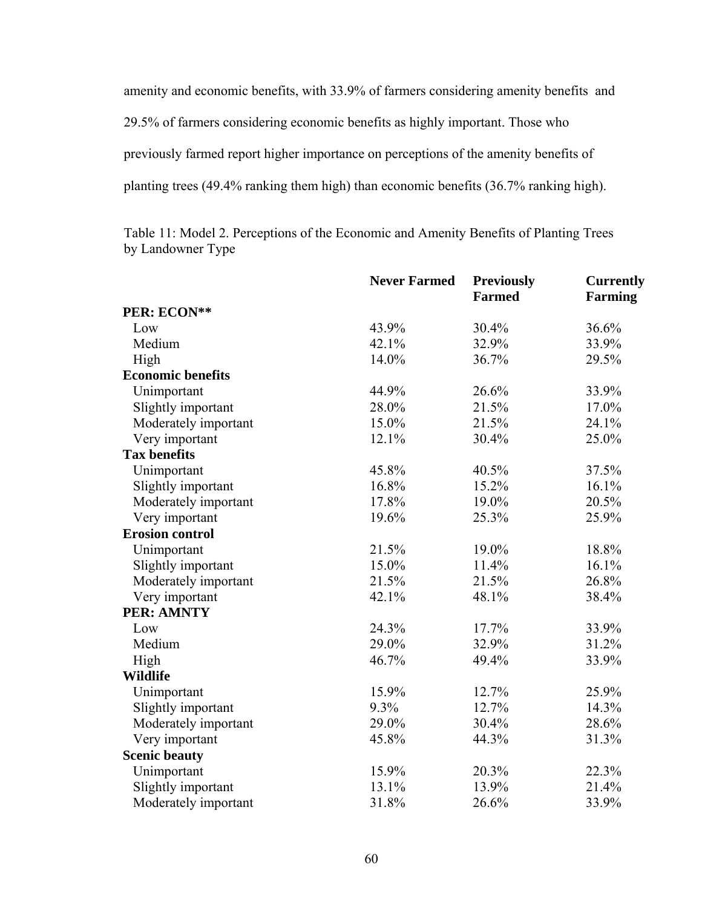amenity and economic benefits, with 33.9% of farmers considering amenity benefits and 29.5% of farmers considering economic benefits as highly important. Those who previously farmed report higher importance on perceptions of the amenity benefits of planting trees (49.4% ranking them high) than economic benefits (36.7% ranking high).

Table 11: Model 2. Perceptions of the Economic and Amenity Benefits of Planting Trees by Landowner Type

| | **Never Farmed** | **Previously Farmed** | **Currently Farming** |
|---|---|---|---|
| **PER: ECON**** | | | |
| Low | 43.9% | 30.4% | 36.6% |
| Medium | 42.1% | 32.9% | 33.9% |
| High | 14.0% | 36.7% | 29.5% |
| **Economic benefits** | | | |
| Unimportant | 44.9% | 26.6% | 33.9% |
| Slightly important | 28.0% | 21.5% | 17.0% |
| Moderately important | 15.0% | 21.5% | 24.1% |
| Very important | 12.1% | 30.4% | 25.0% |
| **Tax benefits** | | | |
| Unimportant | 45.8% | 40.5% | 37.5% |
| Slightly important | 16.8% | 15.2% | 16.1% |
| Moderately important | 17.8% | 19.0% | 20.5% |
| Very important | 19.6% | 25.3% | 25.9% |
| **Erosion control** | | | |
| Unimportant | 21.5% | 19.0% | 18.8% |
| Slightly important | 15.0% | 11.4% | 16.1% |
| Moderately important | 21.5% | 21.5% | 26.8% |
| Very important | 42.1% | 48.1% | 38.4% |
| **PER: AMNTY** | | | |
| Low | 24.3% | 17.7% | 33.9% |
| Medium | 29.0% | 32.9% | 31.2% |
| High | 46.7% | 49.4% | 33.9% |
| **Wildlife** | | | |
| Unimportant | 15.9% | 12.7% | 25.9% |
| Slightly important | 9.3% | 12.7% | 14.3% |
| Moderately important | 29.0% | 30.4% | 28.6% |
| Very important | 45.8% | 44.3% | 31.3% |
| **Scenic beauty** | | | |
| Unimportant | 15.9% | 20.3% | 22.3% |
| Slightly important | 13.1% | 13.9% | 21.4% |
| Moderately important | 31.8% | 26.6% | 33.9% |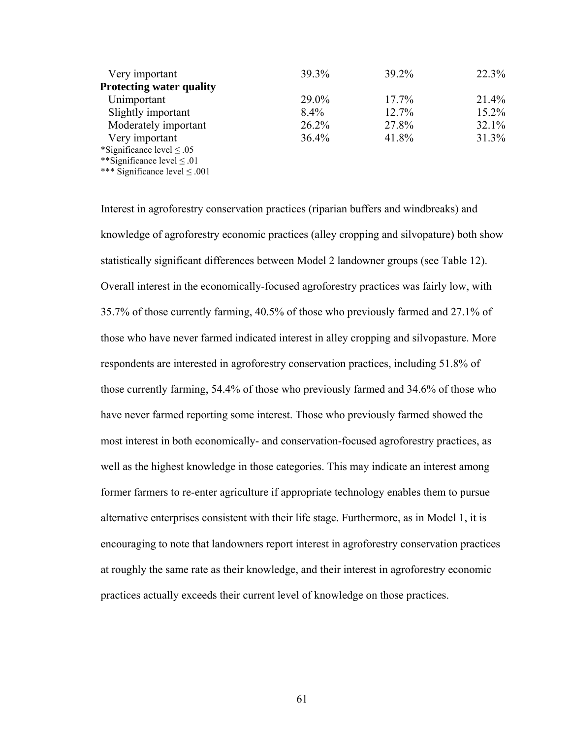| | | | |
|---|---|---|---|
| Very important | 39.3% | 39.2% | 22.3% |
| **Protecting water quality** | | | |
| Unimportant | 29.0% | 17.7% | 21.4% |
| Slightly important | 8.4% | 12.7% | 15.2% |
| Moderately important | 26.2% | 27.8% | 32.1% |
| Very important | 36.4% | 41.8% | 31.3% |

*Significance level ≤ .05
**Significance level ≤ .01
*** Significance level ≤ .001

Interest in agroforestry conservation practices (riparian buffers and windbreaks) and knowledge of agroforestry economic practices (alley cropping and silvopature) both show statistically significant differences between Model 2 landowner groups (see Table 12). Overall interest in the economically-focused agroforestry practices was fairly low, with 35.7% of those currently farming, 40.5% of those who previously farmed and 27.1% of those who have never farmed indicated interest in alley cropping and silvopasture. More respondents are interested in agroforestry conservation practices, including 51.8% of those currently farming, 54.4% of those who previously farmed and 34.6% of those who have never farmed reporting some interest. Those who previously farmed showed the most interest in both economically- and conservation-focused agroforestry practices, as well as the highest knowledge in those categories. This may indicate an interest among former farmers to re-enter agriculture if appropriate technology enables them to pursue alternative enterprises consistent with their life stage. Furthermore, as in Model 1, it is encouraging to note that landowners report interest in agroforestry conservation practices at roughly the same rate as their knowledge, and their interest in agroforestry economic practices actually exceeds their current level of knowledge on those practices.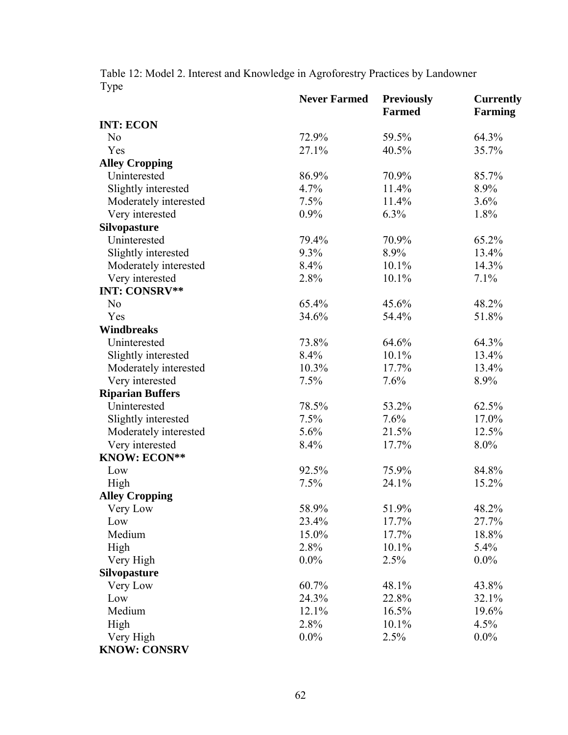Table 12: Model 2. Interest and Knowledge in Agroforestry Practices by Landowner Type

| | Never Farmed | Previously Farmed | Currently Farming |
|---|---|---|---|
| **INT: ECON** | | | |
| No | 72.9% | 59.5% | 64.3% |
| Yes | 27.1% | 40.5% | 35.7% |
| **Alley Cropping** | | | |
| Uninterested | 86.9% | 70.9% | 85.7% |
| Slightly interested | 4.7% | 11.4% | 8.9% |
| Moderately interested | 7.5% | 11.4% | 3.6% |
| Very interested | 0.9% | 6.3% | 1.8% |
| **Silvopasture** | | | |
| Uninterested | 79.4% | 70.9% | 65.2% |
| Slightly interested | 9.3% | 8.9% | 13.4% |
| Moderately interested | 8.4% | 10.1% | 14.3% |
| Very interested | 2.8% | 10.1% | 7.1% |
| **INT: CONSRV**** | | | |
| No | 65.4% | 45.6% | 48.2% |
| Yes | 34.6% | 54.4% | 51.8% |
| **Windbreaks** | | | |
| Uninterested | 73.8% | 64.6% | 64.3% |
| Slightly interested | 8.4% | 10.1% | 13.4% |
| Moderately interested | 10.3% | 17.7% | 13.4% |
| Very interested | 7.5% | 7.6% | 8.9% |
| **Riparian Buffers** | | | |
| Uninterested | 78.5% | 53.2% | 62.5% |
| Slightly interested | 7.5% | 7.6% | 17.0% |
| Moderately interested | 5.6% | 21.5% | 12.5% |
| Very interested | 8.4% | 17.7% | 8.0% |
| **KNOW: ECON**** | | | |
| Low | 92.5% | 75.9% | 84.8% |
| High | 7.5% | 24.1% | 15.2% |
| **Alley Cropping** | | | |
| Very Low | 58.9% | 51.9% | 48.2% |
| Low | 23.4% | 17.7% | 27.7% |
| Medium | 15.0% | 17.7% | 18.8% |
| High | 2.8% | 10.1% | 5.4% |
| Very High | 0.0% | 2.5% | 0.0% |
| **Silvopasture** | | | |
| Very Low | 60.7% | 48.1% | 43.8% |
| Low | 24.3% | 22.8% | 32.1% |
| Medium | 12.1% | 16.5% | 19.6% |
| High | 2.8% | 10.1% | 4.5% |
| Very High | 0.0% | 2.5% | 0.0% |
| **KNOW: CONSRV** | | | |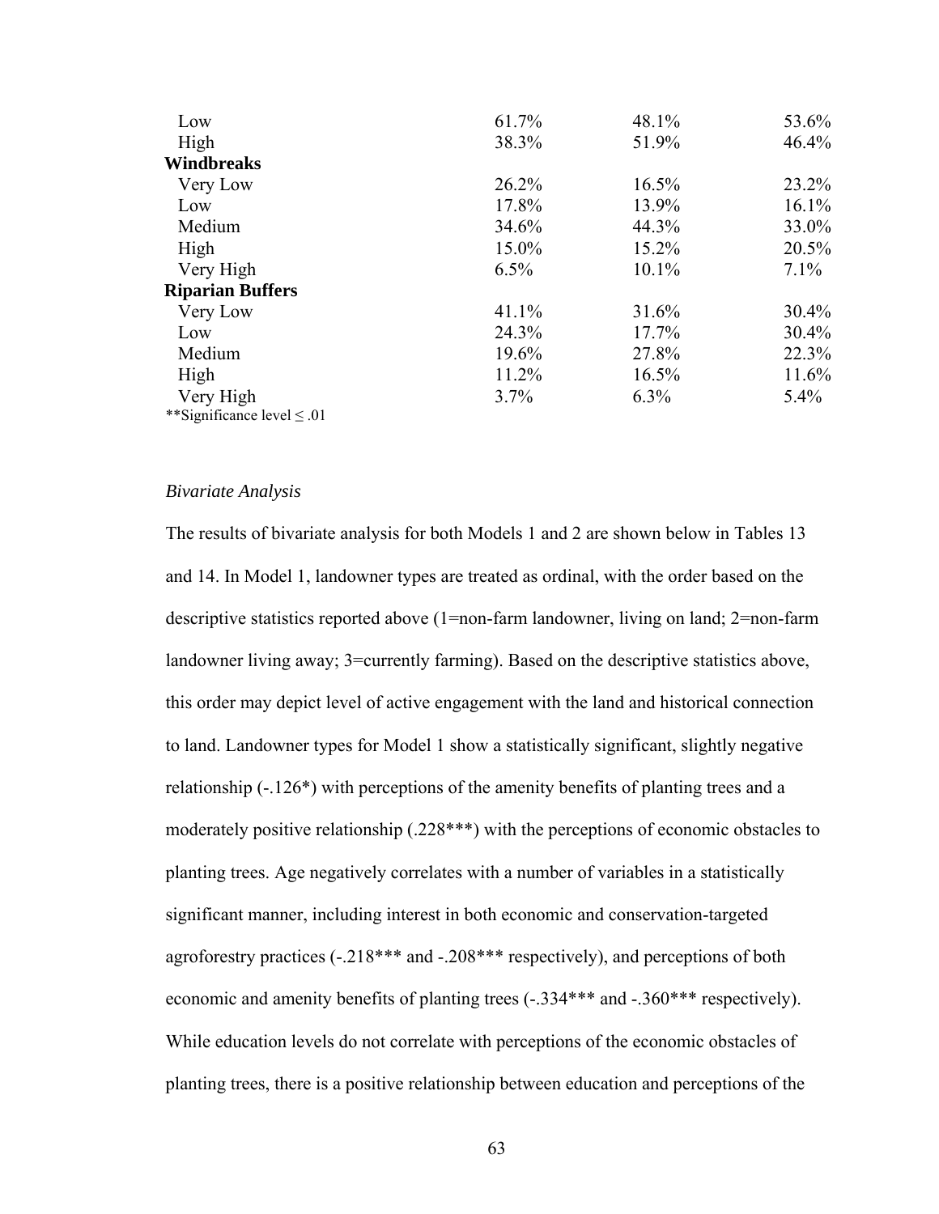| | | | |
|---|---|---|---|
| Low | 61.7% | 48.1% | 53.6% |
| High | 38.3% | 51.9% | 46.4% |
| **Windbreaks** | | | |
| Very Low | 26.2% | 16.5% | 23.2% |
| Low | 17.8% | 13.9% | 16.1% |
| Medium | 34.6% | 44.3% | 33.0% |
| High | 15.0% | 15.2% | 20.5% |
| Very High | 6.5% | 10.1% | 7.1% |
| **Riparian Buffers** | | | |
| Very Low | 41.1% | 31.6% | 30.4% |
| Low | 24.3% | 17.7% | 30.4% |
| Medium | 19.6% | 27.8% | 22.3% |
| High | 11.2% | 16.5% | 11.6% |
| Very High | 3.7% | 6.3% | 5.4% |

**Significance level ≤ .01

*Bivariate Analysis*

The results of bivariate analysis for both Models 1 and 2 are shown below in Tables 13 and 14. In Model 1, landowner types are treated as ordinal, with the order based on the descriptive statistics reported above (1=non-farm landowner, living on land; 2=non-farm landowner living away; 3=currently farming). Based on the descriptive statistics above, this order may depict level of active engagement with the land and historical connection to land. Landowner types for Model 1 show a statistically significant, slightly negative relationship (-.126*) with perceptions of the amenity benefits of planting trees and a moderately positive relationship (.228***) with the perceptions of economic obstacles to planting trees. Age negatively correlates with a number of variables in a statistically significant manner, including interest in both economic and conservation-targeted agroforestry practices (-.218*** and -.208*** respectively), and perceptions of both economic and amenity benefits of planting trees (-.334*** and -.360*** respectively). While education levels do not correlate with perceptions of the economic obstacles of planting trees, there is a positive relationship between education and perceptions of the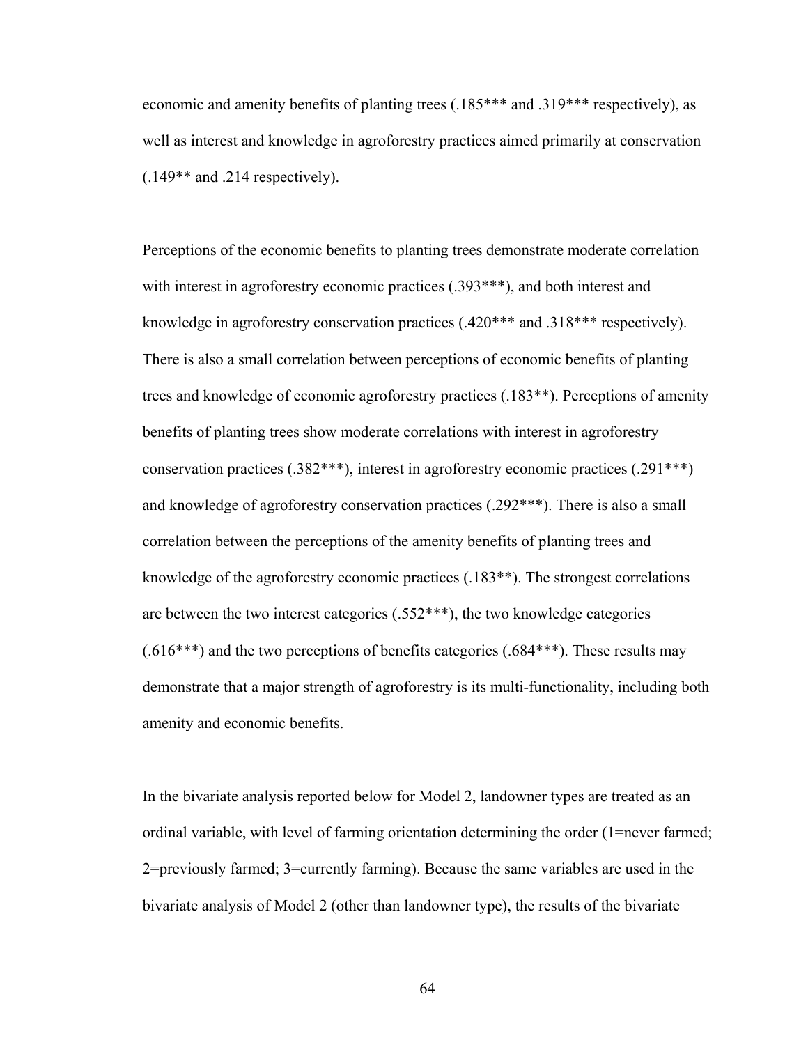economic and amenity benefits of planting trees (.185*** and .319*** respectively), as well as interest and knowledge in agroforestry practices aimed primarily at conservation (.149** and .214 respectively).

Perceptions of the economic benefits to planting trees demonstrate moderate correlation with interest in agroforestry economic practices (.393***), and both interest and knowledge in agroforestry conservation practices (.420*** and .318*** respectively). There is also a small correlation between perceptions of economic benefits of planting trees and knowledge of economic agroforestry practices (.183**). Perceptions of amenity benefits of planting trees show moderate correlations with interest in agroforestry conservation practices (.382***), interest in agroforestry economic practices (.291***) and knowledge of agroforestry conservation practices (.292***). There is also a small correlation between the perceptions of the amenity benefits of planting trees and knowledge of the agroforestry economic practices (.183**). The strongest correlations are between the two interest categories (.552***), the two knowledge categories (.616***) and the two perceptions of benefits categories (.684***). These results may demonstrate that a major strength of agroforestry is its multi-functionality, including both amenity and economic benefits.

In the bivariate analysis reported below for Model 2, landowner types are treated as an ordinal variable, with level of farming orientation determining the order (1=never farmed; 2=previously farmed; 3=currently farming). Because the same variables are used in the bivariate analysis of Model 2 (other than landowner type), the results of the bivariate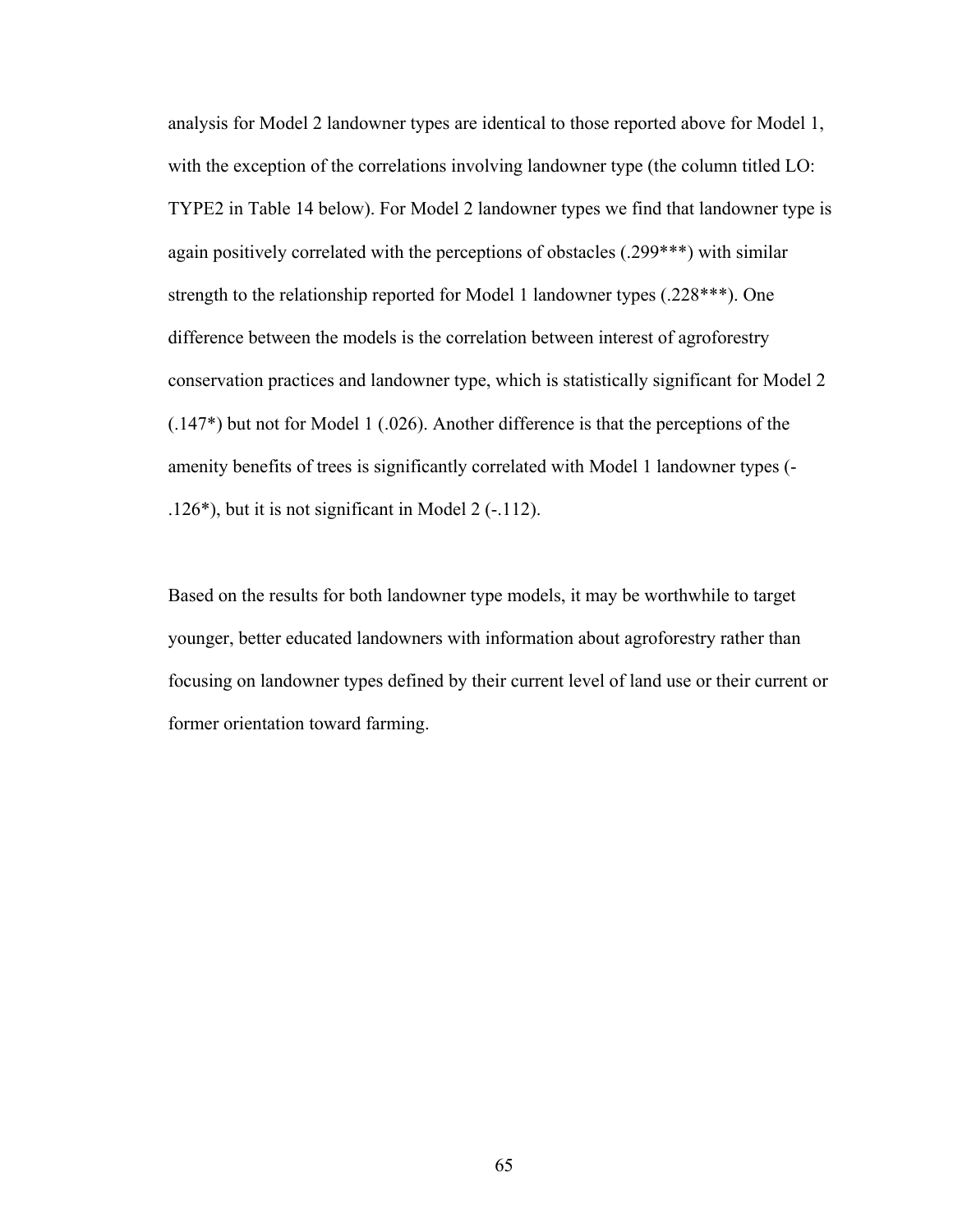analysis for Model 2 landowner types are identical to those reported above for Model 1, with the exception of the correlations involving landowner type (the column titled LO: TYPE2 in Table 14 below). For Model 2 landowner types we find that landowner type is again positively correlated with the perceptions of obstacles (.299***) with similar strength to the relationship reported for Model 1 landowner types (.228***). One difference between the models is the correlation between interest of agroforestry conservation practices and landowner type, which is statistically significant for Model 2 (.147*) but not for Model 1 (.026). Another difference is that the perceptions of the amenity benefits of trees is significantly correlated with Model 1 landowner types (-.126*), but it is not significant in Model 2 (-.112).

Based on the results for both landowner type models, it may be worthwhile to target younger, better educated landowners with information about agroforestry rather than focusing on landowner types defined by their current level of land use or their current or former orientation toward farming.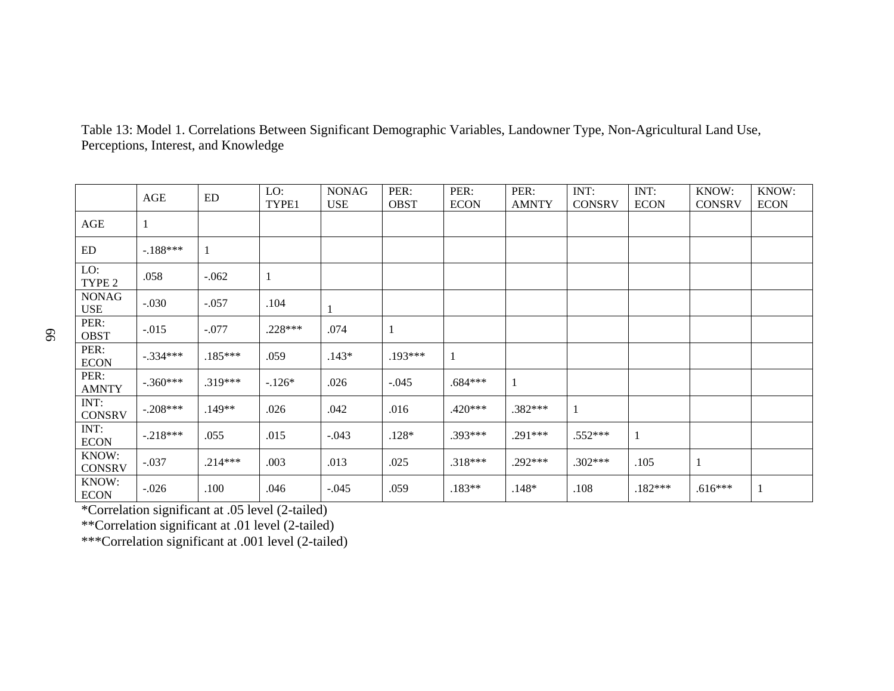Table 13: Model 1. Correlations Between Significant Demographic Variables, Landowner Type, Non-Agricultural Land Use, Perceptions, Interest, and Knowledge

| | AGE | ED | LO: TYPE1 | NONAG USE | PER: OBST | PER: ECON | PER: AMNTY | INT: CONSRV | INT: ECON | KNOW: CONSRV | KNOW: ECON |
|---|---|---|---|---|---|---|---|---|---|---|---|
| AGE | 1 | | | | | | | | | | |
| ED | -.188*** | 1 | | | | | | | | | |
| LO: TYPE 2 | .058 | -.062 | 1 | | | | | | | | |
| NONAG USE | -.030 | -.057 | .104 | 1 | | | | | | | |
| PER: OBST | -.015 | -.077 | .228*** | .074 | 1 | | | | | | |
| PER: ECON | -.334*** | .185*** | .059 | .143* | .193*** | 1 | | | | | |
| PER: AMNTY | -.360*** | .319*** | -.126* | .026 | -.045 | .684*** | 1 | | | | |
| INT: CONSRV | -.208*** | .149** | .026 | .042 | .016 | .420*** | .382*** | 1 | | | |
| INT: ECON | -.218*** | .055 | .015 | -.043 | .128* | .393*** | .291*** | .552*** | 1 | | |
| KNOW: CONSRV | -.037 | .214*** | .003 | .013 | .025 | .318*** | .292*** | .302*** | .105 | 1 | |
| KNOW: ECON | -.026 | .100 | .046 | -.045 | .059 | .183** | .148* | .108 | .182*** | .616*** | 1 |

*Correlation significant at .05 level (2-tailed)

**Correlation significant at .01 level (2-tailed)

***Correlation significant at .001 level (2-tailed)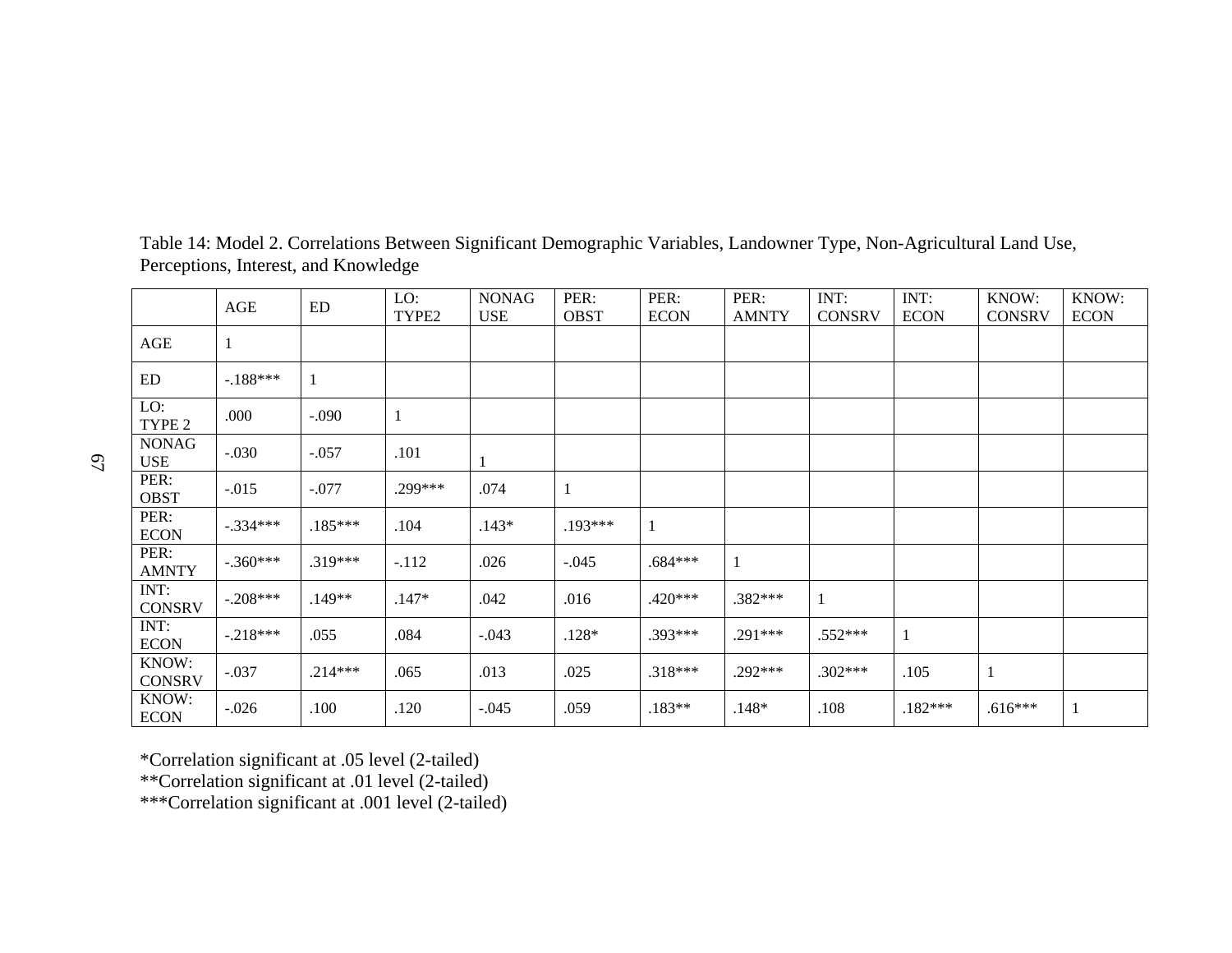Table 14: Model 2. Correlations Between Significant Demographic Variables, Landowner Type, Non-Agricultural Land Use, Perceptions, Interest, and Knowledge

| | AGE | ED | LO: TYPE2 | NONAG USE | PER: OBST | PER: ECON | PER: AMNTY | INT: CONSRV | INT: ECON | KNOW: CONSRV | KNOW: ECON |
|---|---|---|---|---|---|---|---|---|---|---|---|
| AGE | 1 | | | | | | | | | | |
| ED | -.188*** | 1 | | | | | | | | | |
| LO: TYPE 2 | .000 | -.090 | 1 | | | | | | | | |
| NONAG USE | -.030 | -.057 | .101 | 1 | | | | | | | |
| PER: OBST | -.015 | -.077 | .299*** | .074 | 1 | | | | | | |
| PER: ECON | -.334*** | .185*** | .104 | .143* | .193*** | 1 | | | | | |
| PER: AMNTY | -.360*** | .319*** | -.112 | .026 | -.045 | .684*** | 1 | | | | |
| INT: CONSRV | -.208*** | .149** | .147* | .042 | .016 | .420*** | .382*** | 1 | | | |
| INT: ECON | -.218*** | .055 | .084 | -.043 | .128* | .393*** | .291*** | .552*** | 1 | | |
| KNOW: CONSRV | -.037 | .214*** | .065 | .013 | .025 | .318*** | .292*** | .302*** | .105 | 1 | |
| KNOW: ECON | -.026 | .100 | .120 | -.045 | .059 | .183** | .148* | .108 | .182*** | .616*** | 1 |

*Correlation significant at .05 level (2-tailed)  
**Correlation significant at .01 level (2-tailed)  
***Correlation significant at .001 level (2-tailed)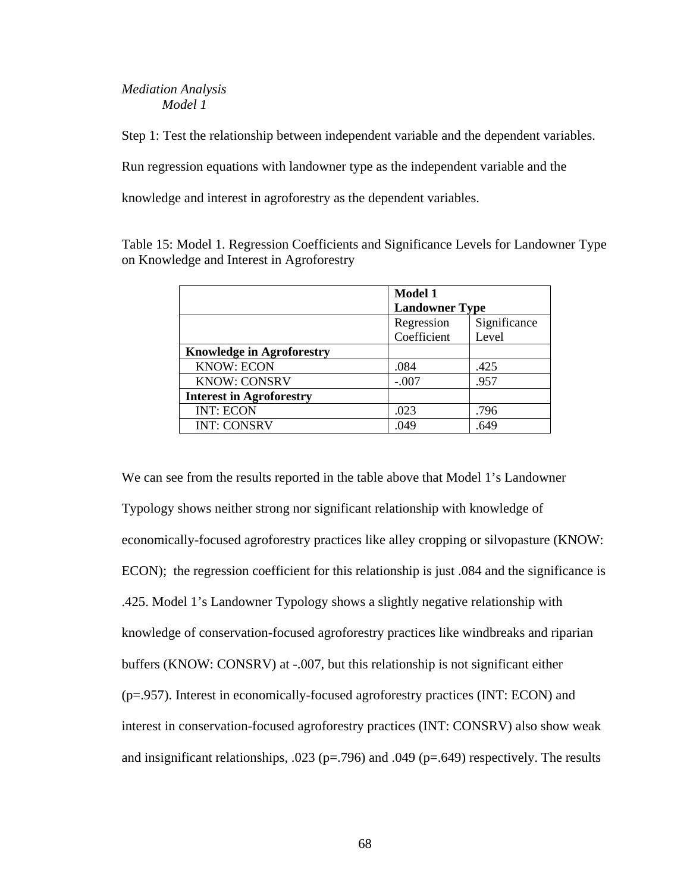*Mediation Analysis*

*Model 1*

Step 1: Test the relationship between independent variable and the dependent variables. Run regression equations with landowner type as the independent variable and the knowledge and interest in agroforestry as the dependent variables.

Table 15: Model 1. Regression Coefficients and Significance Levels for Landowner Type on Knowledge and Interest in Agroforestry

| | **Model 1 Landowner Type** | |
|---|---|---|
| | Regression Coefficient | Significance Level |
| **Knowledge in Agroforestry** | | |
| KNOW: ECON | .084 | .425 |
| KNOW: CONSRV | -.007 | .957 |
| **Interest in Agroforestry** | | |
| INT: ECON | .023 | .796 |
| INT: CONSRV | .049 | .649 |

We can see from the results reported in the table above that Model 1's Landowner Typology shows neither strong nor significant relationship with knowledge of economically-focused agroforestry practices like alley cropping or silvopasture (KNOW: ECON); the regression coefficient for this relationship is just .084 and the significance is .425. Model 1's Landowner Typology shows a slightly negative relationship with knowledge of conservation-focused agroforestry practices like windbreaks and riparian buffers (KNOW: CONSRV) at -.007, but this relationship is not significant either ($p=.957$). Interest in economically-focused agroforestry practices (INT: ECON) and interest in conservation-focused agroforestry practices (INT: CONSRV) also show weak and insignificant relationships, .023 ($p=.796$) and .049 ($p=.649$) respectively. The results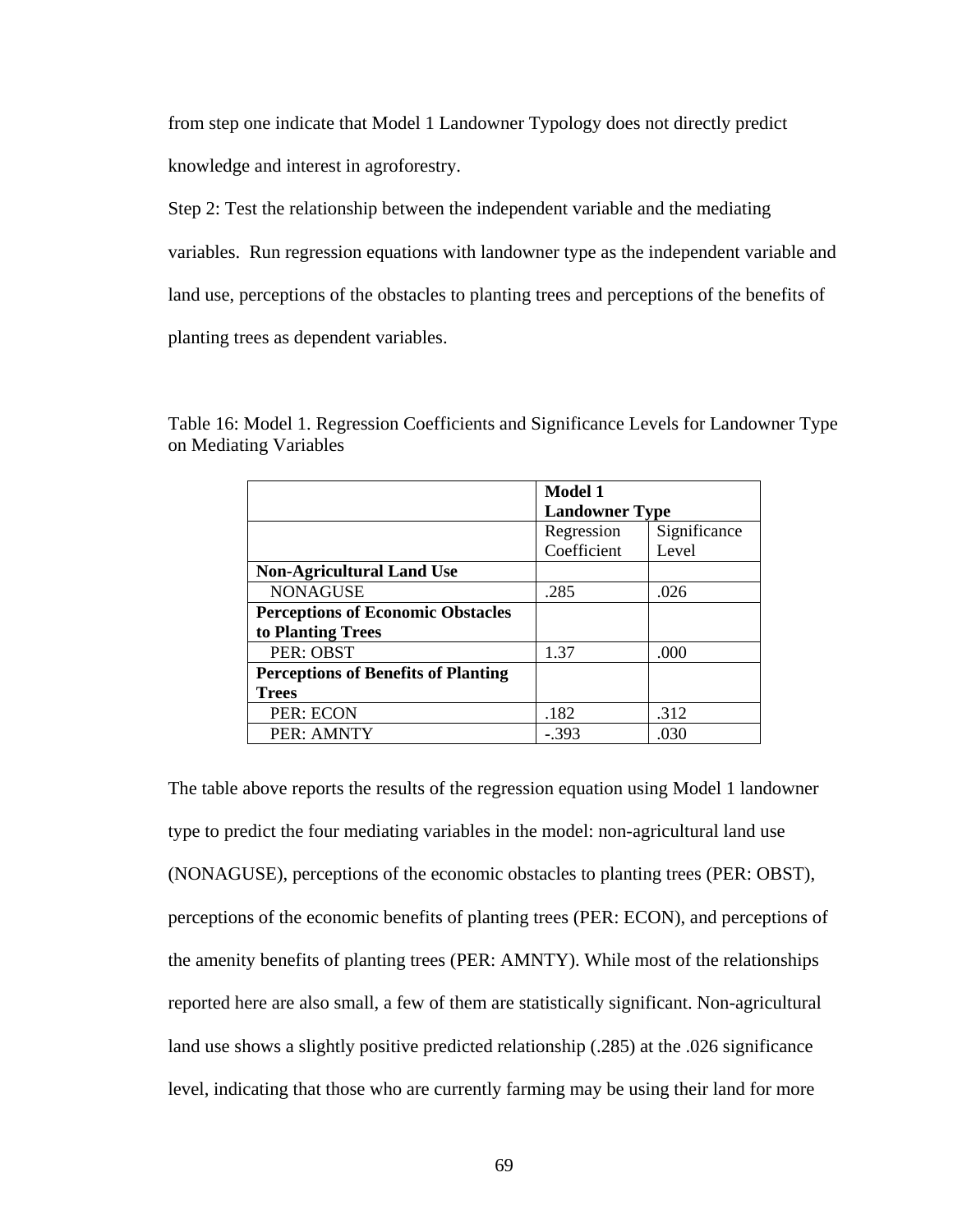from step one indicate that Model 1 Landowner Typology does not directly predict knowledge and interest in agroforestry.

Step 2: Test the relationship between the independent variable and the mediating variables. Run regression equations with landowner type as the independent variable and land use, perceptions of the obstacles to planting trees and perceptions of the benefits of planting trees as dependent variables.

Table 16: Model 1. Regression Coefficients and Significance Levels for Landowner Type on Mediating Variables

| | **Model 1 Landowner Type** | |
|---|---|---|
| | Regression Coefficient | Significance Level |
| **Non-Agricultural Land Use** | | |
| NONAGUSE | .285 | .026 |
| **Perceptions of Economic Obstacles to Planting Trees** | | |
| PER: OBST | 1.37 | .000 |
| **Perceptions of Benefits of Planting Trees** | | |
| PER: ECON | .182 | .312 |
| PER: AMNTY | -.393 | .030 |

The table above reports the results of the regression equation using Model 1 landowner type to predict the four mediating variables in the model: non-agricultural land use (NONAGUSE), perceptions of the economic obstacles to planting trees (PER: OBST), perceptions of the economic benefits of planting trees (PER: ECON), and perceptions of the amenity benefits of planting trees (PER: AMNTY). While most of the relationships reported here are also small, a few of them are statistically significant. Non-agricultural land use shows a slightly positive predicted relationship (.285) at the .026 significance level, indicating that those who are currently farming may be using their land for more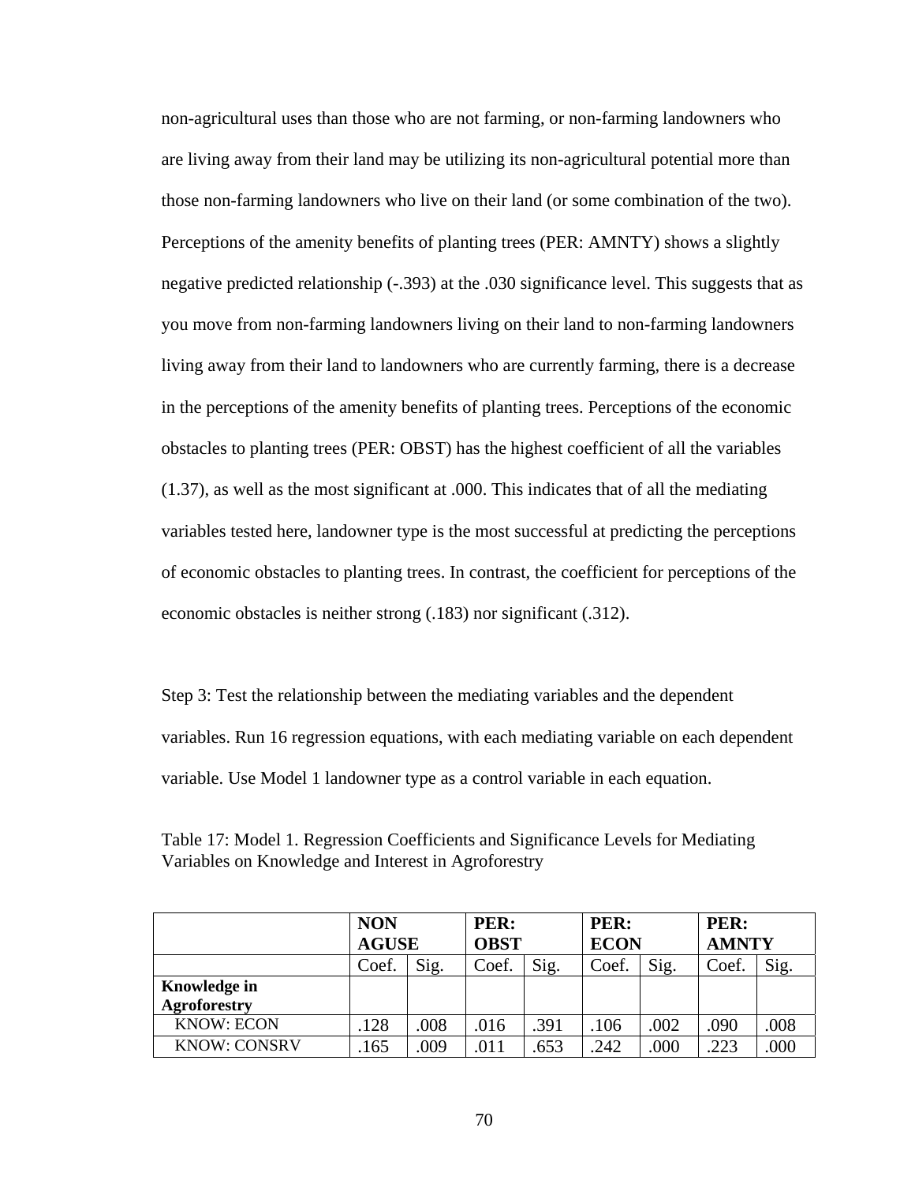non-agricultural uses than those who are not farming, or non-farming landowners who are living away from their land may be utilizing its non-agricultural potential more than those non-farming landowners who live on their land (or some combination of the two). Perceptions of the amenity benefits of planting trees (PER: AMNTY) shows a slightly negative predicted relationship (-.393) at the .030 significance level. This suggests that as you move from non-farming landowners living on their land to non-farming landowners living away from their land to landowners who are currently farming, there is a decrease in the perceptions of the amenity benefits of planting trees. Perceptions of the economic obstacles to planting trees (PER: OBST) has the highest coefficient of all the variables (1.37), as well as the most significant at .000. This indicates that of all the mediating variables tested here, landowner type is the most successful at predicting the perceptions of economic obstacles to planting trees. In contrast, the coefficient for perceptions of the economic obstacles is neither strong (.183) nor significant (.312).

Step 3: Test the relationship between the mediating variables and the dependent variables. Run 16 regression equations, with each mediating variable on each dependent variable. Use Model 1 landowner type as a control variable in each equation.

Table 17: Model 1. Regression Coefficients and Significance Levels for Mediating Variables on Knowledge and Interest in Agroforestry

| | **NON AGUSE** | | **PER: OBST** | | **PER: ECON** | | **PER: AMNTY** | |
|---|---|---|---|---|---|---|---|---|
| | Coef. | Sig. | Coef. | Sig. | Coef. | Sig. | Coef. | Sig. |
| **Knowledge in Agroforestry** | | | | | | | | |
| KNOW: ECON | .128 | .008 | .016 | .391 | .106 | .002 | .090 | .008 |
| KNOW: CONSRV | .165 | .009 | .011 | .653 | .242 | .000 | .223 | .000 |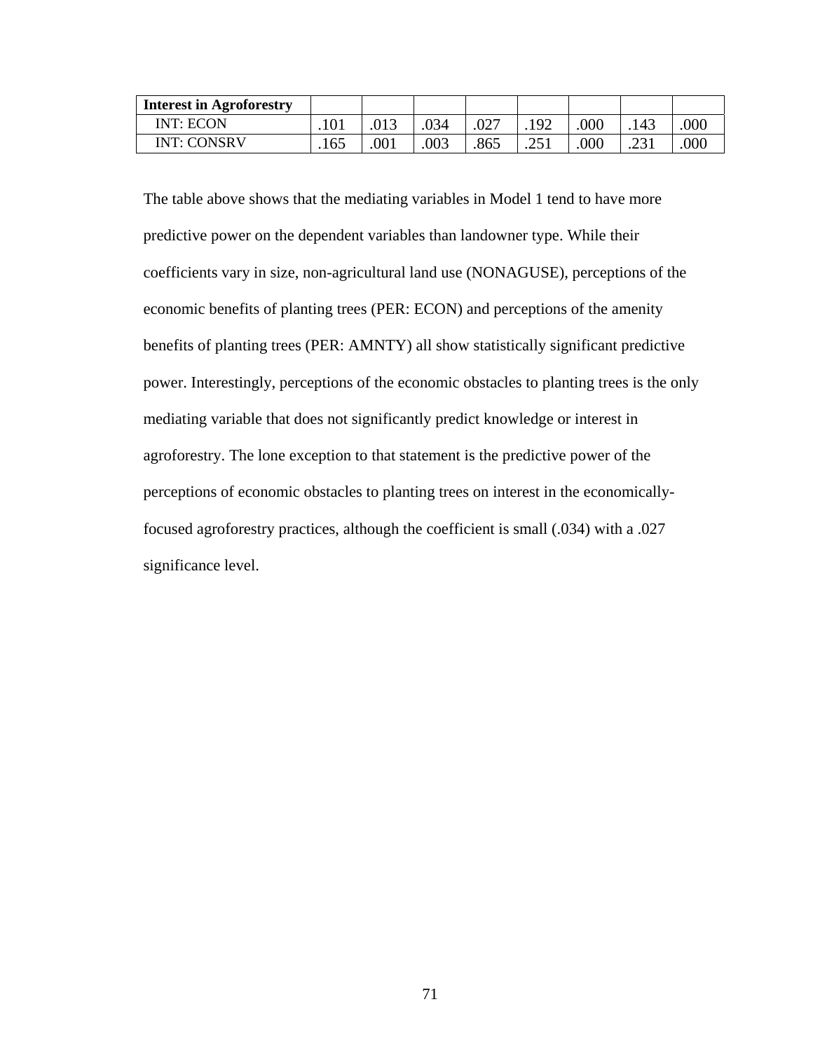| Interest in Agroforestry | | | | | | | | |
|---|---|---|---|---|---|---|---|---|
| INT: ECON | .101 | .013 | .034 | .027 | .192 | .000 | .143 | .000 |
| INT: CONSRV | .165 | .001 | .003 | .865 | .251 | .000 | .231 | .000 |

The table above shows that the mediating variables in Model 1 tend to have more predictive power on the dependent variables than landowner type. While their coefficients vary in size, non-agricultural land use (NONAGUSE), perceptions of the economic benefits of planting trees (PER: ECON) and perceptions of the amenity benefits of planting trees (PER: AMNTY) all show statistically significant predictive power. Interestingly, perceptions of the economic obstacles to planting trees is the only mediating variable that does not significantly predict knowledge or interest in agroforestry. The lone exception to that statement is the predictive power of the perceptions of economic obstacles to planting trees on interest in the economically-focused agroforestry practices, although the coefficient is small (.034) with a .027 significance level.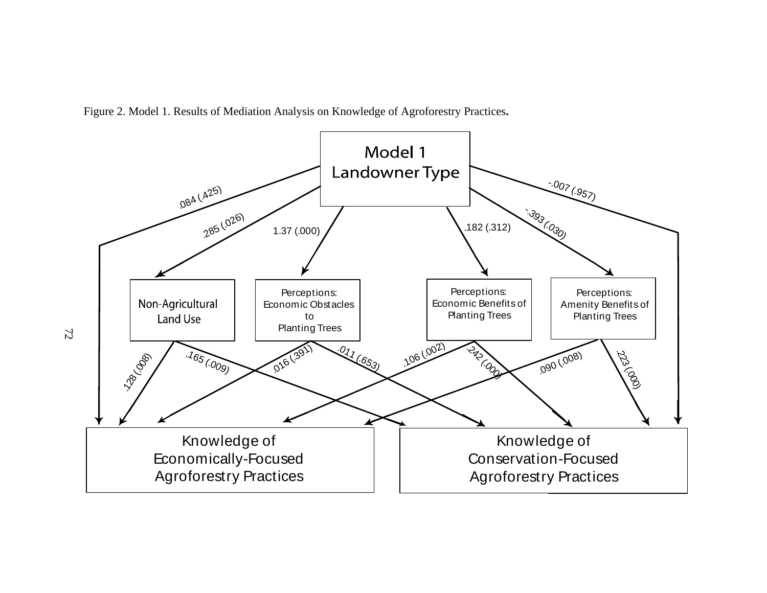Figure 2. Model 1. Results of Mediation Analysis on Knowledge of Agroforestry Practices.

Model 1
Landowner Type

.084 (.425)

.285 (.026)

1.37 (.000)

.182 (.312)

-.393 (.030)

-.007 (.957)

Non-Agricultural Land Use

Perceptions: Economic Obstacles to Planting Trees

Perceptions: Economic Benefits of Planting Trees

Perceptions: Amenity Benefits of Planting Trees

.128 (.008)

.165 (.009)

.016 (.391)

.011 (.653)

.106 (.002)

.242 (.000)

.090 (.008)

.223 (.000)

Knowledge of Economically-Focused Agroforestry Practices

Knowledge of Conservation-Focused Agroforestry Practices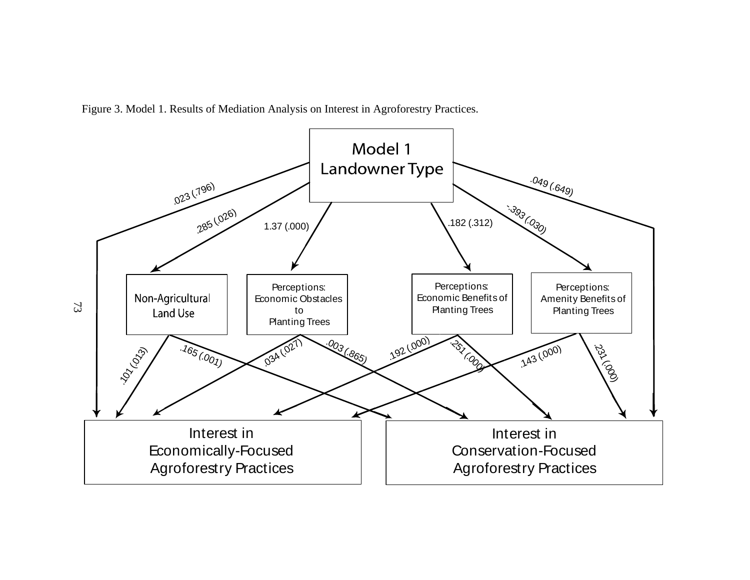Figure 3. Model 1. Results of Mediation Analysis on Interest in Agroforestry Practices.

Model 1
Landowner Type

.023 (.796)
.285 (.026)
1.37 (.000)
.182 (.312)
-.393 (.030)
.049 (.649)

Non-Agricultural Land Use

Perceptions: Economic Obstacles to Planting Trees

Perceptions: Economic Benefits of Planting Trees

Perceptions: Amenity Benefits of Planting Trees

.101 (.013)
.165 (.001)
.034 (.027)
.003 (.865)
.192 (.000)
.251 (.000)
.143 (.000)
.231 (.000)

Interest in Economically-Focused Agroforestry Practices

Interest in Conservation-Focused Agroforestry Practices